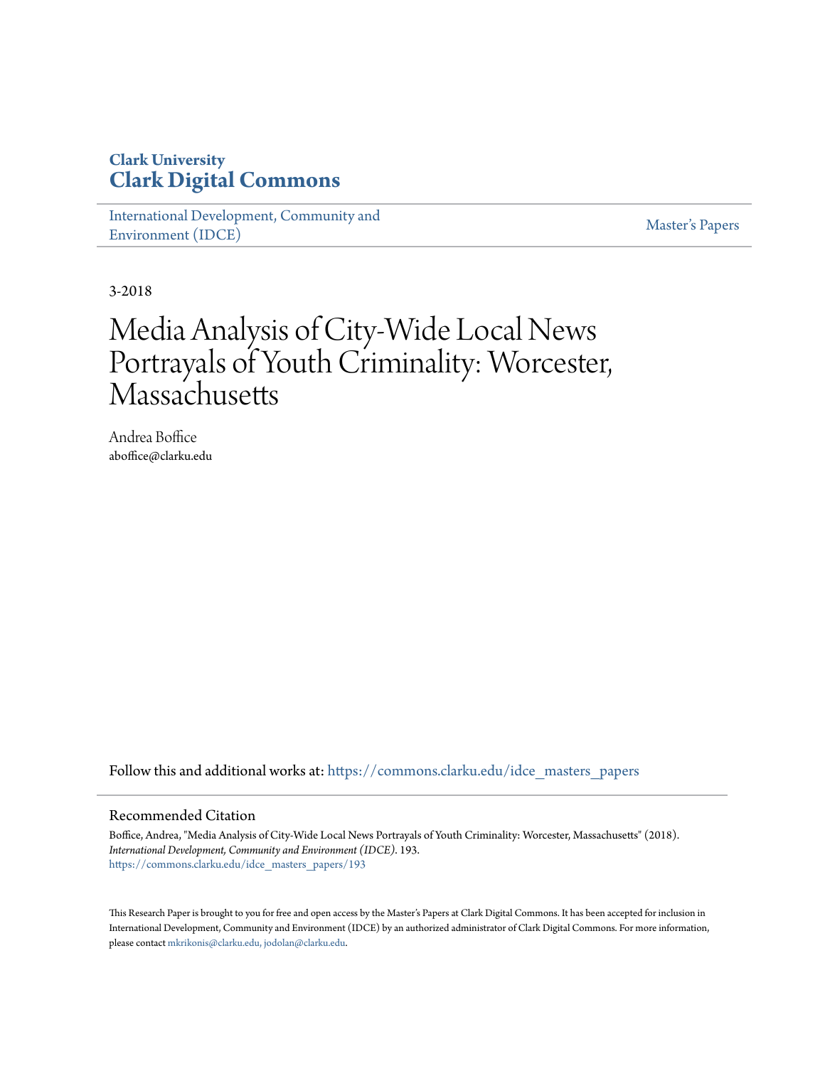**Clark University**
**Clark Digital Commons**

International Development, Community and Environment (IDCE)

Master's Papers

3-2018

# Media Analysis of City-Wide Local News Portrayals of Youth Criminality: Worcester, Massachusetts

Andrea Boffice
aboffice@clarku.edu

Follow this and additional works at: https://commons.clarku.edu/idce_masters_papers

## Recommended Citation

Boffice, Andrea, "Media Analysis of City-Wide Local News Portrayals of Youth Criminality: Worcester, Massachusetts" (2018). *International Development, Community and Environment (IDCE)*. 193.
https://commons.clarku.edu/idce_masters_papers/193

This Research Paper is brought to you for free and open access by the Master's Papers at Clark Digital Commons. It has been accepted for inclusion in International Development, Community and Environment (IDCE) by an authorized administrator of Clark Digital Commons. For more information, please contact mkrikonis@clarku.edu, jodolan@clarku.edu.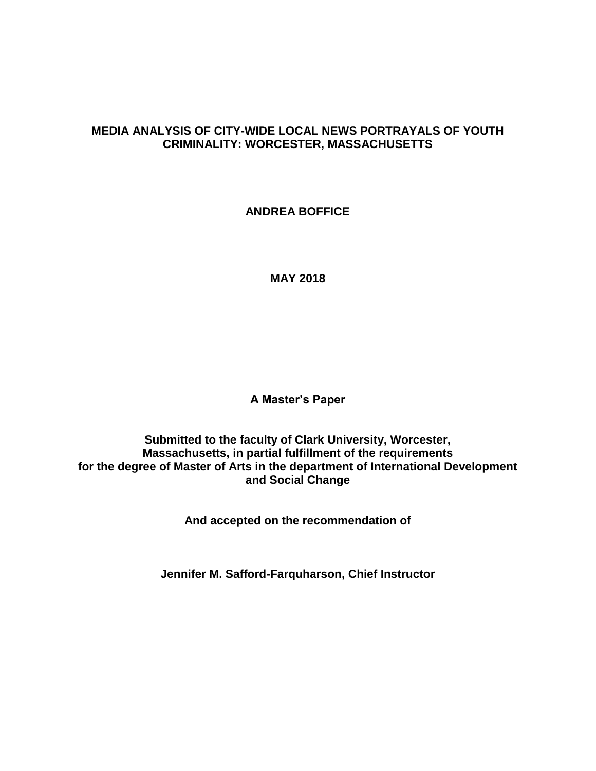# MEDIA ANALYSIS OF CITY-WIDE LOCAL NEWS PORTRAYALS OF YOUTH CRIMINALITY: WORCESTER, MASSACHUSETTS

**ANDREA BOFFICE**

**MAY 2018**

**A Master's Paper**

**Submitted to the faculty of Clark University, Worcester, Massachusetts, in partial fulfillment of the requirements for the degree of Master of Arts in the department of International Development and Social Change**

**And accepted on the recommendation of**

**Jennifer M. Safford-Farquharson, Chief Instructor**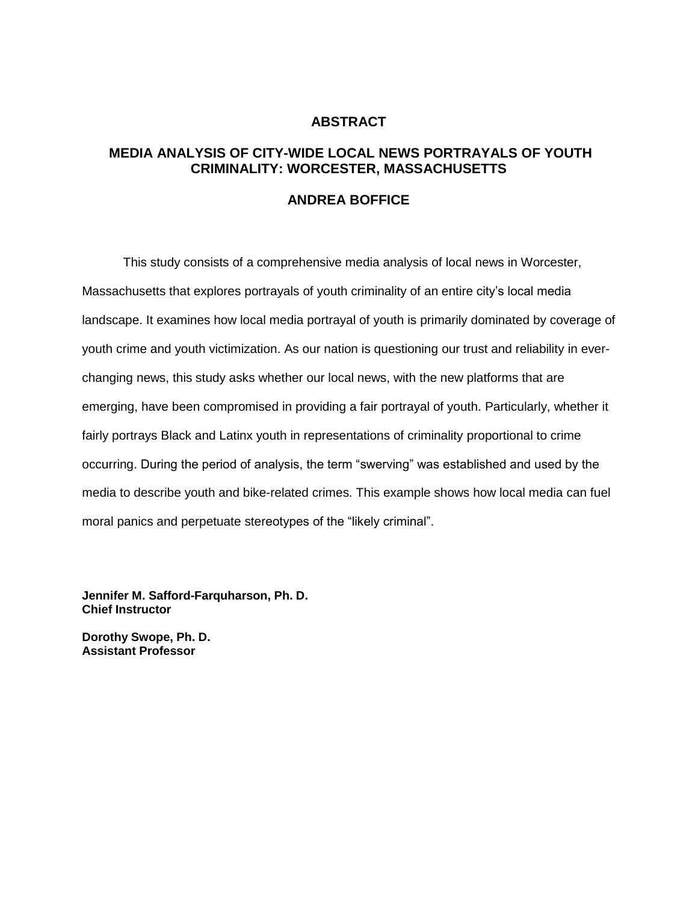# ABSTRACT

## MEDIA ANALYSIS OF CITY-WIDE LOCAL NEWS PORTRAYALS OF YOUTH CRIMINALITY: WORCESTER, MASSACHUSETTS

## ANDREA BOFFICE

This study consists of a comprehensive media analysis of local news in Worcester, Massachusetts that explores portrayals of youth criminality of an entire city's local media landscape. It examines how local media portrayal of youth is primarily dominated by coverage of youth crime and youth victimization. As our nation is questioning our trust and reliability in ever-changing news, this study asks whether our local news, with the new platforms that are emerging, have been compromised in providing a fair portrayal of youth. Particularly, whether it fairly portrays Black and Latinx youth in representations of criminality proportional to crime occurring. During the period of analysis, the term "swerving" was established and used by the media to describe youth and bike-related crimes. This example shows how local media can fuel moral panics and perpetuate stereotypes of the "likely criminal".

**Jennifer M. Safford-Farquharson, Ph. D.**
**Chief Instructor**

**Dorothy Swope, Ph. D.**
**Assistant Professor**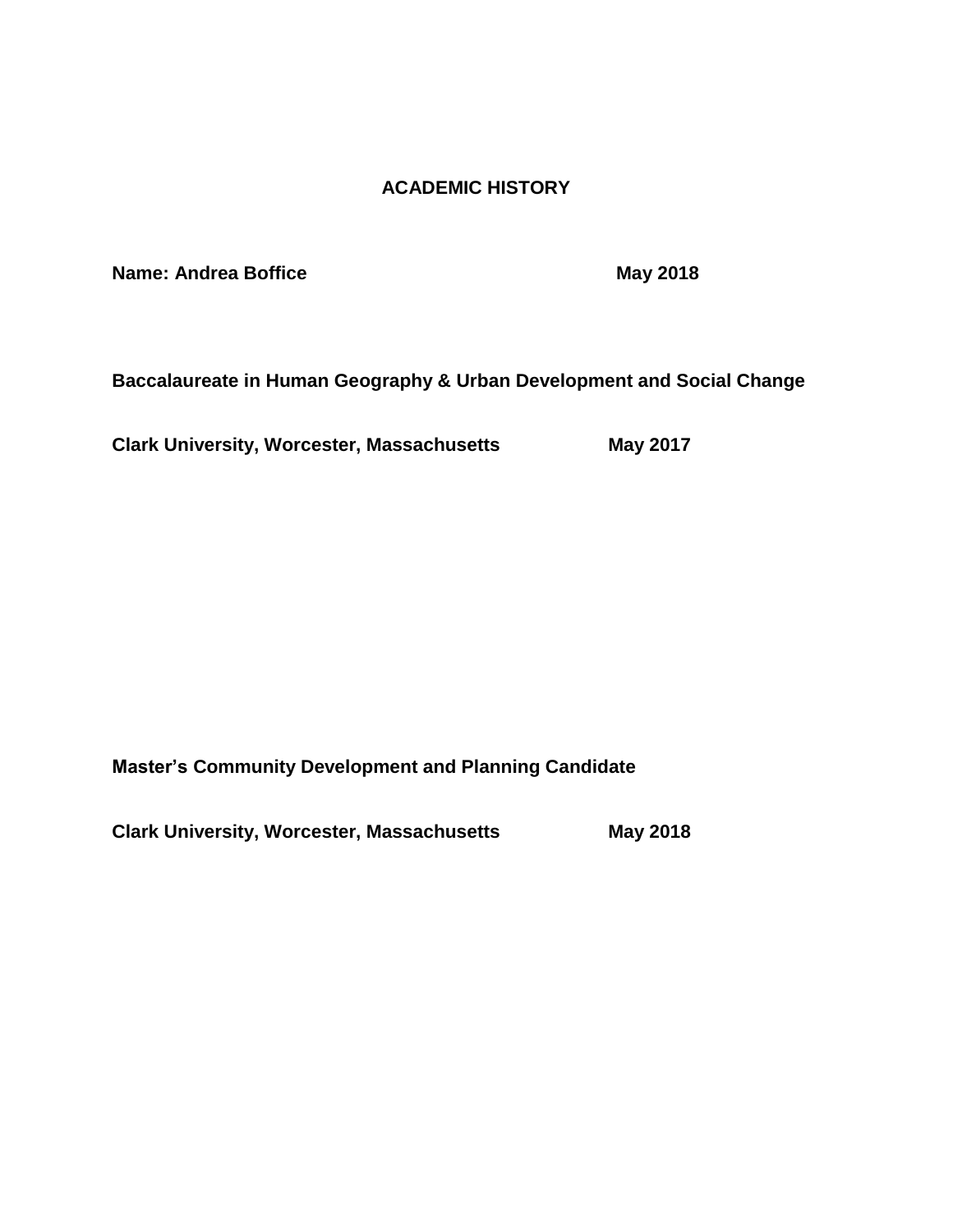## ACADEMIC HISTORY

**Name: Andrea Boffice** **May 2018**

**Baccalaureate in Human Geography & Urban Development and Social Change**

**Clark University, Worcester, Massachusetts** **May 2017**

**Master's Community Development and Planning Candidate**

**Clark University, Worcester, Massachusetts** **May 2018**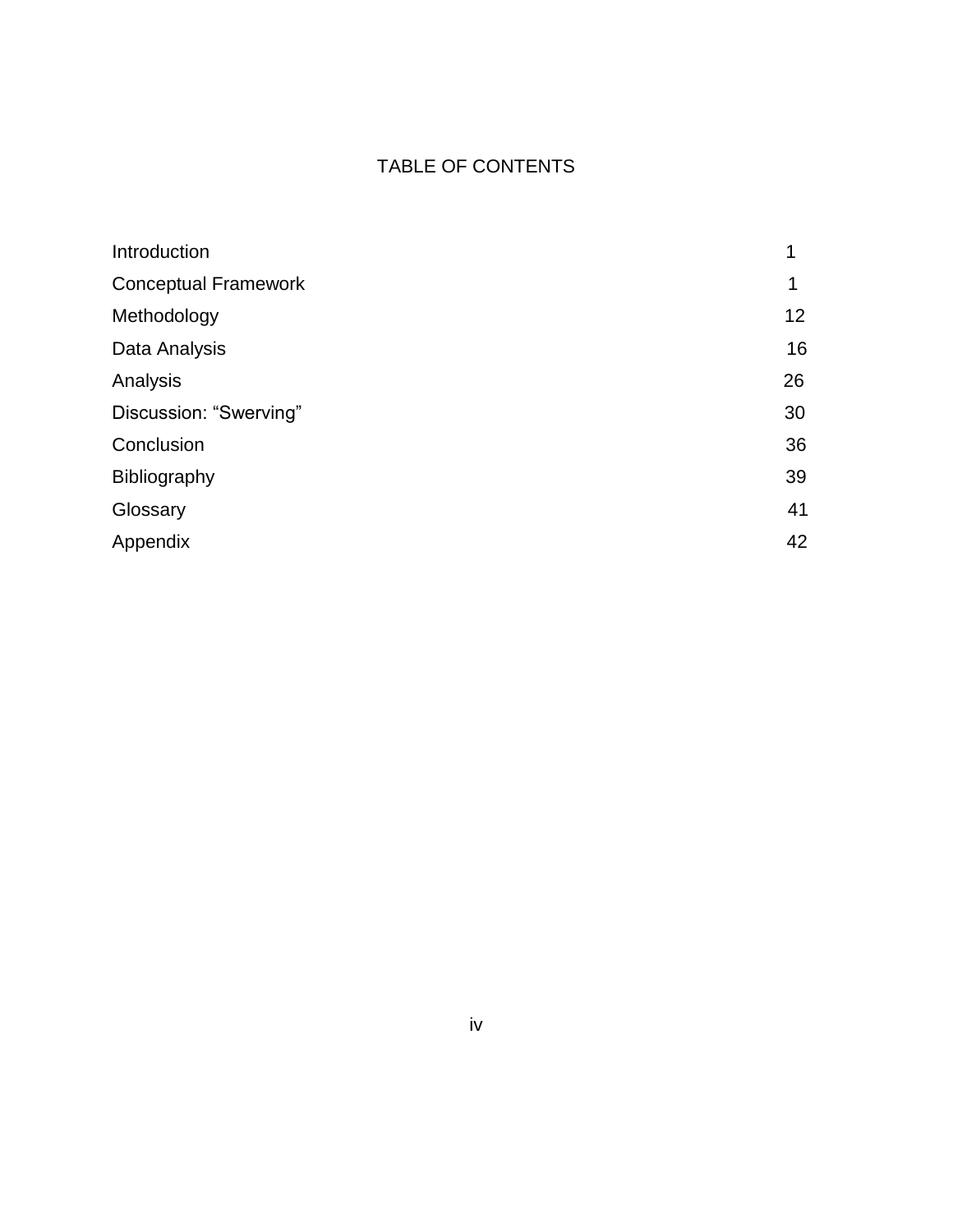# TABLE OF CONTENTS

| | |
|---|---|
| Introduction | 1 |
| Conceptual Framework | 1 |
| Methodology | 12 |
| Data Analysis | 16 |
| Analysis | 26 |
| Discussion: "Swerving" | 30 |
| Conclusion | 36 |
| Bibliography | 39 |
| Glossary | 41 |
| Appendix | 42 |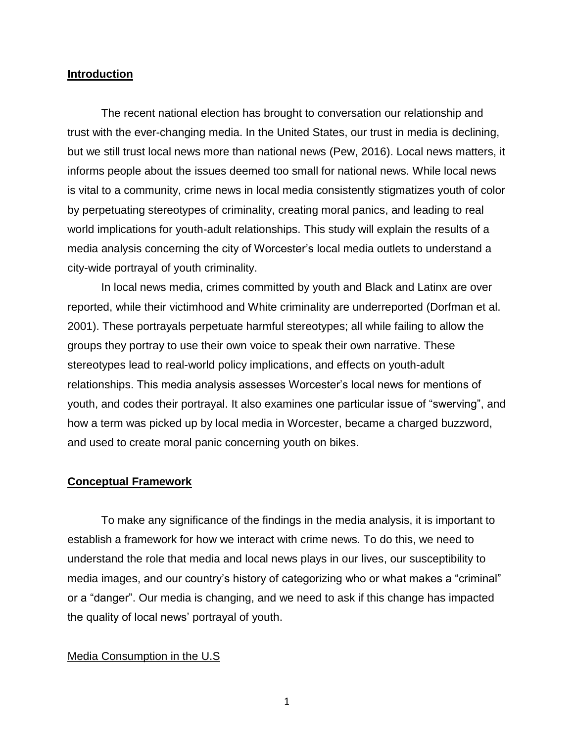## Introduction

The recent national election has brought to conversation our relationship and trust with the ever-changing media. In the United States, our trust in media is declining, but we still trust local news more than national news (Pew, 2016). Local news matters, it informs people about the issues deemed too small for national news. While local news is vital to a community, crime news in local media consistently stigmatizes youth of color by perpetuating stereotypes of criminality, creating moral panics, and leading to real world implications for youth-adult relationships. This study will explain the results of a media analysis concerning the city of Worcester's local media outlets to understand a city-wide portrayal of youth criminality.

In local news media, crimes committed by youth and Black and Latinx are over reported, while their victimhood and White criminality are underreported (Dorfman et al. 2001). These portrayals perpetuate harmful stereotypes; all while failing to allow the groups they portray to use their own voice to speak their own narrative. These stereotypes lead to real-world policy implications, and effects on youth-adult relationships. This media analysis assesses Worcester's local news for mentions of youth, and codes their portrayal. It also examines one particular issue of "swerving", and how a term was picked up by local media in Worcester, became a charged buzzword, and used to create moral panic concerning youth on bikes.

## Conceptual Framework

To make any significance of the findings in the media analysis, it is important to establish a framework for how we interact with crime news. To do this, we need to understand the role that media and local news plays in our lives, our susceptibility to media images, and our country's history of categorizing who or what makes a "criminal" or a "danger". Our media is changing, and we need to ask if this change has impacted the quality of local news' portrayal of youth.

### Media Consumption in the U.S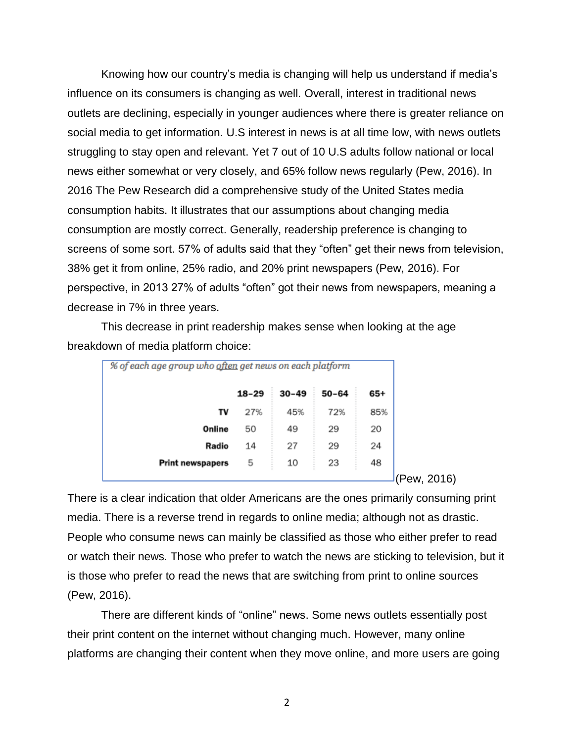Knowing how our country's media is changing will help us understand if media's influence on its consumers is changing as well. Overall, interest in traditional news outlets are declining, especially in younger audiences where there is greater reliance on social media to get information. U.S interest in news is at all time low, with news outlets struggling to stay open and relevant. Yet 7 out of 10 U.S adults follow national or local news either somewhat or very closely, and 65% follow news regularly (Pew, 2016). In 2016 The Pew Research did a comprehensive study of the United States media consumption habits. It illustrates that our assumptions about changing media consumption are mostly correct. Generally, readership preference is changing to screens of some sort. 57% of adults said that they "often" get their news from television, 38% get it from online, 25% radio, and 20% print newspapers (Pew, 2016). For perspective, in 2013 27% of adults "often" got their news from newspapers, meaning a decrease in 7% in three years.

This decrease in print readership makes sense when looking at the age breakdown of media platform choice:

*% of each age group who often get news on each platform*

| | 18–29 | 30–49 | 50–64 | 65+ |
|---|---|---|---|---|
| **TV** | 27% | 45% | 72% | 85% |
| **Online** | 50 | 49 | 29 | 20 |
| **Radio** | 14 | 27 | 29 | 24 |
| **Print newspapers** | 5 | 10 | 23 | 48 |

(Pew, 2016)

There is a clear indication that older Americans are the ones primarily consuming print media. There is a reverse trend in regards to online media; although not as drastic. People who consume news can mainly be classified as those who either prefer to read or watch their news. Those who prefer to watch the news are sticking to television, but it is those who prefer to read the news that are switching from print to online sources (Pew, 2016).

There are different kinds of "online" news. Some news outlets essentially post their print content on the internet without changing much. However, many online platforms are changing their content when they move online, and more users are going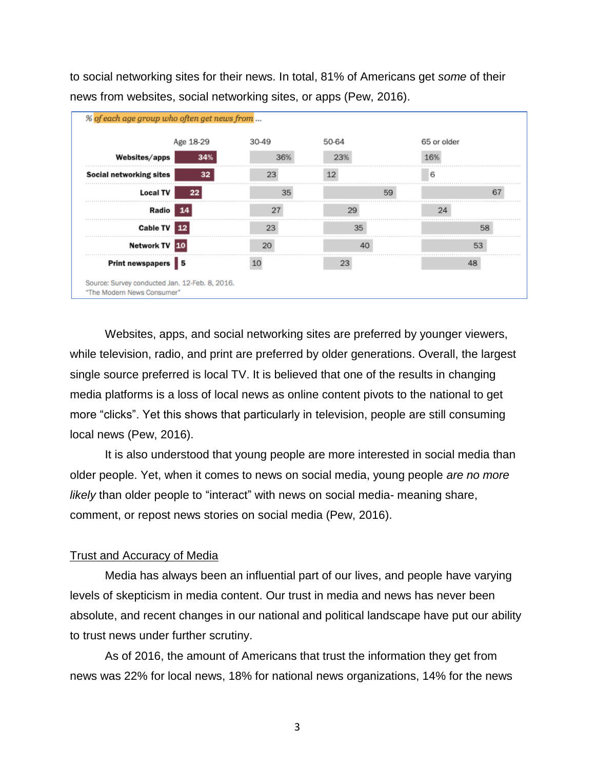to social networking sites for their news. In total, 81% of Americans get *some* of their news from websites, social networking sites, or apps (Pew, 2016).

% of each age group who often get news from ...

| | Age 18-29 | 30-49 | 50-64 | 65 or older |
|---|---|---|---|---|
| Websites/apps | 34% | 36% | 23% | 16% |
| Social networking sites | 32 | 23 | 12 | 6 |
| Local TV | 22 | 35 | 59 | 67 |
| Radio | 14 | 27 | 29 | 24 |
| Cable TV | 12 | 23 | 35 | 58 |
| Network TV | 10 | 20 | 40 | 53 |
| Print newspapers | 5 | 10 | 23 | 48 |

Source: Survey conducted Jan. 12-Feb. 8, 2016.
"The Modern News Consumer"

Websites, apps, and social networking sites are preferred by younger viewers, while television, radio, and print are preferred by older generations. Overall, the largest single source preferred is local TV. It is believed that one of the results in changing media platforms is a loss of local news as online content pivots to the national to get more "clicks". Yet this shows that particularly in television, people are still consuming local news (Pew, 2016).

It is also understood that young people are more interested in social media than older people. Yet, when it comes to news on social media, young people *are no more likely* than older people to "interact" with news on social media- meaning share, comment, or repost news stories on social media (Pew, 2016).

## Trust and Accuracy of Media

Media has always been an influential part of our lives, and people have varying levels of skepticism in media content. Our trust in media and news has never been absolute, and recent changes in our national and political landscape have put our ability to trust news under further scrutiny.

As of 2016, the amount of Americans that trust the information they get from news was 22% for local news, 18% for national news organizations, 14% for the news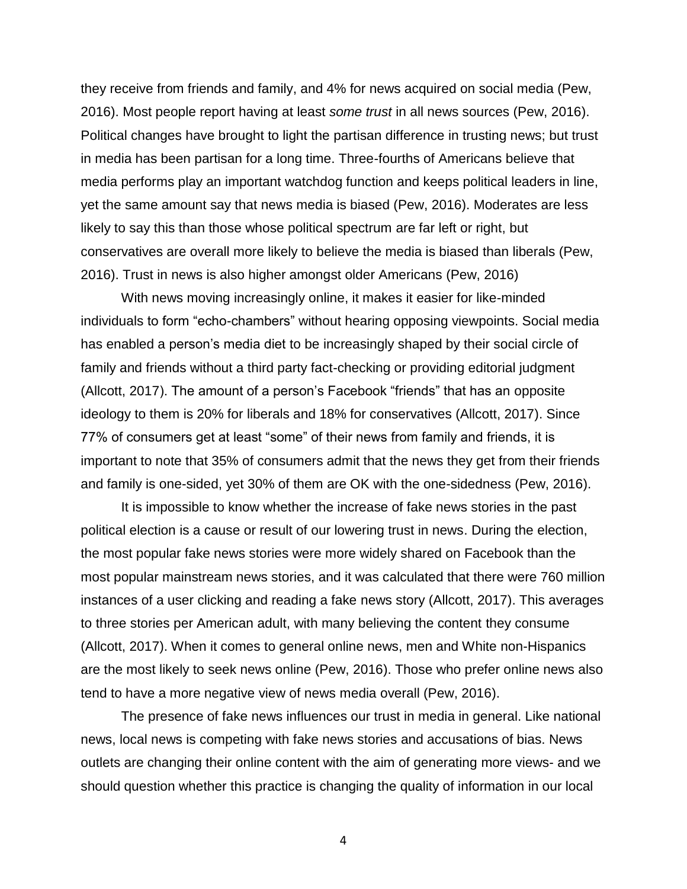they receive from friends and family, and 4% for news acquired on social media (Pew, 2016). Most people report having at least *some trust* in all news sources (Pew, 2016). Political changes have brought to light the partisan difference in trusting news; but trust in media has been partisan for a long time. Three-fourths of Americans believe that media performs play an important watchdog function and keeps political leaders in line, yet the same amount say that news media is biased (Pew, 2016). Moderates are less likely to say this than those whose political spectrum are far left or right, but conservatives are overall more likely to believe the media is biased than liberals (Pew, 2016). Trust in news is also higher amongst older Americans (Pew, 2016)

With news moving increasingly online, it makes it easier for like-minded individuals to form "echo-chambers" without hearing opposing viewpoints. Social media has enabled a person's media diet to be increasingly shaped by their social circle of family and friends without a third party fact-checking or providing editorial judgment (Allcott, 2017). The amount of a person's Facebook "friends" that has an opposite ideology to them is 20% for liberals and 18% for conservatives (Allcott, 2017). Since 77% of consumers get at least "some" of their news from family and friends, it is important to note that 35% of consumers admit that the news they get from their friends and family is one-sided, yet 30% of them are OK with the one-sidedness (Pew, 2016).

It is impossible to know whether the increase of fake news stories in the past political election is a cause or result of our lowering trust in news. During the election, the most popular fake news stories were more widely shared on Facebook than the most popular mainstream news stories, and it was calculated that there were 760 million instances of a user clicking and reading a fake news story (Allcott, 2017). This averages to three stories per American adult, with many believing the content they consume (Allcott, 2017). When it comes to general online news, men and White non-Hispanics are the most likely to seek news online (Pew, 2016). Those who prefer online news also tend to have a more negative view of news media overall (Pew, 2016).

The presence of fake news influences our trust in media in general. Like national news, local news is competing with fake news stories and accusations of bias. News outlets are changing their online content with the aim of generating more views- and we should question whether this practice is changing the quality of information in our local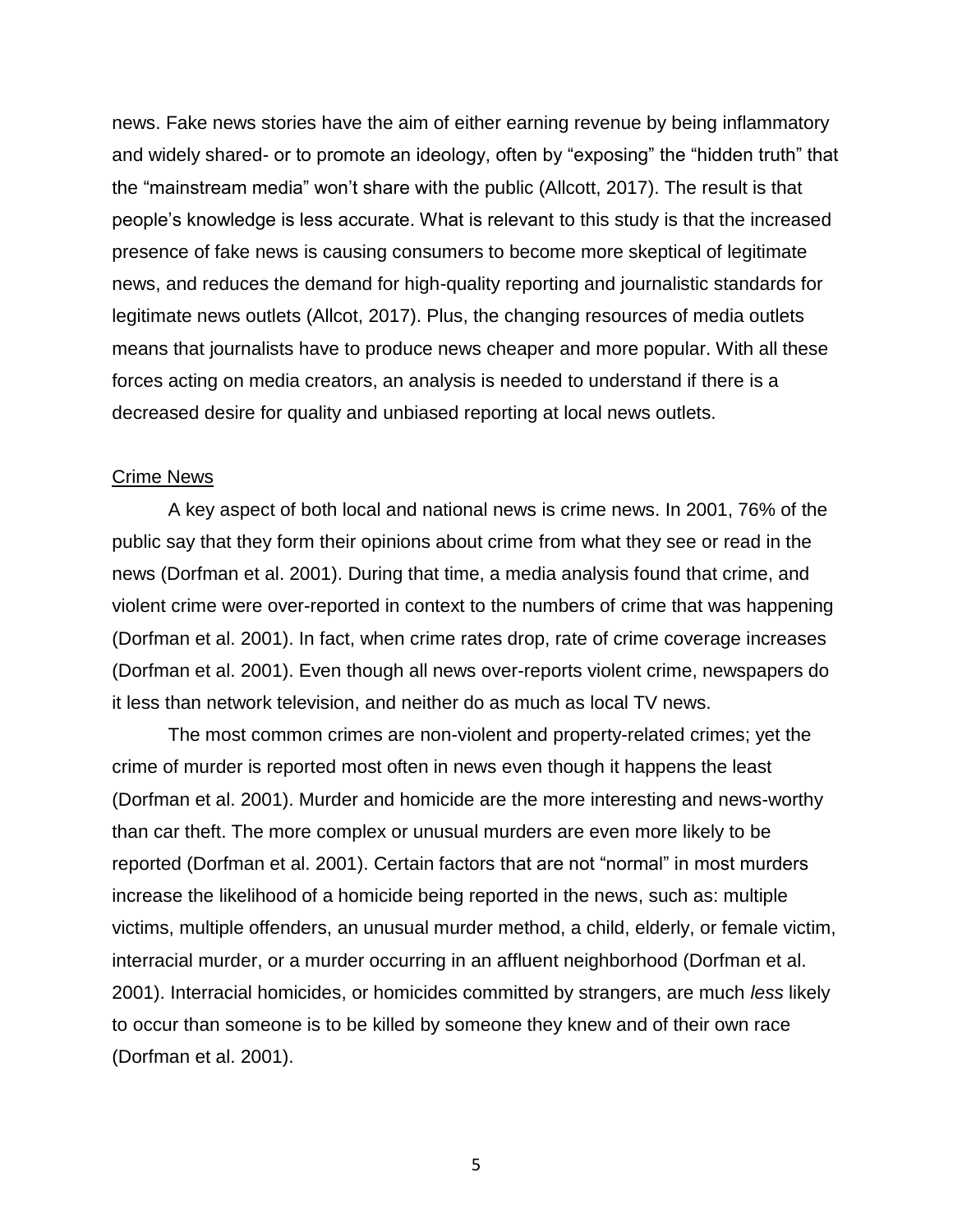news. Fake news stories have the aim of either earning revenue by being inflammatory and widely shared- or to promote an ideology, often by "exposing" the "hidden truth" that the "mainstream media" won't share with the public (Allcott, 2017). The result is that people's knowledge is less accurate. What is relevant to this study is that the increased presence of fake news is causing consumers to become more skeptical of legitimate news, and reduces the demand for high-quality reporting and journalistic standards for legitimate news outlets (Allcot, 2017). Plus, the changing resources of media outlets means that journalists have to produce news cheaper and more popular. With all these forces acting on media creators, an analysis is needed to understand if there is a decreased desire for quality and unbiased reporting at local news outlets.

## Crime News

A key aspect of both local and national news is crime news. In 2001, 76% of the public say that they form their opinions about crime from what they see or read in the news (Dorfman et al. 2001). During that time, a media analysis found that crime, and violent crime were over-reported in context to the numbers of crime that was happening (Dorfman et al. 2001). In fact, when crime rates drop, rate of crime coverage increases (Dorfman et al. 2001). Even though all news over-reports violent crime, newspapers do it less than network television, and neither do as much as local TV news.

The most common crimes are non-violent and property-related crimes; yet the crime of murder is reported most often in news even though it happens the least (Dorfman et al. 2001). Murder and homicide are the more interesting and news-worthy than car theft. The more complex or unusual murders are even more likely to be reported (Dorfman et al. 2001). Certain factors that are not "normal" in most murders increase the likelihood of a homicide being reported in the news, such as: multiple victims, multiple offenders, an unusual murder method, a child, elderly, or female victim, interracial murder, or a murder occurring in an affluent neighborhood (Dorfman et al. 2001). Interracial homicides, or homicides committed by strangers, are much *less* likely to occur than someone is to be killed by someone they knew and of their own race (Dorfman et al. 2001).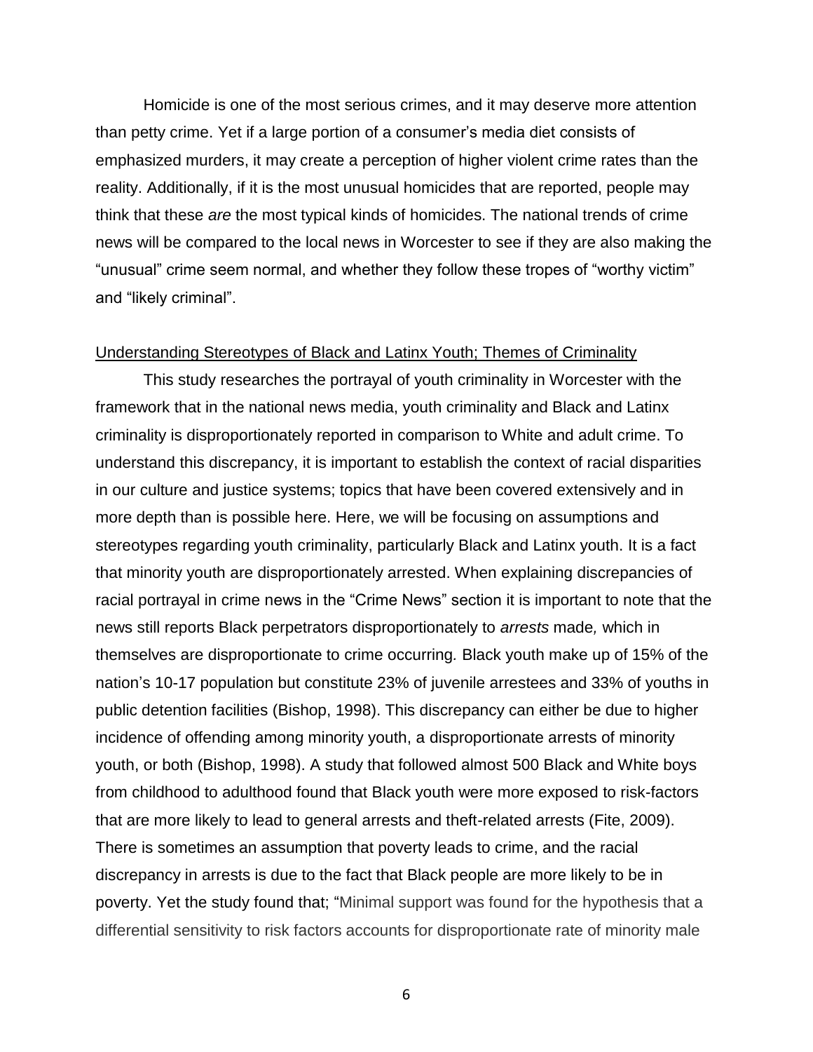Homicide is one of the most serious crimes, and it may deserve more attention than petty crime. Yet if a large portion of a consumer's media diet consists of emphasized murders, it may create a perception of higher violent crime rates than the reality. Additionally, if it is the most unusual homicides that are reported, people may think that these *are* the most typical kinds of homicides. The national trends of crime news will be compared to the local news in Worcester to see if they are also making the "unusual" crime seem normal, and whether they follow these tropes of "worthy victim" and "likely criminal".

Understanding Stereotypes of Black and Latinx Youth; Themes of Criminality

This study researches the portrayal of youth criminality in Worcester with the framework that in the national news media, youth criminality and Black and Latinx criminality is disproportionately reported in comparison to White and adult crime. To understand this discrepancy, it is important to establish the context of racial disparities in our culture and justice systems; topics that have been covered extensively and in more depth than is possible here. Here, we will be focusing on assumptions and stereotypes regarding youth criminality, particularly Black and Latinx youth. It is a fact that minority youth are disproportionately arrested. When explaining discrepancies of racial portrayal in crime news in the "Crime News" section it is important to note that the news still reports Black perpetrators disproportionately to *arrests* made*,* which in themselves are disproportionate to crime occurring*.* Black youth make up of 15% of the nation's 10-17 population but constitute 23% of juvenile arrestees and 33% of youths in public detention facilities (Bishop, 1998). This discrepancy can either be due to higher incidence of offending among minority youth, a disproportionate arrests of minority youth, or both (Bishop, 1998). A study that followed almost 500 Black and White boys from childhood to adulthood found that Black youth were more exposed to risk-factors that are more likely to lead to general arrests and theft-related arrests (Fite, 2009). There is sometimes an assumption that poverty leads to crime, and the racial discrepancy in arrests is due to the fact that Black people are more likely to be in poverty. Yet the study found that; "Minimal support was found for the hypothesis that a differential sensitivity to risk factors accounts for disproportionate rate of minority male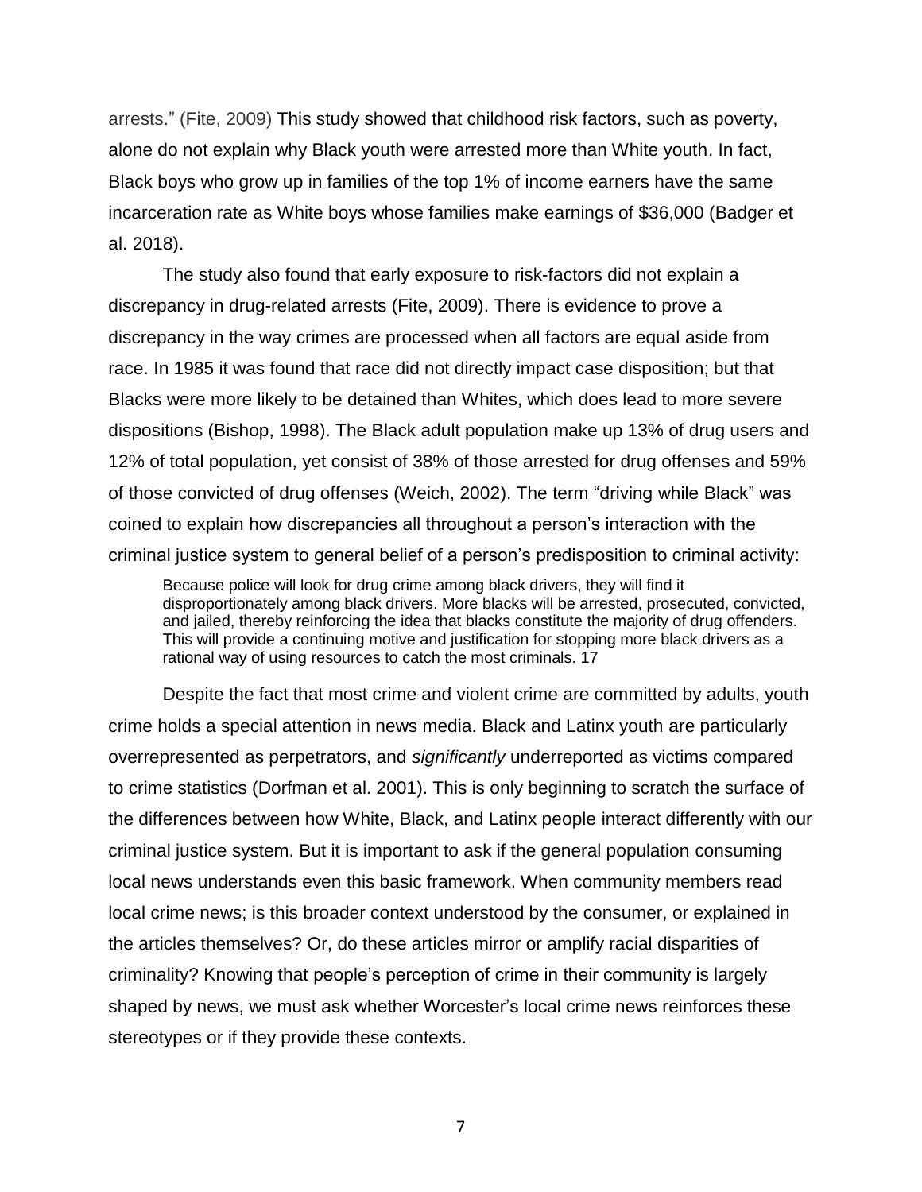arrests." (Fite, 2009) This study showed that childhood risk factors, such as poverty, alone do not explain why Black youth were arrested more than White youth. In fact, Black boys who grow up in families of the top 1% of income earners have the same incarceration rate as White boys whose families make earnings of $36,000 (Badger et al. 2018).

The study also found that early exposure to risk-factors did not explain a discrepancy in drug-related arrests (Fite, 2009). There is evidence to prove a discrepancy in the way crimes are processed when all factors are equal aside from race. In 1985 it was found that race did not directly impact case disposition; but that Blacks were more likely to be detained than Whites, which does lead to more severe dispositions (Bishop, 1998). The Black adult population make up 13% of drug users and 12% of total population, yet consist of 38% of those arrested for drug offenses and 59% of those convicted of drug offenses (Weich, 2002). The term "driving while Black" was coined to explain how discrepancies all throughout a person's interaction with the criminal justice system to general belief of a person's predisposition to criminal activity:

> Because police will look for drug crime among black drivers, they will find it disproportionately among black drivers. More blacks will be arrested, prosecuted, convicted, and jailed, thereby reinforcing the idea that blacks constitute the majority of drug offenders. This will provide a continuing motive and justification for stopping more black drivers as a rational way of using resources to catch the most criminals. 17

Despite the fact that most crime and violent crime are committed by adults, youth crime holds a special attention in news media. Black and Latinx youth are particularly overrepresented as perpetrators, and *significantly* underreported as victims compared to crime statistics (Dorfman et al. 2001). This is only beginning to scratch the surface of the differences between how White, Black, and Latinx people interact differently with our criminal justice system. But it is important to ask if the general population consuming local news understands even this basic framework. When community members read local crime news; is this broader context understood by the consumer, or explained in the articles themselves? Or, do these articles mirror or amplify racial disparities of criminality? Knowing that people's perception of crime in their community is largely shaped by news, we must ask whether Worcester's local crime news reinforces these stereotypes or if they provide these contexts.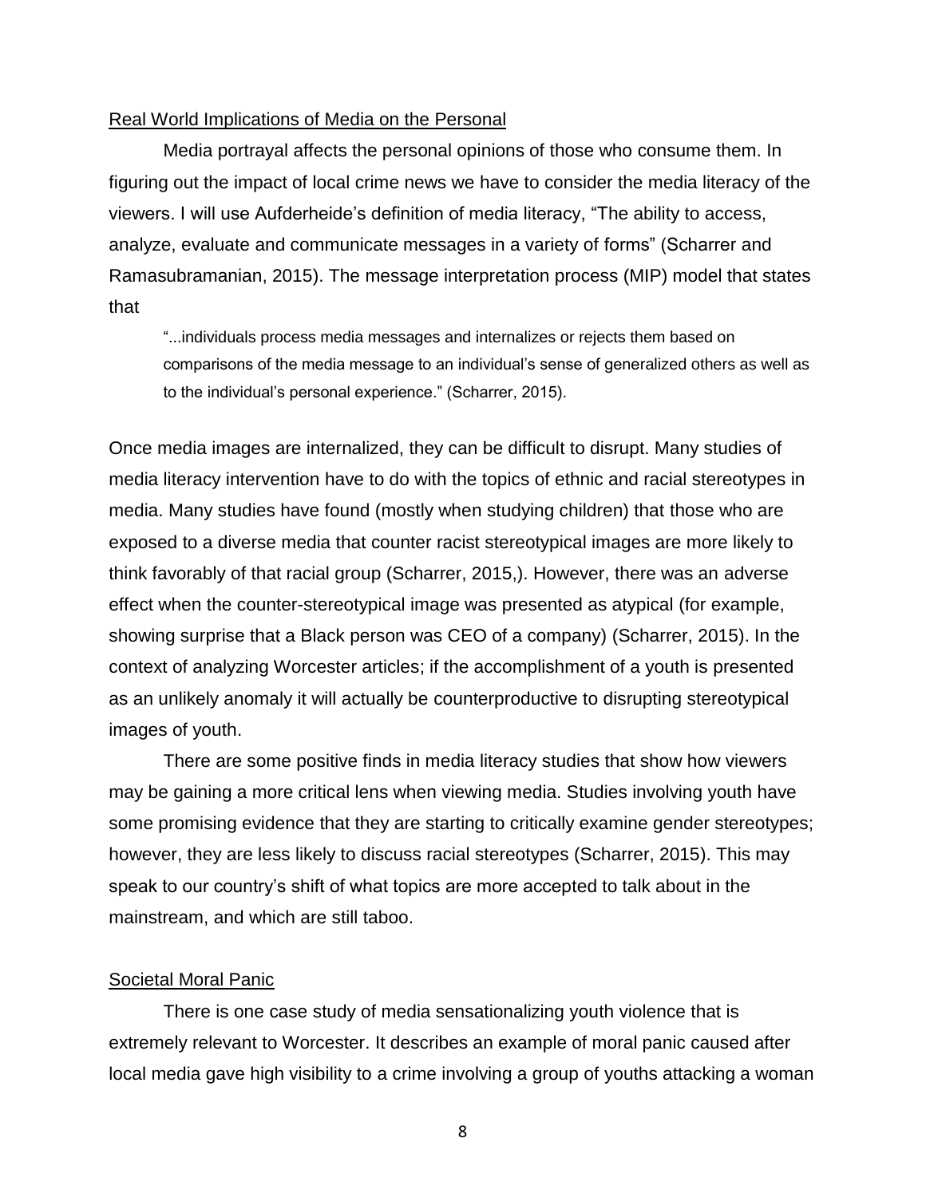## Real World Implications of Media on the Personal

Media portrayal affects the personal opinions of those who consume them. In figuring out the impact of local crime news we have to consider the media literacy of the viewers. I will use Aufderheide's definition of media literacy, "The ability to access, analyze, evaluate and communicate messages in a variety of forms" (Scharrer and Ramasubramanian, 2015). The message interpretation process (MIP) model that states that

> "...individuals process media messages and internalizes or rejects them based on comparisons of the media message to an individual's sense of generalized others as well as to the individual's personal experience." (Scharrer, 2015).

Once media images are internalized, they can be difficult to disrupt. Many studies of media literacy intervention have to do with the topics of ethnic and racial stereotypes in media. Many studies have found (mostly when studying children) that those who are exposed to a diverse media that counter racist stereotypical images are more likely to think favorably of that racial group (Scharrer, 2015,). However, there was an adverse effect when the counter-stereotypical image was presented as atypical (for example, showing surprise that a Black person was CEO of a company) (Scharrer, 2015). In the context of analyzing Worcester articles; if the accomplishment of a youth is presented as an unlikely anomaly it will actually be counterproductive to disrupting stereotypical images of youth.

There are some positive finds in media literacy studies that show how viewers may be gaining a more critical lens when viewing media. Studies involving youth have some promising evidence that they are starting to critically examine gender stereotypes; however, they are less likely to discuss racial stereotypes (Scharrer, 2015). This may speak to our country's shift of what topics are more accepted to talk about in the mainstream, and which are still taboo.

## Societal Moral Panic

There is one case study of media sensationalizing youth violence that is extremely relevant to Worcester. It describes an example of moral panic caused after local media gave high visibility to a crime involving a group of youths attacking a woman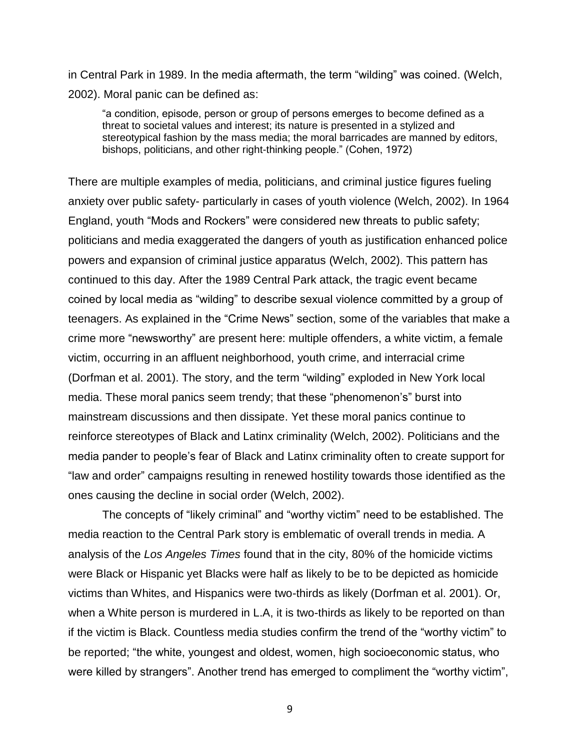in Central Park in 1989. In the media aftermath, the term "wilding" was coined. (Welch, 2002). Moral panic can be defined as:

> "a condition, episode, person or group of persons emerges to become defined as a threat to societal values and interest; its nature is presented in a stylized and stereotypical fashion by the mass media; the moral barricades are manned by editors, bishops, politicians, and other right-thinking people." (Cohen, 1972)

There are multiple examples of media, politicians, and criminal justice figures fueling anxiety over public safety- particularly in cases of youth violence (Welch, 2002). In 1964 England, youth "Mods and Rockers" were considered new threats to public safety; politicians and media exaggerated the dangers of youth as justification enhanced police powers and expansion of criminal justice apparatus (Welch, 2002). This pattern has continued to this day. After the 1989 Central Park attack, the tragic event became coined by local media as "wilding" to describe sexual violence committed by a group of teenagers. As explained in the "Crime News" section, some of the variables that make a crime more "newsworthy" are present here: multiple offenders, a white victim, a female victim, occurring in an affluent neighborhood, youth crime, and interracial crime (Dorfman et al. 2001). The story, and the term "wilding" exploded in New York local media. These moral panics seem trendy; that these "phenomenon's" burst into mainstream discussions and then dissipate. Yet these moral panics continue to reinforce stereotypes of Black and Latinx criminality (Welch, 2002). Politicians and the media pander to people's fear of Black and Latinx criminality often to create support for "law and order" campaigns resulting in renewed hostility towards those identified as the ones causing the decline in social order (Welch, 2002).

The concepts of "likely criminal" and "worthy victim" need to be established. The media reaction to the Central Park story is emblematic of overall trends in media. A analysis of the *Los Angeles Times* found that in the city, 80% of the homicide victims were Black or Hispanic yet Blacks were half as likely to be to be depicted as homicide victims than Whites, and Hispanics were two-thirds as likely (Dorfman et al. 2001). Or, when a White person is murdered in L.A, it is two-thirds as likely to be reported on than if the victim is Black. Countless media studies confirm the trend of the "worthy victim" to be reported; "the white, youngest and oldest, women, high socioeconomic status, who were killed by strangers". Another trend has emerged to compliment the "worthy victim",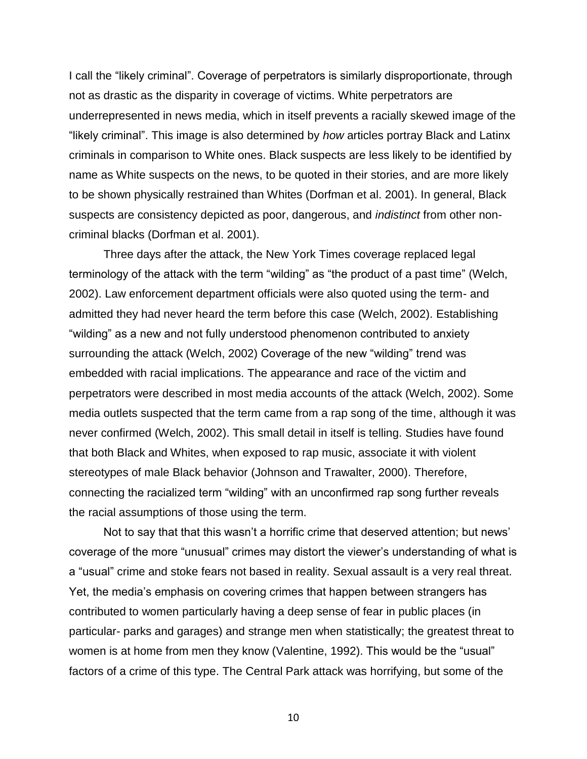I call the "likely criminal". Coverage of perpetrators is similarly disproportionate, through not as drastic as the disparity in coverage of victims. White perpetrators are underrepresented in news media, which in itself prevents a racially skewed image of the "likely criminal". This image is also determined by *how* articles portray Black and Latinx criminals in comparison to White ones. Black suspects are less likely to be identified by name as White suspects on the news, to be quoted in their stories, and are more likely to be shown physically restrained than Whites (Dorfman et al. 2001). In general, Black suspects are consistency depicted as poor, dangerous, and *indistinct* from other non-criminal blacks (Dorfman et al. 2001).

Three days after the attack, the New York Times coverage replaced legal terminology of the attack with the term "wilding" as "the product of a past time" (Welch, 2002). Law enforcement department officials were also quoted using the term- and admitted they had never heard the term before this case (Welch, 2002). Establishing "wilding" as a new and not fully understood phenomenon contributed to anxiety surrounding the attack (Welch, 2002) Coverage of the new "wilding" trend was embedded with racial implications. The appearance and race of the victim and perpetrators were described in most media accounts of the attack (Welch, 2002). Some media outlets suspected that the term came from a rap song of the time, although it was never confirmed (Welch, 2002). This small detail in itself is telling. Studies have found that both Black and Whites, when exposed to rap music, associate it with violent stereotypes of male Black behavior (Johnson and Trawalter, 2000). Therefore, connecting the racialized term "wilding" with an unconfirmed rap song further reveals the racial assumptions of those using the term.

Not to say that that this wasn't a horrific crime that deserved attention; but news' coverage of the more "unusual" crimes may distort the viewer's understanding of what is a "usual" crime and stoke fears not based in reality. Sexual assault is a very real threat. Yet, the media's emphasis on covering crimes that happen between strangers has contributed to women particularly having a deep sense of fear in public places (in particular- parks and garages) and strange men when statistically; the greatest threat to women is at home from men they know (Valentine, 1992). This would be the "usual" factors of a crime of this type. The Central Park attack was horrifying, but some of the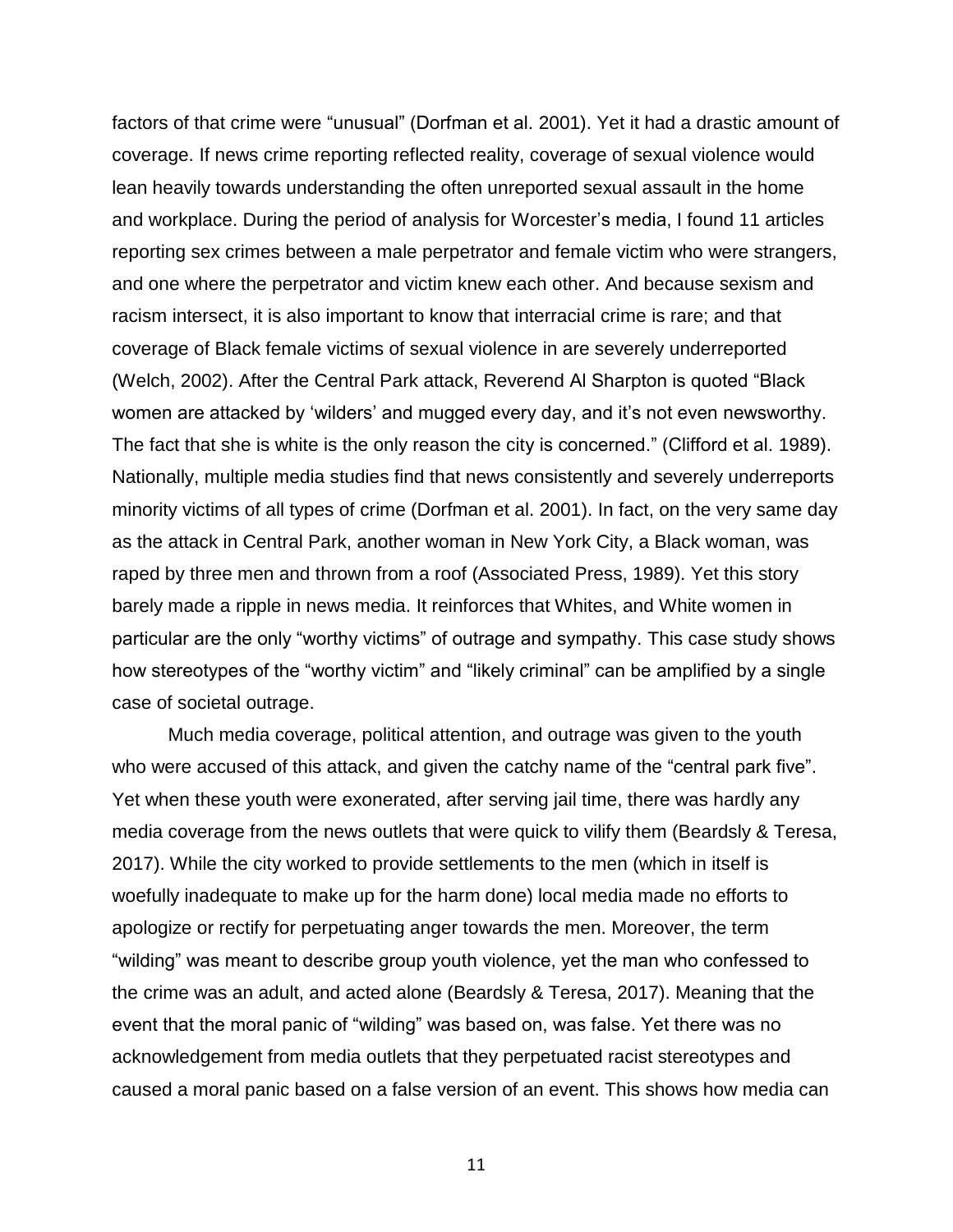factors of that crime were "unusual" (Dorfman et al. 2001). Yet it had a drastic amount of coverage. If news crime reporting reflected reality, coverage of sexual violence would lean heavily towards understanding the often unreported sexual assault in the home and workplace. During the period of analysis for Worcester's media, I found 11 articles reporting sex crimes between a male perpetrator and female victim who were strangers, and one where the perpetrator and victim knew each other. And because sexism and racism intersect, it is also important to know that interracial crime is rare; and that coverage of Black female victims of sexual violence in are severely underreported (Welch, 2002). After the Central Park attack, Reverend Al Sharpton is quoted "Black women are attacked by 'wilders' and mugged every day, and it's not even newsworthy. The fact that she is white is the only reason the city is concerned." (Clifford et al. 1989). Nationally, multiple media studies find that news consistently and severely underreports minority victims of all types of crime (Dorfman et al. 2001). In fact, on the very same day as the attack in Central Park, another woman in New York City, a Black woman, was raped by three men and thrown from a roof (Associated Press, 1989). Yet this story barely made a ripple in news media. It reinforces that Whites, and White women in particular are the only "worthy victims" of outrage and sympathy. This case study shows how stereotypes of the "worthy victim" and "likely criminal" can be amplified by a single case of societal outrage.

Much media coverage, political attention, and outrage was given to the youth who were accused of this attack, and given the catchy name of the "central park five". Yet when these youth were exonerated, after serving jail time, there was hardly any media coverage from the news outlets that were quick to vilify them (Beardsly & Teresa, 2017). While the city worked to provide settlements to the men (which in itself is woefully inadequate to make up for the harm done) local media made no efforts to apologize or rectify for perpetuating anger towards the men. Moreover, the term "wilding" was meant to describe group youth violence, yet the man who confessed to the crime was an adult, and acted alone (Beardsly & Teresa, 2017). Meaning that the event that the moral panic of "wilding" was based on, was false. Yet there was no acknowledgement from media outlets that they perpetuated racist stereotypes and caused a moral panic based on a false version of an event. This shows how media can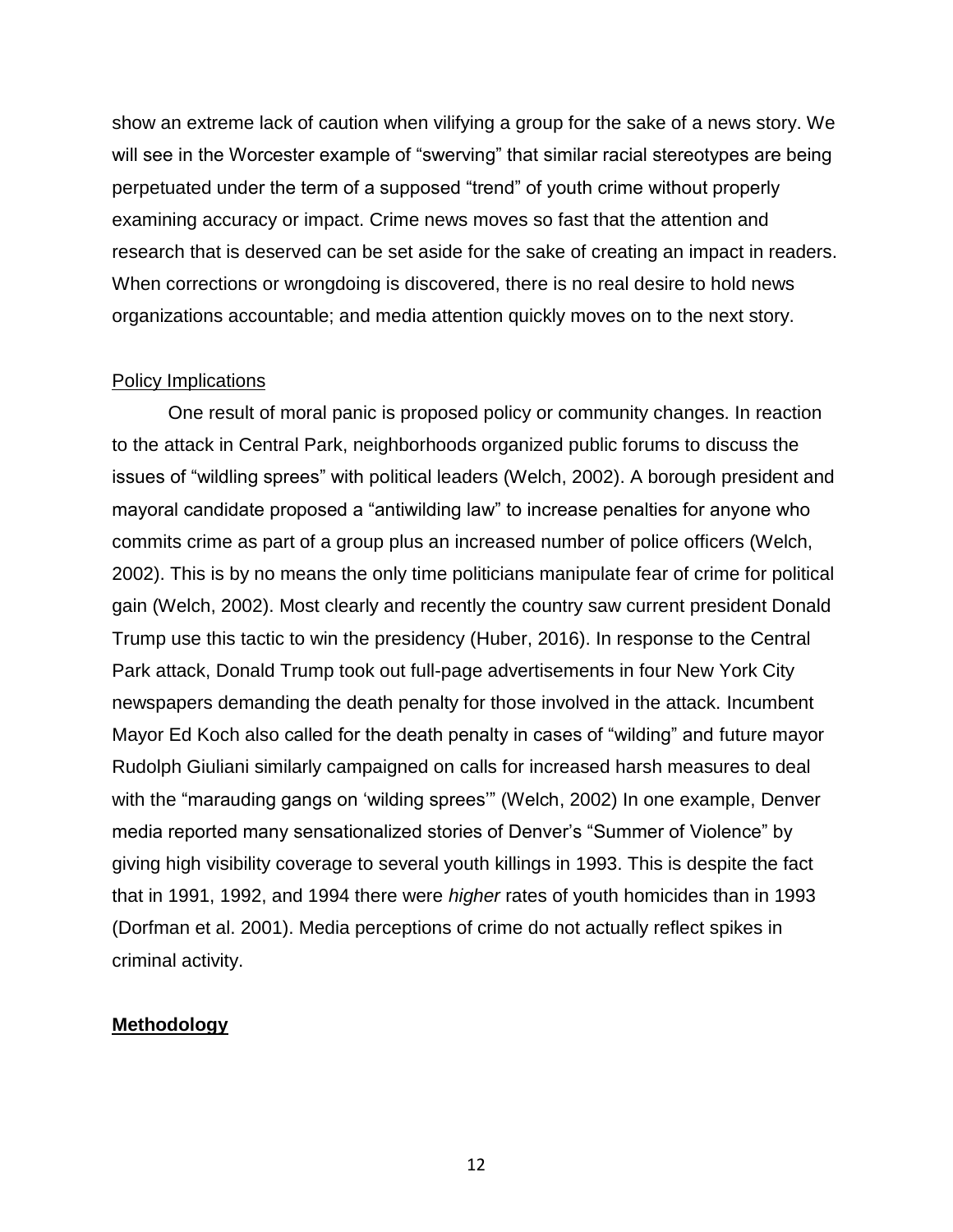show an extreme lack of caution when vilifying a group for the sake of a news story. We will see in the Worcester example of "swerving" that similar racial stereotypes are being perpetuated under the term of a supposed "trend" of youth crime without properly examining accuracy or impact. Crime news moves so fast that the attention and research that is deserved can be set aside for the sake of creating an impact in readers. When corrections or wrongdoing is discovered, there is no real desire to hold news organizations accountable; and media attention quickly moves on to the next story.

<u>Policy Implications</u>

One result of moral panic is proposed policy or community changes. In reaction to the attack in Central Park, neighborhoods organized public forums to discuss the issues of "wildling sprees" with political leaders (Welch, 2002). A borough president and mayoral candidate proposed a "antiwilding law" to increase penalties for anyone who commits crime as part of a group plus an increased number of police officers (Welch, 2002). This is by no means the only time politicians manipulate fear of crime for political gain (Welch, 2002). Most clearly and recently the country saw current president Donald Trump use this tactic to win the presidency (Huber, 2016). In response to the Central Park attack, Donald Trump took out full-page advertisements in four New York City newspapers demanding the death penalty for those involved in the attack. Incumbent Mayor Ed Koch also called for the death penalty in cases of "wilding" and future mayor Rudolph Giuliani similarly campaigned on calls for increased harsh measures to deal with the "marauding gangs on 'wilding sprees'" (Welch, 2002) In one example, Denver media reported many sensationalized stories of Denver's "Summer of Violence" by giving high visibility coverage to several youth killings in 1993. This is despite the fact that in 1991, 1992, and 1994 there were *higher* rates of youth homicides than in 1993 (Dorfman et al. 2001). Media perceptions of crime do not actually reflect spikes in criminal activity.

## **<u>Methodology</u>**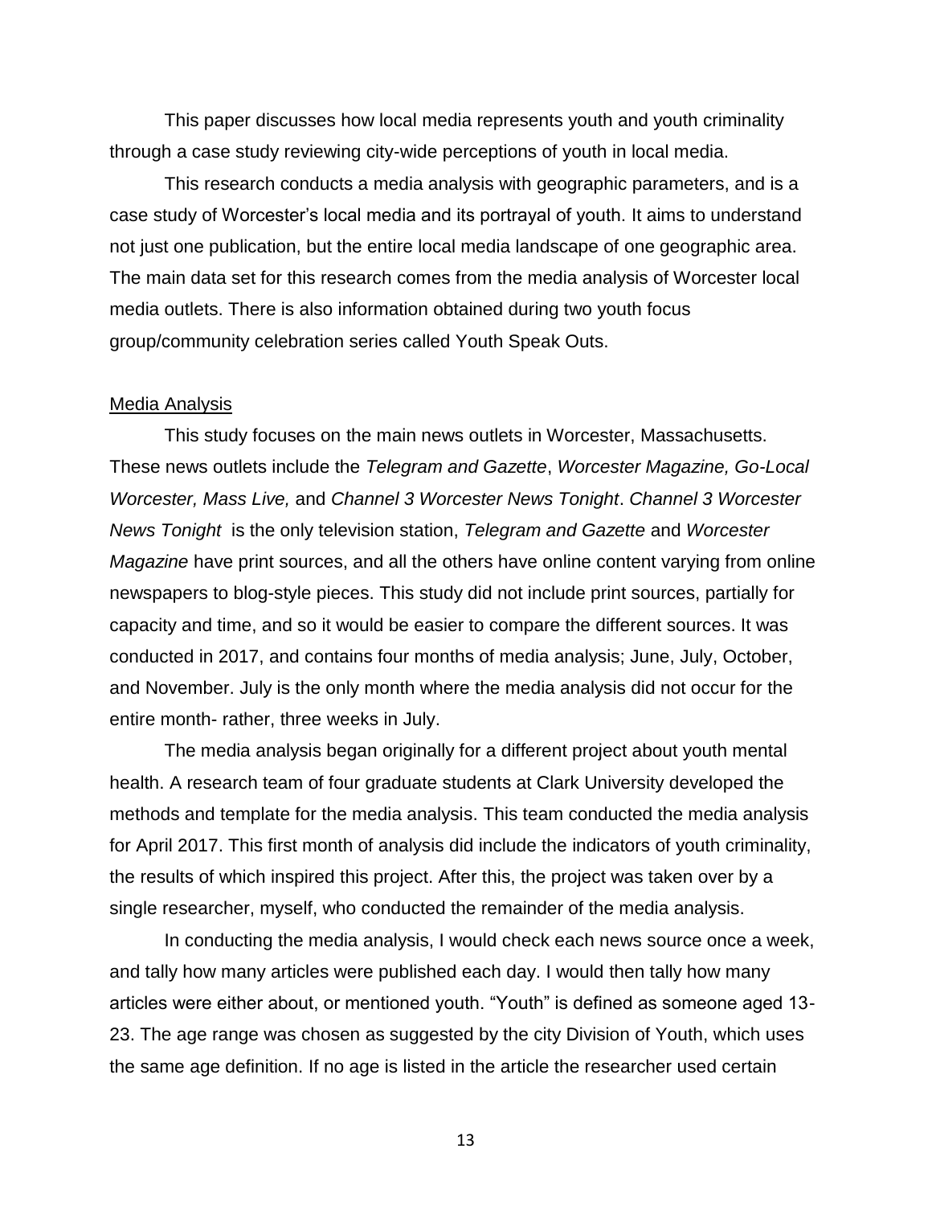This paper discusses how local media represents youth and youth criminality through a case study reviewing city-wide perceptions of youth in local media.

This research conducts a media analysis with geographic parameters, and is a case study of Worcester's local media and its portrayal of youth. It aims to understand not just one publication, but the entire local media landscape of one geographic area. The main data set for this research comes from the media analysis of Worcester local media outlets. There is also information obtained during two youth focus group/community celebration series called Youth Speak Outs.

<u>Media Analysis</u>

This study focuses on the main news outlets in Worcester, Massachusetts. These news outlets include the *Telegram and Gazette*, *Worcester Magazine, Go-Local Worcester, Mass Live,* and *Channel 3 Worcester News Tonight*. *Channel 3 Worcester News Tonight* is the only television station, *Telegram and Gazette* and *Worcester Magazine* have print sources, and all the others have online content varying from online newspapers to blog-style pieces. This study did not include print sources, partially for capacity and time, and so it would be easier to compare the different sources. It was conducted in 2017, and contains four months of media analysis; June, July, October, and November. July is the only month where the media analysis did not occur for the entire month- rather, three weeks in July.

The media analysis began originally for a different project about youth mental health. A research team of four graduate students at Clark University developed the methods and template for the media analysis. This team conducted the media analysis for April 2017. This first month of analysis did include the indicators of youth criminality, the results of which inspired this project. After this, the project was taken over by a single researcher, myself, who conducted the remainder of the media analysis.

In conducting the media analysis, I would check each news source once a week, and tally how many articles were published each day. I would then tally how many articles were either about, or mentioned youth. "Youth" is defined as someone aged 13-23. The age range was chosen as suggested by the city Division of Youth, which uses the same age definition. If no age is listed in the article the researcher used certain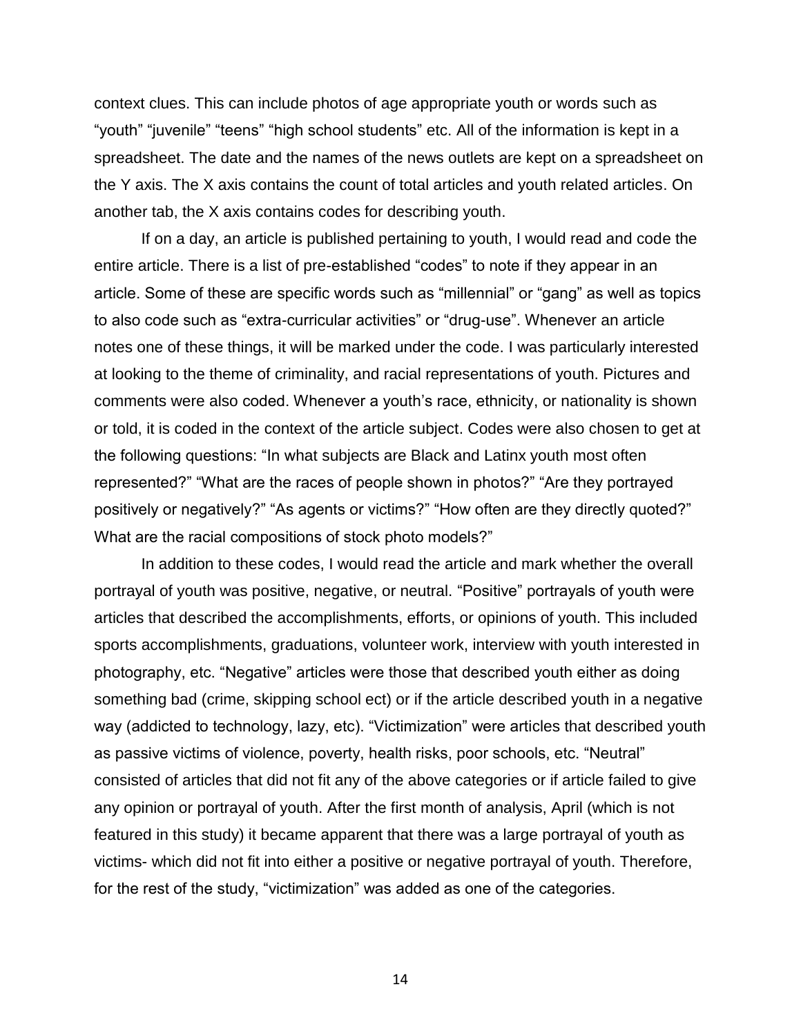context clues. This can include photos of age appropriate youth or words such as "youth" "juvenile" "teens" "high school students" etc. All of the information is kept in a spreadsheet. The date and the names of the news outlets are kept on a spreadsheet on the Y axis. The X axis contains the count of total articles and youth related articles. On another tab, the X axis contains codes for describing youth.

If on a day, an article is published pertaining to youth, I would read and code the entire article. There is a list of pre-established "codes" to note if they appear in an article. Some of these are specific words such as "millennial" or "gang" as well as topics to also code such as "extra-curricular activities" or "drug-use". Whenever an article notes one of these things, it will be marked under the code. I was particularly interested at looking to the theme of criminality, and racial representations of youth. Pictures and comments were also coded. Whenever a youth's race, ethnicity, or nationality is shown or told, it is coded in the context of the article subject. Codes were also chosen to get at the following questions: "In what subjects are Black and Latinx youth most often represented?" "What are the races of people shown in photos?" "Are they portrayed positively or negatively?" "As agents or victims?" "How often are they directly quoted?" What are the racial compositions of stock photo models?"

In addition to these codes, I would read the article and mark whether the overall portrayal of youth was positive, negative, or neutral. "Positive" portrayals of youth were articles that described the accomplishments, efforts, or opinions of youth. This included sports accomplishments, graduations, volunteer work, interview with youth interested in photography, etc. "Negative" articles were those that described youth either as doing something bad (crime, skipping school ect) or if the article described youth in a negative way (addicted to technology, lazy, etc). "Victimization" were articles that described youth as passive victims of violence, poverty, health risks, poor schools, etc. "Neutral" consisted of articles that did not fit any of the above categories or if article failed to give any opinion or portrayal of youth. After the first month of analysis, April (which is not featured in this study) it became apparent that there was a large portrayal of youth as victims- which did not fit into either a positive or negative portrayal of youth. Therefore, for the rest of the study, "victimization" was added as one of the categories.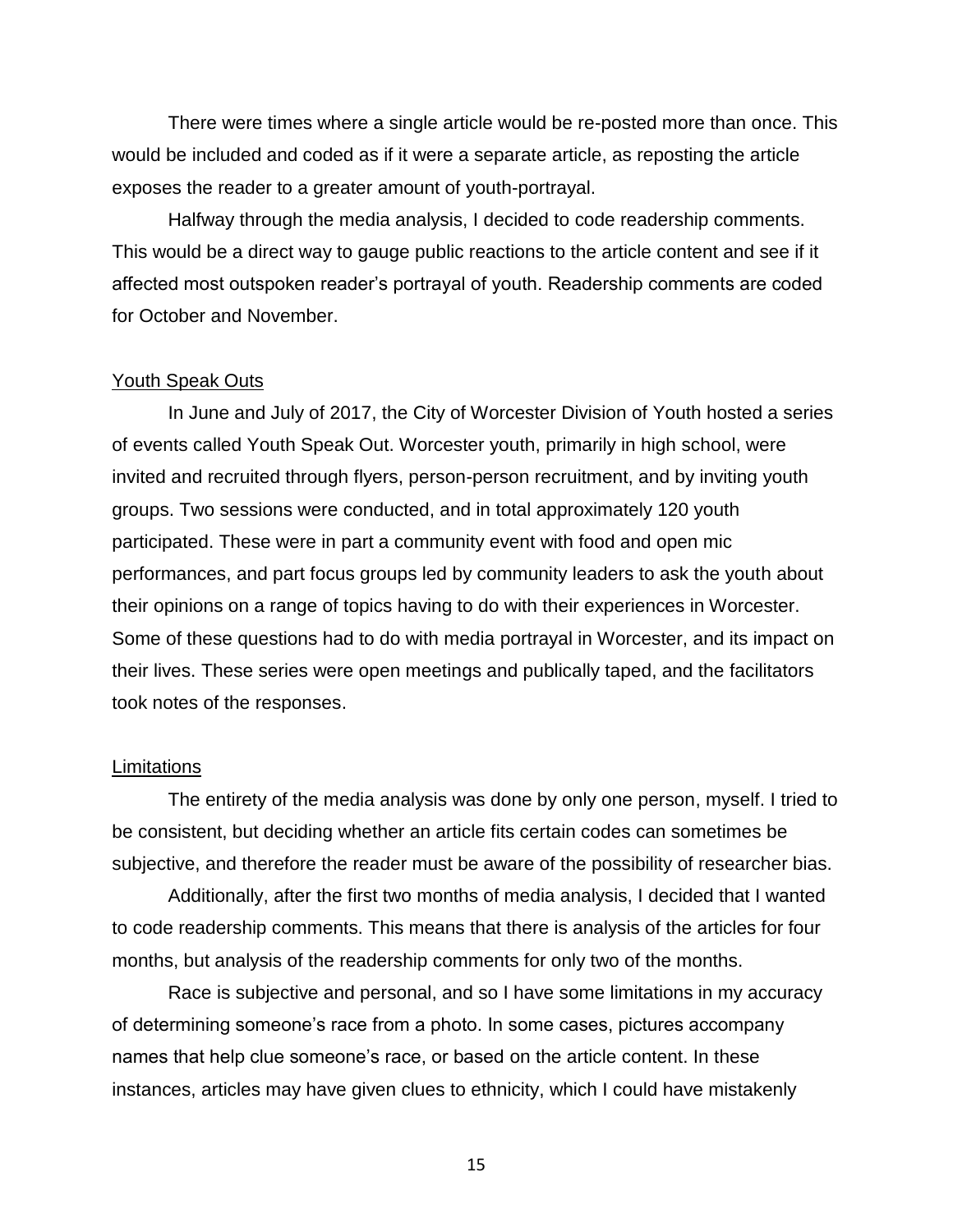There were times where a single article would be re-posted more than once. This would be included and coded as if it were a separate article, as reposting the article exposes the reader to a greater amount of youth-portrayal.

Halfway through the media analysis, I decided to code readership comments. This would be a direct way to gauge public reactions to the article content and see if it affected most outspoken reader's portrayal of youth. Readership comments are coded for October and November.

### Youth Speak Outs

In June and July of 2017, the City of Worcester Division of Youth hosted a series of events called Youth Speak Out. Worcester youth, primarily in high school, were invited and recruited through flyers, person-person recruitment, and by inviting youth groups. Two sessions were conducted, and in total approximately 120 youth participated. These were in part a community event with food and open mic performances, and part focus groups led by community leaders to ask the youth about their opinions on a range of topics having to do with their experiences in Worcester. Some of these questions had to do with media portrayal in Worcester, and its impact on their lives. These series were open meetings and publically taped, and the facilitators took notes of the responses.

### Limitations

The entirety of the media analysis was done by only one person, myself. I tried to be consistent, but deciding whether an article fits certain codes can sometimes be subjective, and therefore the reader must be aware of the possibility of researcher bias.

Additionally, after the first two months of media analysis, I decided that I wanted to code readership comments. This means that there is analysis of the articles for four months, but analysis of the readership comments for only two of the months.

Race is subjective and personal, and so I have some limitations in my accuracy of determining someone's race from a photo. In some cases, pictures accompany names that help clue someone's race, or based on the article content. In these instances, articles may have given clues to ethnicity, which I could have mistakenly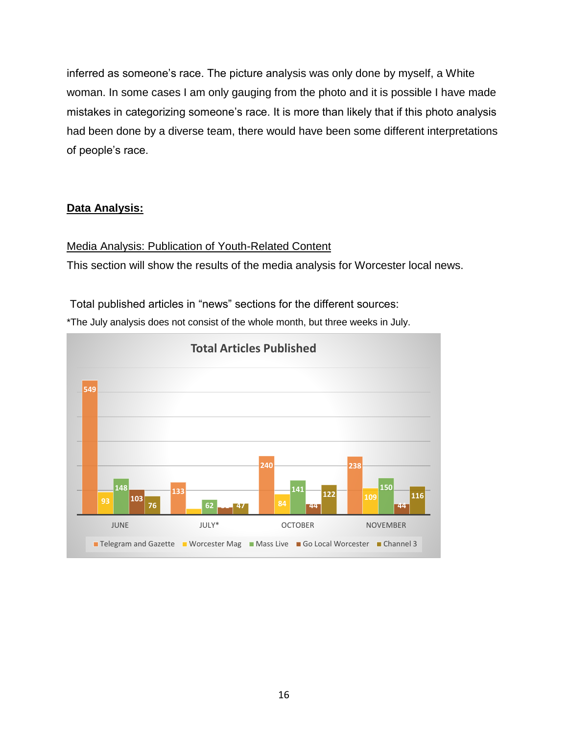inferred as someone's race. The picture analysis was only done by myself, a White woman. In some cases I am only gauging from the photo and it is possible I have made mistakes in categorizing someone's race. It is more than likely that if this photo analysis had been done by a diverse team, there would have been some different interpretations of people's race.

## Data Analysis:

### Media Analysis: Publication of Youth-Related Content

This section will show the results of the media analysis for Worcester local news.

Total published articles in "news" sections for the different sources:

*The July analysis does not consist of the whole month, but three weeks in July.

**Total Articles Published**

| | JUNE | JULY* | OCTOBER | NOVEMBER |
|---|---|---|---|---|
| Telegram and Gazette | 549 | 133 | 240 | 238 |
| Worcester Mag | 93 | | 84 | 109 |
| Mass Live | 148 | 62 | 141 | 150 |
| Go Local Worcester | 103 | | 44 | 44 |
| Channel 3 | 76 | 47 | 122 | 116 |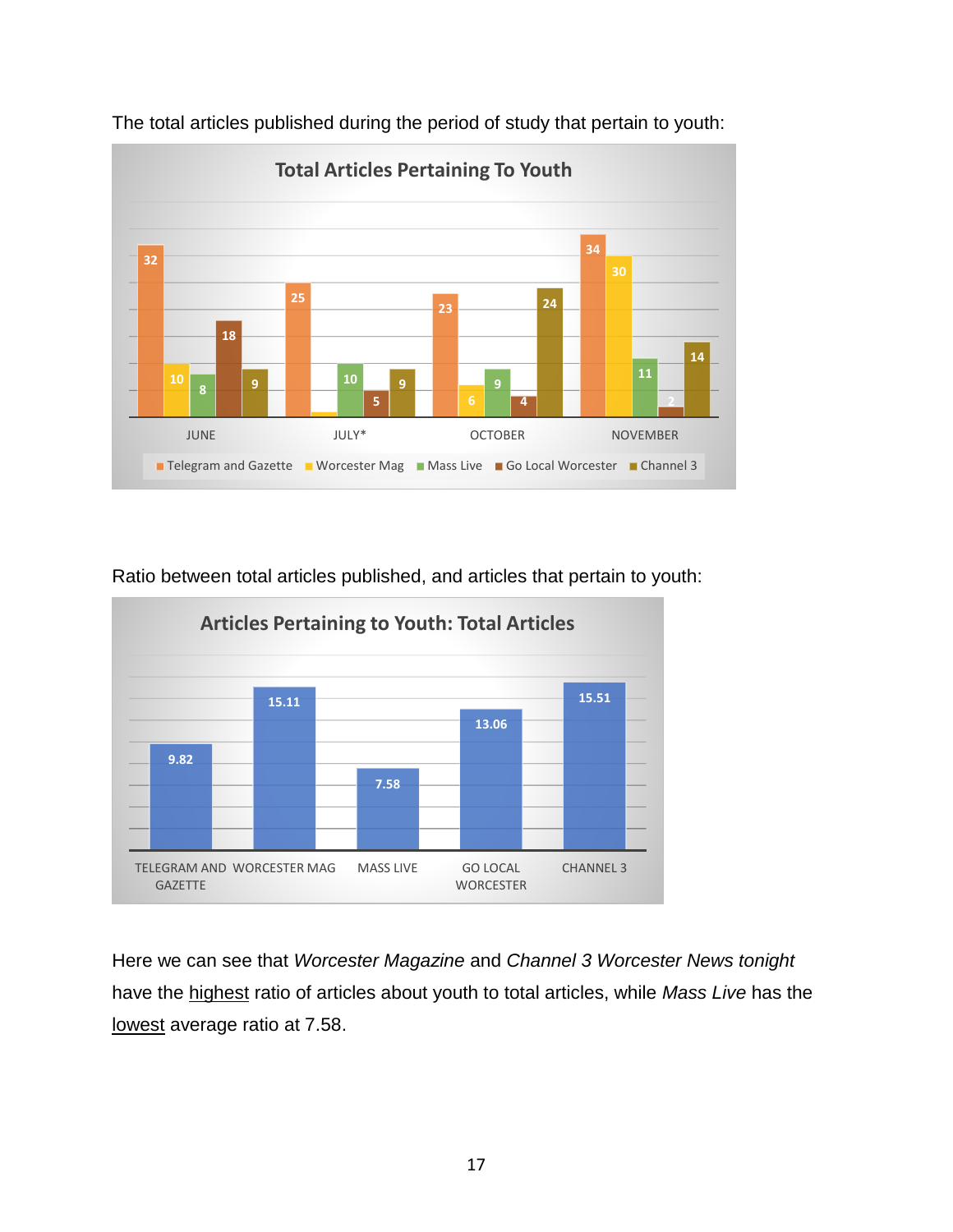The total articles published during the period of study that pertain to youth:

**Total Articles Pertaining To Youth**

| | Telegram and Gazette | Worcester Mag | Mass Live | Go Local Worcester | Channel 3 |
|---|---|---|---|---|---|
| JUNE | 32 | 10 | 8 | 18 | 9 |
| JULY* | 25 | | 10 | 5 | 9 |
| OCTOBER | 23 | 6 | 9 | 4 | 24 |
| NOVEMBER | 34 | 30 | 11 | 2 | 14 |

Ratio between total articles published, and articles that pertain to youth:

**Articles Pertaining to Youth: Total Articles**

| TELEGRAM AND GAZETTE | WORCESTER MAG | MASS LIVE | GO LOCAL WORCESTER | CHANNEL 3 |
|---|---|---|---|---|
| 9.82 | 15.11 | 7.58 | 13.06 | 15.51 |

Here we can see that *Worcester Magazine* and *Channel 3 Worcester News tonight* have the highest ratio of articles about youth to total articles, while *Mass Live* has the lowest average ratio at 7.58.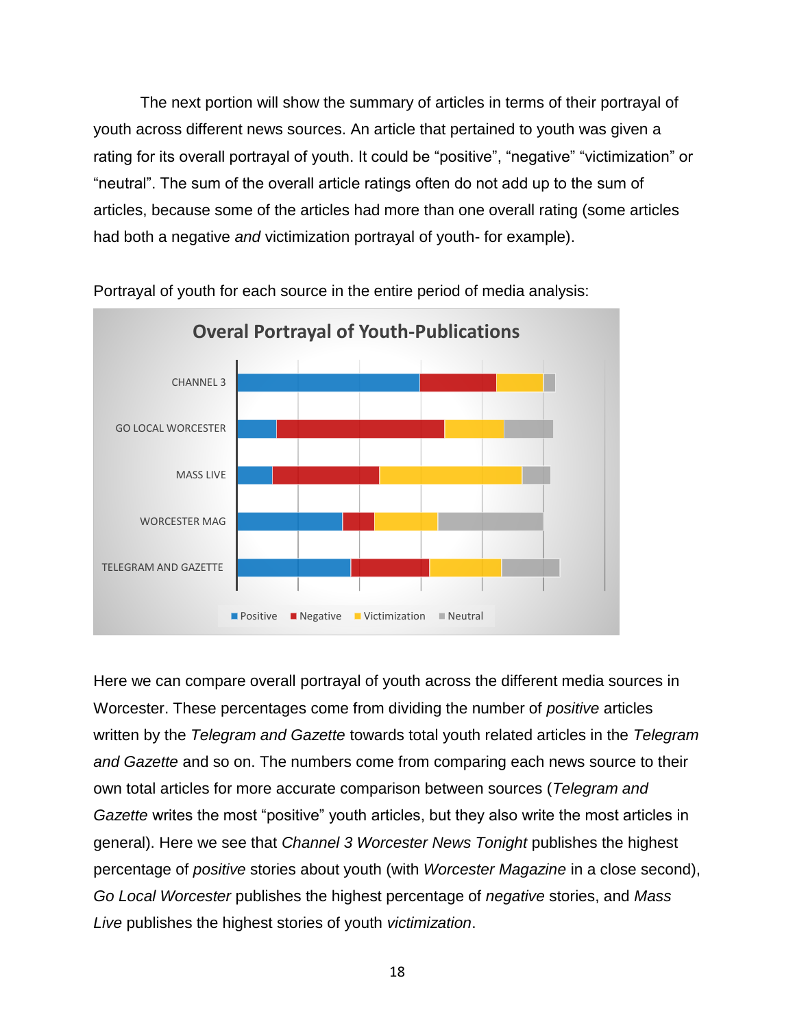The next portion will show the summary of articles in terms of their portrayal of youth across different news sources. An article that pertained to youth was given a rating for its overall portrayal of youth. It could be "positive", "negative" "victimization" or "neutral". The sum of the overall article ratings often do not add up to the sum of articles, because some of the articles had more than one overall rating (some articles had both a negative *and* victimization portrayal of youth- for example).

Portrayal of youth for each source in the entire period of media analysis:

Here we can compare overall portrayal of youth across the different media sources in Worcester. These percentages come from dividing the number of *positive* articles written by the *Telegram and Gazette* towards total youth related articles in the *Telegram and Gazette* and so on. The numbers come from comparing each news source to their own total articles for more accurate comparison between sources (*Telegram and Gazette* writes the most "positive" youth articles, but they also write the most articles in general). Here we see that *Channel 3 Worcester News Tonight* publishes the highest percentage of *positive* stories about youth (with *Worcester Magazine* in a close second), *Go Local Worcester* publishes the highest percentage of *negative* stories, and *Mass Live* publishes the highest stories of youth *victimization*.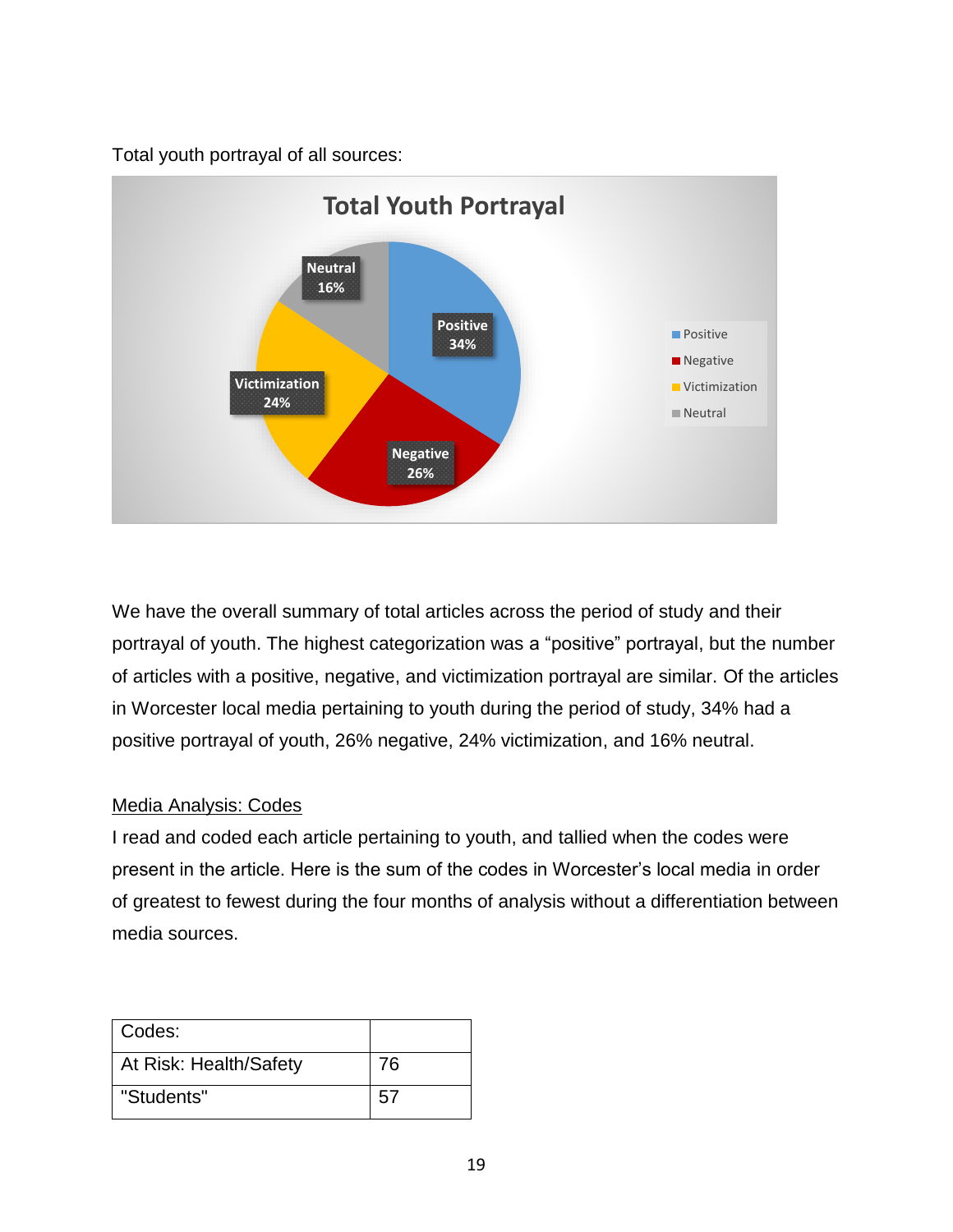Total youth portrayal of all sources:

We have the overall summary of total articles across the period of study and their portrayal of youth. The highest categorization was a "positive" portrayal, but the number of articles with a positive, negative, and victimization portrayal are similar. Of the articles in Worcester local media pertaining to youth during the period of study, 34% had a positive portrayal of youth, 26% negative, 24% victimization, and 16% neutral.

Media Analysis: Codes

I read and coded each article pertaining to youth, and tallied when the codes were present in the article. Here is the sum of the codes in Worcester's local media in order of greatest to fewest during the four months of analysis without a differentiation between media sources.

| Codes: | |
|---|---|
| At Risk: Health/Safety | 76 |
| "Students" | 57 |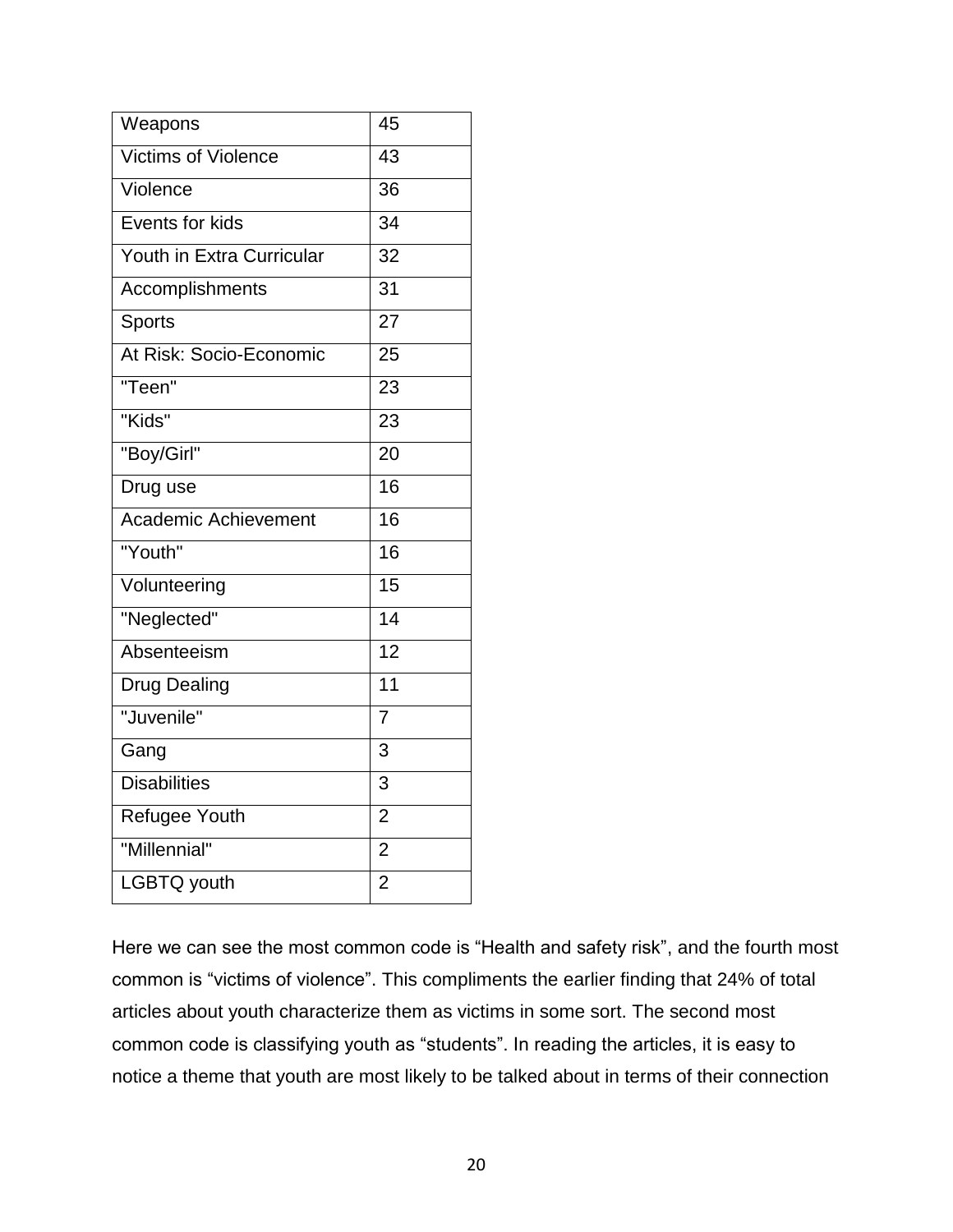| Weapons | 45 |
|---|---|
| Victims of Violence | 43 |
| Violence | 36 |
| Events for kids | 34 |
| Youth in Extra Curricular | 32 |
| Accomplishments | 31 |
| Sports | 27 |
| At Risk: Socio-Economic | 25 |
| "Teen" | 23 |
| "Kids" | 23 |
| "Boy/Girl" | 20 |
| Drug use | 16 |
| Academic Achievement | 16 |
| "Youth" | 16 |
| Volunteering | 15 |
| "Neglected" | 14 |
| Absenteeism | 12 |
| Drug Dealing | 11 |
| "Juvenile" | 7 |
| Gang | 3 |
| Disabilities | 3 |
| Refugee Youth | 2 |
| "Millennial" | 2 |
| LGBTQ youth | 2 |

Here we can see the most common code is "Health and safety risk", and the fourth most common is "victims of violence". This compliments the earlier finding that 24% of total articles about youth characterize them as victims in some sort. The second most common code is classifying youth as "students". In reading the articles, it is easy to notice a theme that youth are most likely to be talked about in terms of their connection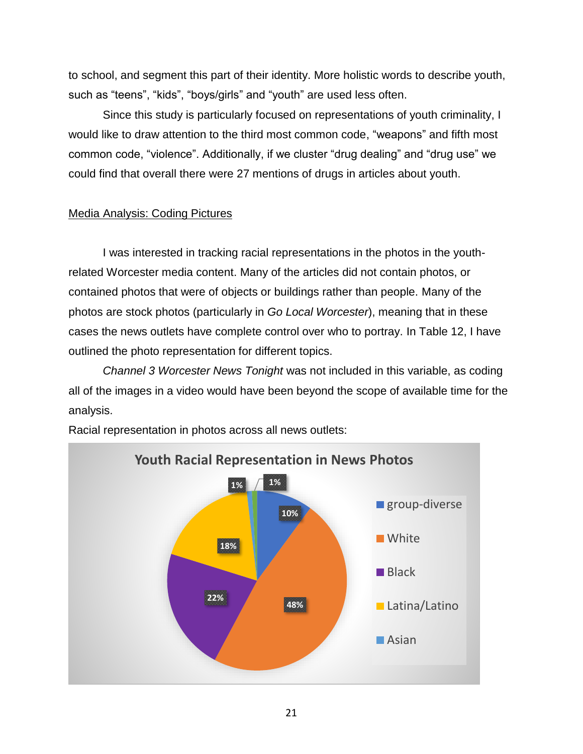to school, and segment this part of their identity. More holistic words to describe youth, such as "teens", "kids", "boys/girls" and "youth" are used less often.

Since this study is particularly focused on representations of youth criminality, I would like to draw attention to the third most common code, "weapons" and fifth most common code, "violence". Additionally, if we cluster "drug dealing" and "drug use" we could find that overall there were 27 mentions of drugs in articles about youth.

<u>Media Analysis: Coding Pictures</u>

I was interested in tracking racial representations in the photos in the youth-related Worcester media content. Many of the articles did not contain photos, or contained photos that were of objects or buildings rather than people. Many of the photos are stock photos (particularly in *Go Local Worcester*), meaning that in these cases the news outlets have complete control over who to portray. In Table 12, I have outlined the photo representation for different topics.

*Channel 3 Worcester News Tonight* was not included in this variable, as coding all of the images in a video would have been beyond the scope of available time for the analysis.

Racial representation in photos across all news outlets:

**Youth Racial Representation in News Photos**

| Category | Percentage |
|---|---|
| group-diverse | 10% |
| White | 48% |
| Black | 22% |
| Latina/Latino | 18% |
| Asian | 1% |
| (unlabeled) | 1% |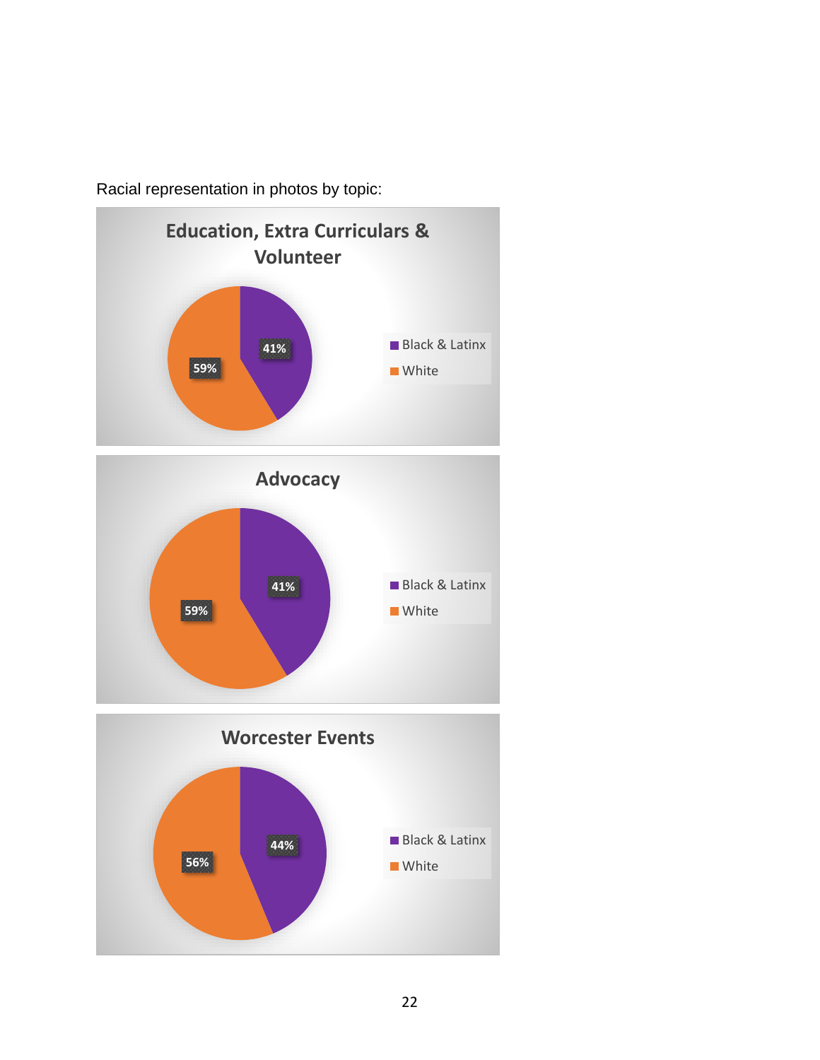Racial representation in photos by topic:

**Education, Extra Curriculars & Volunteer**

| Group | Percentage |
|---|---|
| Black & Latinx | 41% |
| White | 59% |

**Advocacy**

| Group | Percentage |
|---|---|
| Black & Latinx | 41% |
| White | 59% |

**Worcester Events**

| Group | Percentage |
|---|---|
| Black & Latinx | 44% |
| White | 56% |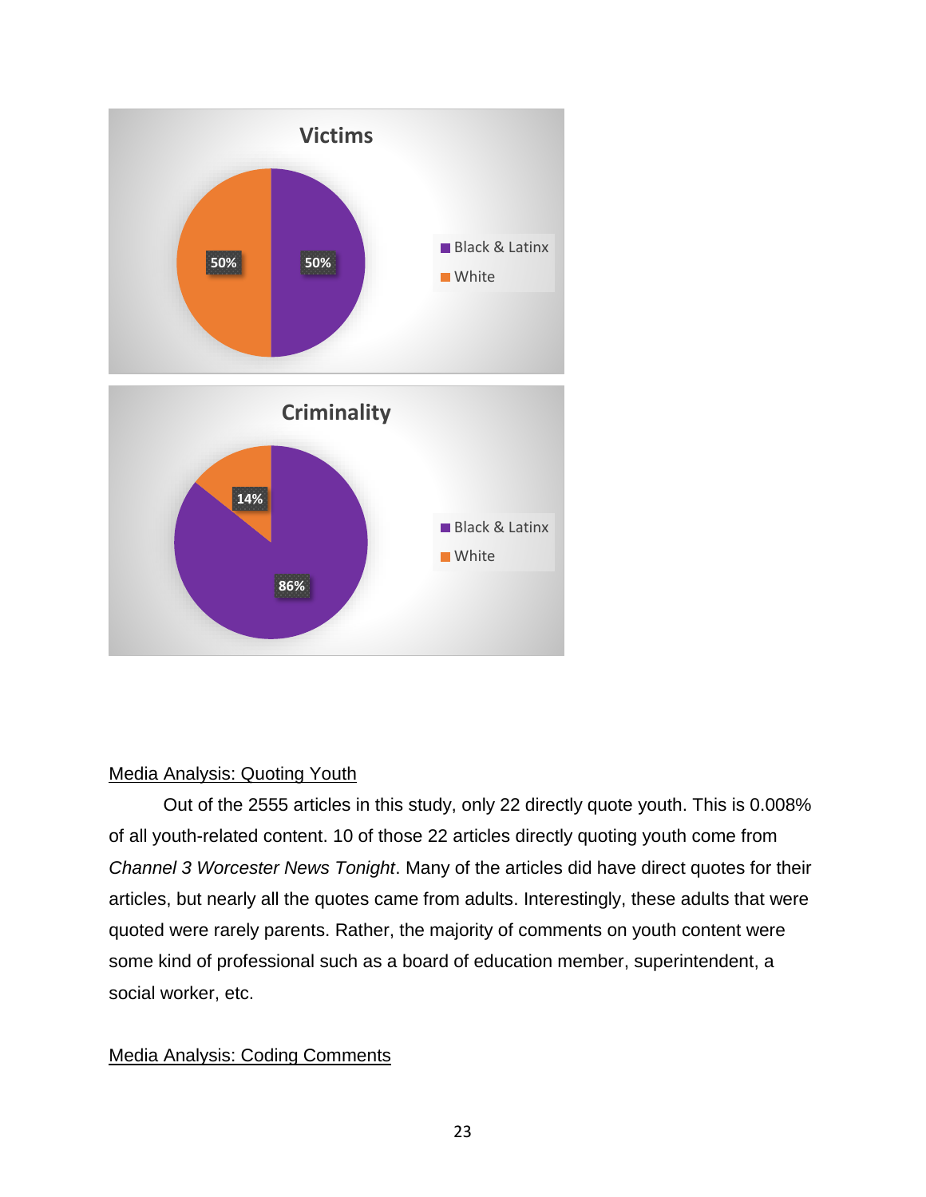**Victims**

| | |
|---|---|
| Black & Latinx | 50% |
| White | 50% |

**Criminality**

| | |
|---|---|
| Black & Latinx | 86% |
| White | 14% |

Media Analysis: Quoting Youth

Out of the 2555 articles in this study, only 22 directly quote youth. This is 0.008% of all youth-related content. 10 of those 22 articles directly quoting youth come from *Channel 3 Worcester News Tonight*. Many of the articles did have direct quotes for their articles, but nearly all the quotes came from adults. Interestingly, these adults that were quoted were rarely parents. Rather, the majority of comments on youth content were some kind of professional such as a board of education member, superintendent, a social worker, etc.

Media Analysis: Coding Comments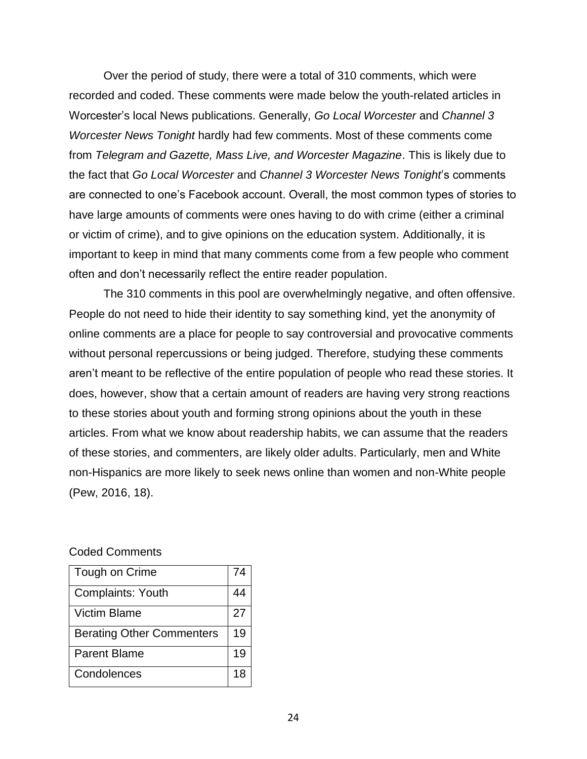Over the period of study, there were a total of 310 comments, which were recorded and coded. These comments were made below the youth-related articles in Worcester's local News publications. Generally, *Go Local Worcester* and *Channel 3 Worcester News Tonight* hardly had few comments. Most of these comments come from *Telegram and Gazette, Mass Live, and Worcester Magazine*. This is likely due to the fact that *Go Local Worcester* and *Channel 3 Worcester News Tonight*'s comments are connected to one's Facebook account. Overall, the most common types of stories to have large amounts of comments were ones having to do with crime (either a criminal or victim of crime), and to give opinions on the education system. Additionally, it is important to keep in mind that many comments come from a few people who comment often and don't necessarily reflect the entire reader population.

The 310 comments in this pool are overwhelmingly negative, and often offensive. People do not need to hide their identity to say something kind, yet the anonymity of online comments are a place for people to say controversial and provocative comments without personal repercussions or being judged. Therefore, studying these comments aren't meant to be reflective of the entire population of people who read these stories. It does, however, show that a certain amount of readers are having very strong reactions to these stories about youth and forming strong opinions about the youth in these articles. From what we know about readership habits, we can assume that the readers of these stories, and commenters, are likely older adults. Particularly, men and White non-Hispanics are more likely to seek news online than women and non-White people (Pew, 2016, 18).

Coded Comments

| | |
|---|---|
| Tough on Crime | 74 |
| Complaints: Youth | 44 |
| Victim Blame | 27 |
| Berating Other Commenters | 19 |
| Parent Blame | 19 |
| Condolences | 18 |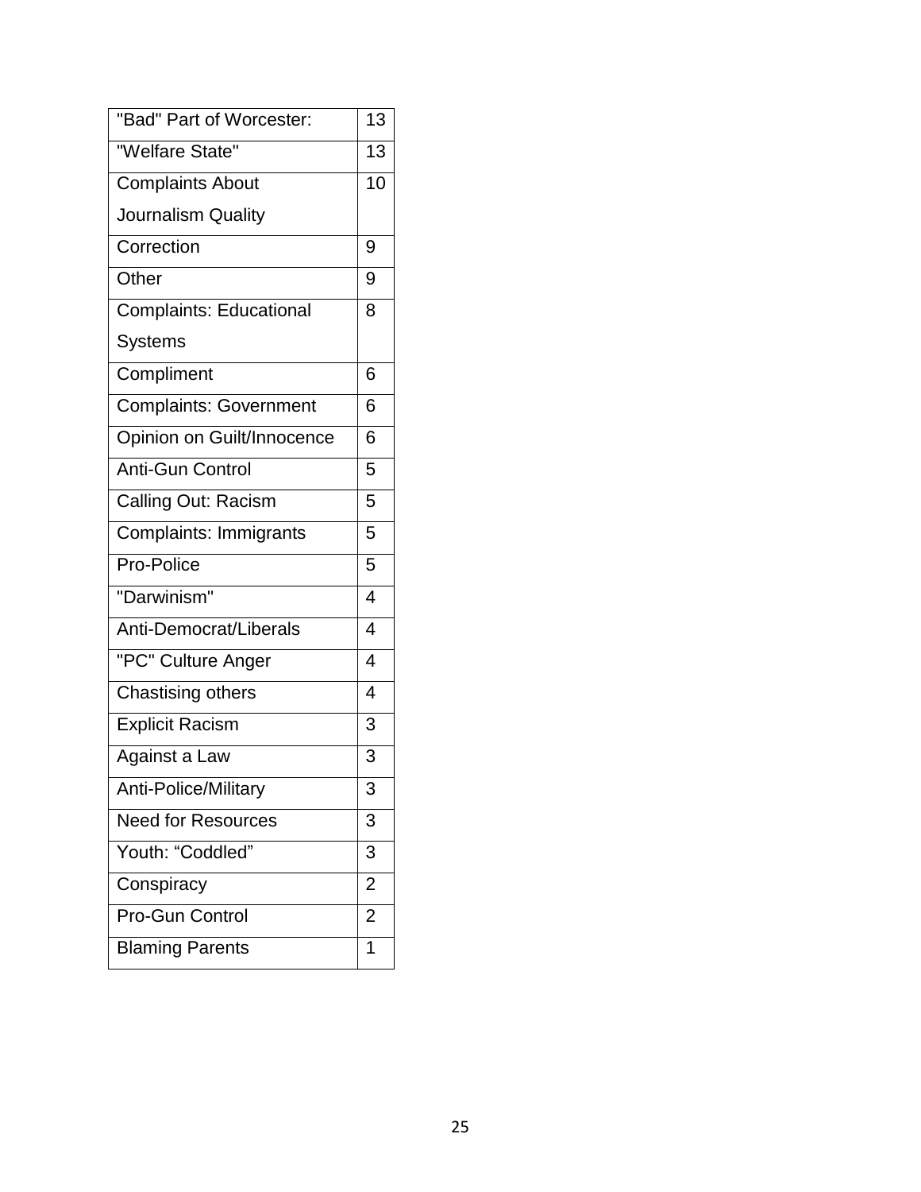| "Bad" Part of Worcester: | 13 |
|---|---|
| "Welfare State" | 13 |
| Complaints About Journalism Quality | 10 |
| Correction | 9 |
| Other | 9 |
| Complaints: Educational Systems | 8 |
| Compliment | 6 |
| Complaints: Government | 6 |
| Opinion on Guilt/Innocence | 6 |
| Anti-Gun Control | 5 |
| Calling Out: Racism | 5 |
| Complaints: Immigrants | 5 |
| Pro-Police | 5 |
| "Darwinism" | 4 |
| Anti-Democrat/Liberals | 4 |
| "PC" Culture Anger | 4 |
| Chastising others | 4 |
| Explicit Racism | 3 |
| Against a Law | 3 |
| Anti-Police/Military | 3 |
| Need for Resources | 3 |
| Youth: “Coddled” | 3 |
| Conspiracy | 2 |
| Pro-Gun Control | 2 |
| Blaming Parents | 1 |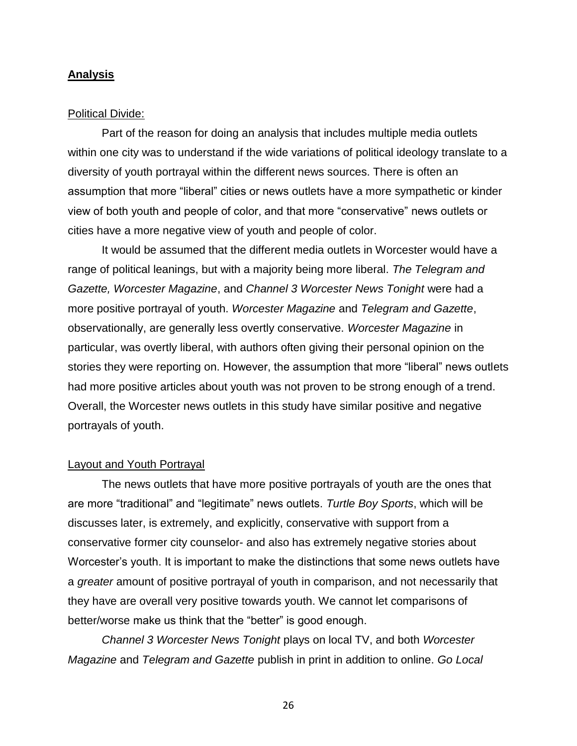## **Analysis**

Political Divide:

Part of the reason for doing an analysis that includes multiple media outlets within one city was to understand if the wide variations of political ideology translate to a diversity of youth portrayal within the different news sources. There is often an assumption that more "liberal" cities or news outlets have a more sympathetic or kinder view of both youth and people of color, and that more "conservative" news outlets or cities have a more negative view of youth and people of color.

It would be assumed that the different media outlets in Worcester would have a range of political leanings, but with a majority being more liberal. *The Telegram and Gazette, Worcester Magazine*, and *Channel 3 Worcester News Tonight* were had a more positive portrayal of youth. *Worcester Magazine* and *Telegram and Gazette*, observationally, are generally less overtly conservative. *Worcester Magazine* in particular, was overtly liberal, with authors often giving their personal opinion on the stories they were reporting on. However, the assumption that more "liberal" news outlets had more positive articles about youth was not proven to be strong enough of a trend. Overall, the Worcester news outlets in this study have similar positive and negative portrayals of youth.

Layout and Youth Portrayal

The news outlets that have more positive portrayals of youth are the ones that are more "traditional" and "legitimate" news outlets. *Turtle Boy Sports*, which will be discusses later, is extremely, and explicitly, conservative with support from a conservative former city counselor- and also has extremely negative stories about Worcester's youth. It is important to make the distinctions that some news outlets have a *greater* amount of positive portrayal of youth in comparison, and not necessarily that they have are overall very positive towards youth. We cannot let comparisons of better/worse make us think that the "better" is good enough.

*Channel 3 Worcester News Tonight* plays on local TV, and both *Worcester Magazine* and *Telegram and Gazette* publish in print in addition to online. *Go Local*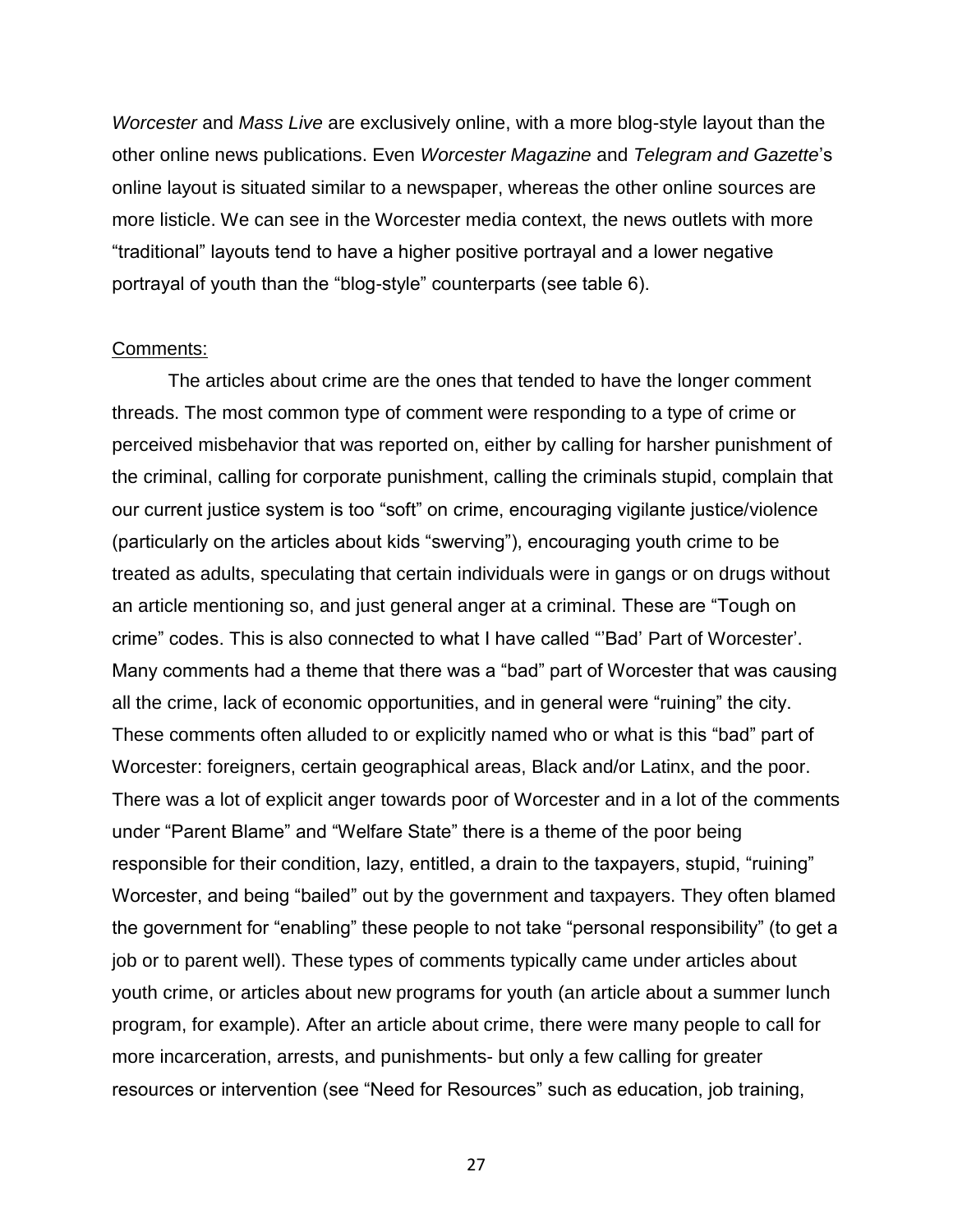*Worcester* and *Mass Live* are exclusively online, with a more blog-style layout than the other online news publications. Even *Worcester Magazine* and *Telegram and Gazette*'s online layout is situated similar to a newspaper, whereas the other online sources are more listicle. We can see in the Worcester media context, the news outlets with more "traditional" layouts tend to have a higher positive portrayal and a lower negative portrayal of youth than the "blog-style" counterparts (see table 6).

<u>Comments:</u>

The articles about crime are the ones that tended to have the longer comment threads. The most common type of comment were responding to a type of crime or perceived misbehavior that was reported on, either by calling for harsher punishment of the criminal, calling for corporate punishment, calling the criminals stupid, complain that our current justice system is too "soft" on crime, encouraging vigilante justice/violence (particularly on the articles about kids "swerving"), encouraging youth crime to be treated as adults, speculating that certain individuals were in gangs or on drugs without an article mentioning so, and just general anger at a criminal. These are "Tough on crime" codes. This is also connected to what I have called "'Bad' Part of Worcester'. Many comments had a theme that there was a "bad" part of Worcester that was causing all the crime, lack of economic opportunities, and in general were "ruining" the city. These comments often alluded to or explicitly named who or what is this "bad" part of Worcester: foreigners, certain geographical areas, Black and/or Latinx, and the poor. There was a lot of explicit anger towards poor of Worcester and in a lot of the comments under "Parent Blame" and "Welfare State" there is a theme of the poor being responsible for their condition, lazy, entitled, a drain to the taxpayers, stupid, "ruining" Worcester, and being "bailed" out by the government and taxpayers. They often blamed the government for "enabling" these people to not take "personal responsibility" (to get a job or to parent well). These types of comments typically came under articles about youth crime, or articles about new programs for youth (an article about a summer lunch program, for example). After an article about crime, there were many people to call for more incarceration, arrests, and punishments- but only a few calling for greater resources or intervention (see "Need for Resources" such as education, job training,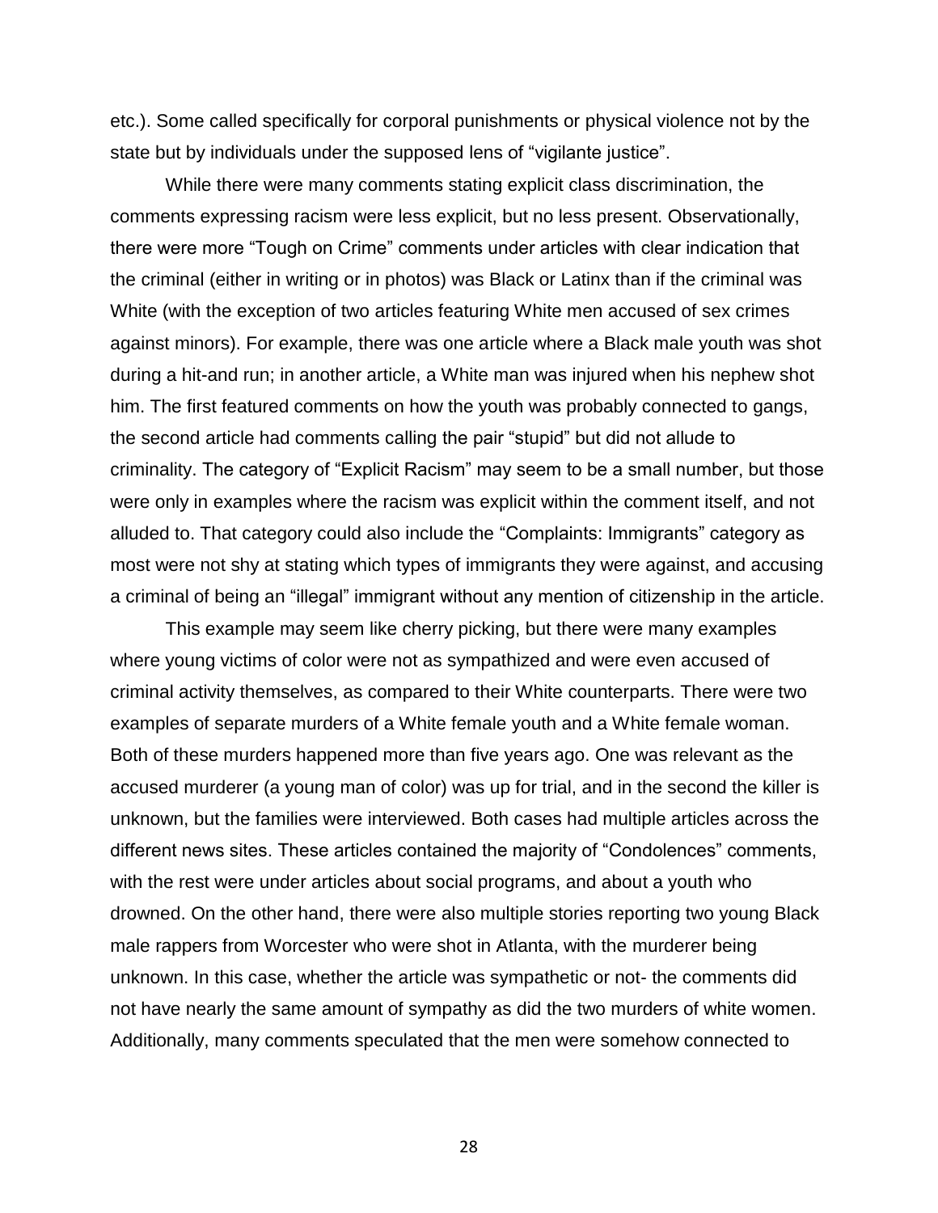etc.). Some called specifically for corporal punishments or physical violence not by the state but by individuals under the supposed lens of "vigilante justice".

While there were many comments stating explicit class discrimination, the comments expressing racism were less explicit, but no less present. Observationally, there were more "Tough on Crime" comments under articles with clear indication that the criminal (either in writing or in photos) was Black or Latinx than if the criminal was White (with the exception of two articles featuring White men accused of sex crimes against minors). For example, there was one article where a Black male youth was shot during a hit-and run; in another article, a White man was injured when his nephew shot him. The first featured comments on how the youth was probably connected to gangs, the second article had comments calling the pair "stupid" but did not allude to criminality. The category of "Explicit Racism" may seem to be a small number, but those were only in examples where the racism was explicit within the comment itself, and not alluded to. That category could also include the "Complaints: Immigrants" category as most were not shy at stating which types of immigrants they were against, and accusing a criminal of being an "illegal" immigrant without any mention of citizenship in the article.

This example may seem like cherry picking, but there were many examples where young victims of color were not as sympathized and were even accused of criminal activity themselves, as compared to their White counterparts. There were two examples of separate murders of a White female youth and a White female woman. Both of these murders happened more than five years ago. One was relevant as the accused murderer (a young man of color) was up for trial, and in the second the killer is unknown, but the families were interviewed. Both cases had multiple articles across the different news sites. These articles contained the majority of "Condolences" comments, with the rest were under articles about social programs, and about a youth who drowned. On the other hand, there were also multiple stories reporting two young Black male rappers from Worcester who were shot in Atlanta, with the murderer being unknown. In this case, whether the article was sympathetic or not- the comments did not have nearly the same amount of sympathy as did the two murders of white women. Additionally, many comments speculated that the men were somehow connected to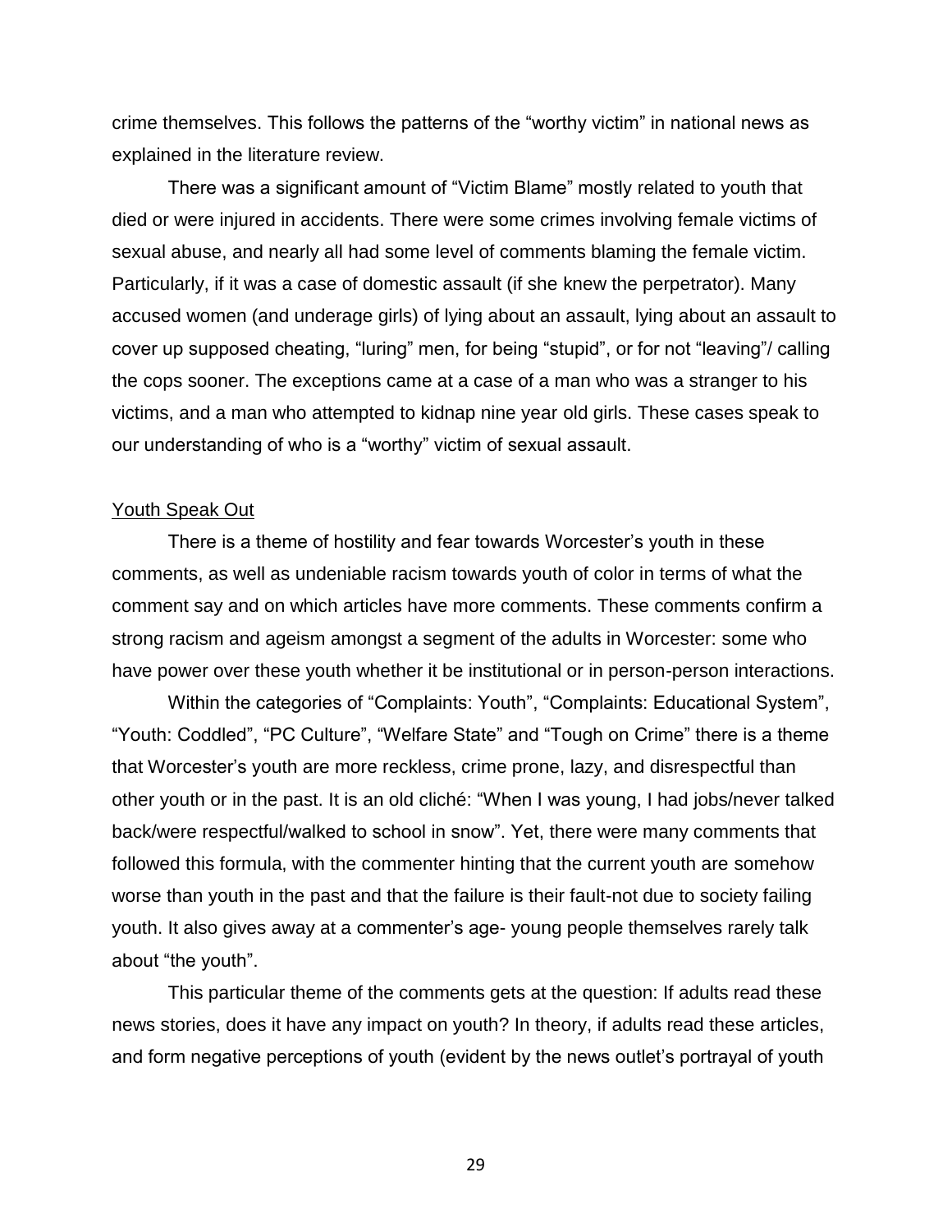crime themselves. This follows the patterns of the "worthy victim" in national news as explained in the literature review.

There was a significant amount of "Victim Blame" mostly related to youth that died or were injured in accidents. There were some crimes involving female victims of sexual abuse, and nearly all had some level of comments blaming the female victim. Particularly, if it was a case of domestic assault (if she knew the perpetrator). Many accused women (and underage girls) of lying about an assault, lying about an assault to cover up supposed cheating, "luring" men, for being "stupid", or for not "leaving"/ calling the cops sooner. The exceptions came at a case of a man who was a stranger to his victims, and a man who attempted to kidnap nine year old girls. These cases speak to our understanding of who is a "worthy" victim of sexual assault.

<u>Youth Speak Out</u>

There is a theme of hostility and fear towards Worcester's youth in these comments, as well as undeniable racism towards youth of color in terms of what the comment say and on which articles have more comments. These comments confirm a strong racism and ageism amongst a segment of the adults in Worcester: some who have power over these youth whether it be institutional or in person-person interactions.

Within the categories of "Complaints: Youth", "Complaints: Educational System", "Youth: Coddled", "PC Culture", "Welfare State" and "Tough on Crime" there is a theme that Worcester's youth are more reckless, crime prone, lazy, and disrespectful than other youth or in the past. It is an old cliché: "When I was young, I had jobs/never talked back/were respectful/walked to school in snow". Yet, there were many comments that followed this formula, with the commenter hinting that the current youth are somehow worse than youth in the past and that the failure is their fault-not due to society failing youth. It also gives away at a commenter's age- young people themselves rarely talk about "the youth".

This particular theme of the comments gets at the question: If adults read these news stories, does it have any impact on youth? In theory, if adults read these articles, and form negative perceptions of youth (evident by the news outlet's portrayal of youth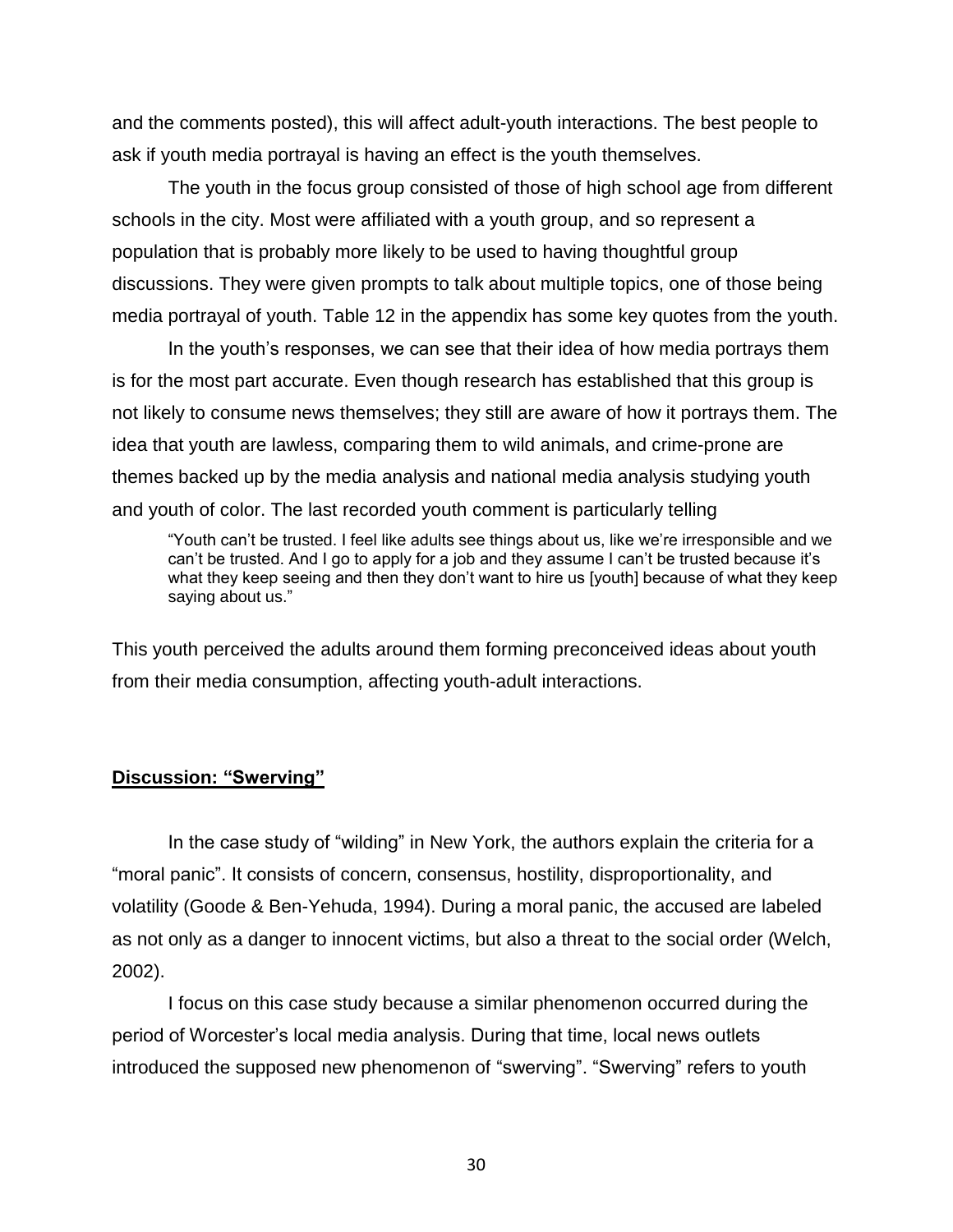and the comments posted), this will affect adult-youth interactions. The best people to ask if youth media portrayal is having an effect is the youth themselves.

The youth in the focus group consisted of those of high school age from different schools in the city. Most were affiliated with a youth group, and so represent a population that is probably more likely to be used to having thoughtful group discussions. They were given prompts to talk about multiple topics, one of those being media portrayal of youth. Table 12 in the appendix has some key quotes from the youth.

In the youth's responses, we can see that their idea of how media portrays them is for the most part accurate. Even though research has established that this group is not likely to consume news themselves; they still are aware of how it portrays them. The idea that youth are lawless, comparing them to wild animals, and crime-prone are themes backed up by the media analysis and national media analysis studying youth and youth of color. The last recorded youth comment is particularly telling

> "Youth can't be trusted. I feel like adults see things about us, like we're irresponsible and we can't be trusted. And I go to apply for a job and they assume I can't be trusted because it's what they keep seeing and then they don't want to hire us [youth] because of what they keep saying about us."

This youth perceived the adults around them forming preconceived ideas about youth from their media consumption, affecting youth-adult interactions.

## Discussion: "Swerving"

In the case study of "wilding" in New York, the authors explain the criteria for a "moral panic". It consists of concern, consensus, hostility, disproportionality, and volatility (Goode & Ben-Yehuda, 1994). During a moral panic, the accused are labeled as not only as a danger to innocent victims, but also a threat to the social order (Welch, 2002).

I focus on this case study because a similar phenomenon occurred during the period of Worcester's local media analysis. During that time, local news outlets introduced the supposed new phenomenon of "swerving". "Swerving" refers to youth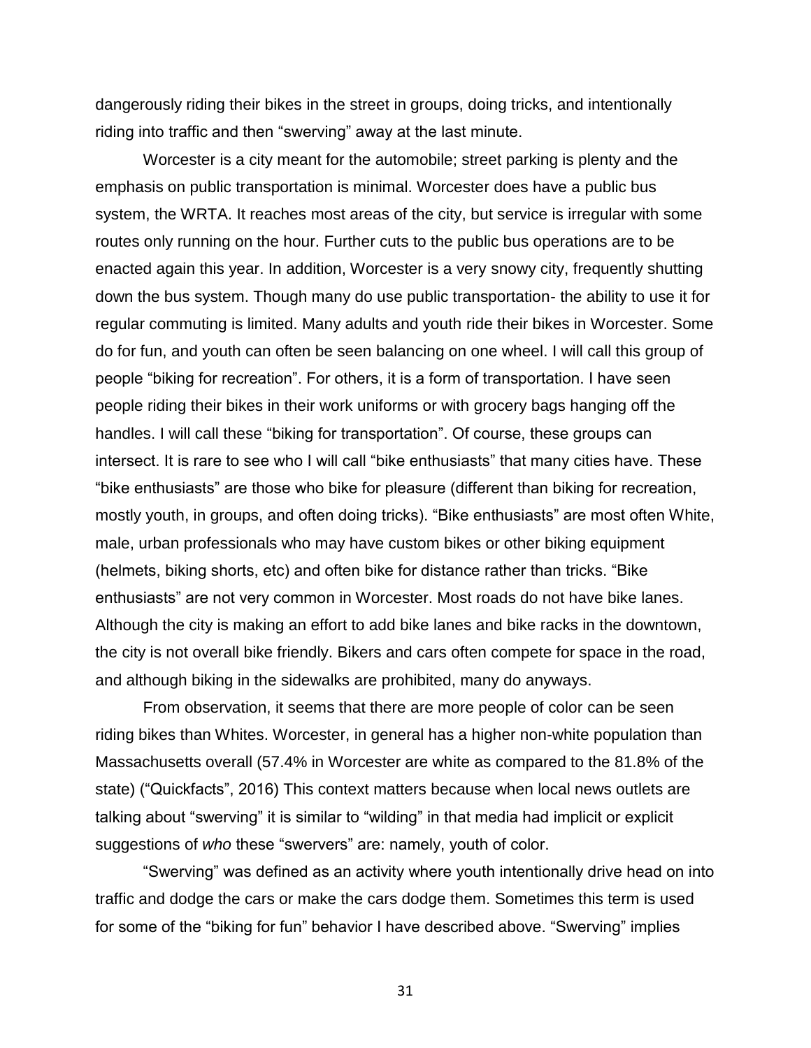dangerously riding their bikes in the street in groups, doing tricks, and intentionally riding into traffic and then "swerving" away at the last minute.

Worcester is a city meant for the automobile; street parking is plenty and the emphasis on public transportation is minimal. Worcester does have a public bus system, the WRTA. It reaches most areas of the city, but service is irregular with some routes only running on the hour. Further cuts to the public bus operations are to be enacted again this year. In addition, Worcester is a very snowy city, frequently shutting down the bus system. Though many do use public transportation- the ability to use it for regular commuting is limited. Many adults and youth ride their bikes in Worcester. Some do for fun, and youth can often be seen balancing on one wheel. I will call this group of people "biking for recreation". For others, it is a form of transportation. I have seen people riding their bikes in their work uniforms or with grocery bags hanging off the handles. I will call these "biking for transportation". Of course, these groups can intersect. It is rare to see who I will call "bike enthusiasts" that many cities have. These "bike enthusiasts" are those who bike for pleasure (different than biking for recreation, mostly youth, in groups, and often doing tricks). "Bike enthusiasts" are most often White, male, urban professionals who may have custom bikes or other biking equipment (helmets, biking shorts, etc) and often bike for distance rather than tricks. "Bike enthusiasts" are not very common in Worcester. Most roads do not have bike lanes. Although the city is making an effort to add bike lanes and bike racks in the downtown, the city is not overall bike friendly. Bikers and cars often compete for space in the road, and although biking in the sidewalks are prohibited, many do anyways.

From observation, it seems that there are more people of color can be seen riding bikes than Whites. Worcester, in general has a higher non-white population than Massachusetts overall (57.4% in Worcester are white as compared to the 81.8% of the state) ("Quickfacts", 2016) This context matters because when local news outlets are talking about "swerving" it is similar to "wilding" in that media had implicit or explicit suggestions of *who* these "swervers" are: namely, youth of color.

"Swerving" was defined as an activity where youth intentionally drive head on into traffic and dodge the cars or make the cars dodge them. Sometimes this term is used for some of the "biking for fun" behavior I have described above. "Swerving" implies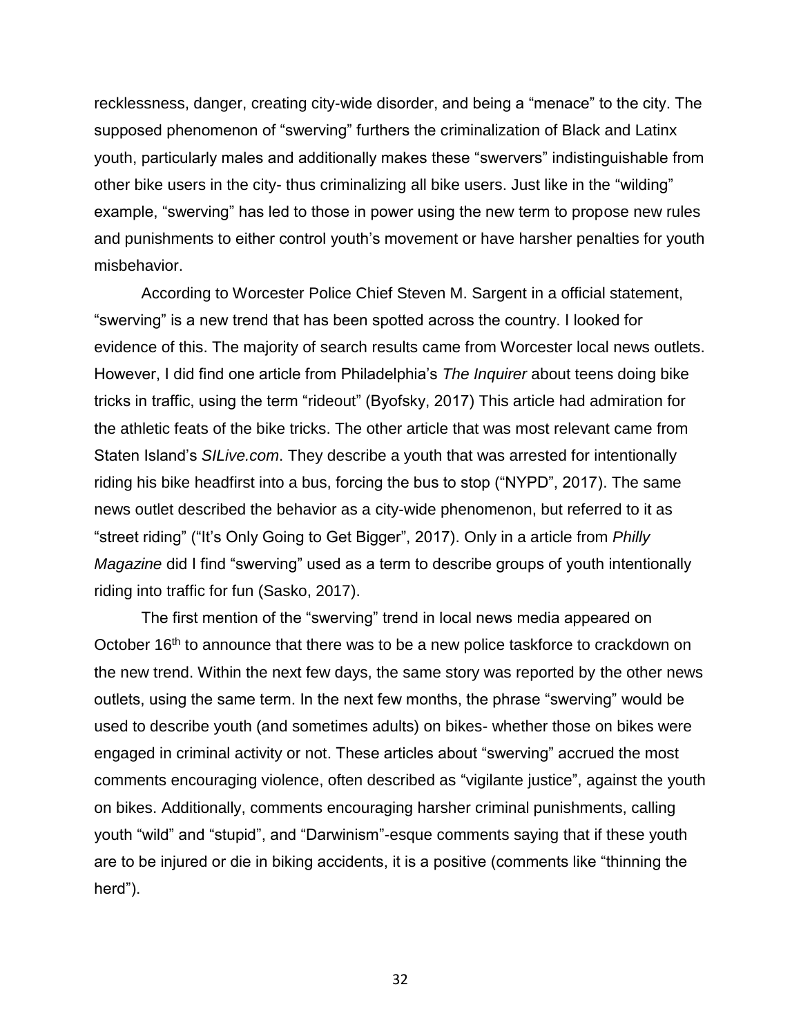recklessness, danger, creating city-wide disorder, and being a "menace" to the city. The supposed phenomenon of "swerving" furthers the criminalization of Black and Latinx youth, particularly males and additionally makes these "swervers" indistinguishable from other bike users in the city- thus criminalizing all bike users. Just like in the "wilding" example, "swerving" has led to those in power using the new term to propose new rules and punishments to either control youth's movement or have harsher penalties for youth misbehavior.

According to Worcester Police Chief Steven M. Sargent in a official statement, "swerving" is a new trend that has been spotted across the country. I looked for evidence of this. The majority of search results came from Worcester local news outlets. However, I did find one article from Philadelphia's *The Inquirer* about teens doing bike tricks in traffic, using the term "rideout" (Byofsky, 2017) This article had admiration for the athletic feats of the bike tricks. The other article that was most relevant came from Staten Island's *SILive.com*. They describe a youth that was arrested for intentionally riding his bike headfirst into a bus, forcing the bus to stop ("NYPD", 2017). The same news outlet described the behavior as a city-wide phenomenon, but referred to it as "street riding" ("It's Only Going to Get Bigger", 2017). Only in a article from *Philly Magazine* did I find "swerving" used as a term to describe groups of youth intentionally riding into traffic for fun (Sasko, 2017).

The first mention of the "swerving" trend in local news media appeared on October 16th to announce that there was to be a new police taskforce to crackdown on the new trend. Within the next few days, the same story was reported by the other news outlets, using the same term. In the next few months, the phrase "swerving" would be used to describe youth (and sometimes adults) on bikes- whether those on bikes were engaged in criminal activity or not. These articles about "swerving" accrued the most comments encouraging violence, often described as "vigilante justice", against the youth on bikes. Additionally, comments encouraging harsher criminal punishments, calling youth "wild" and "stupid", and "Darwinism"-esque comments saying that if these youth are to be injured or die in biking accidents, it is a positive (comments like "thinning the herd").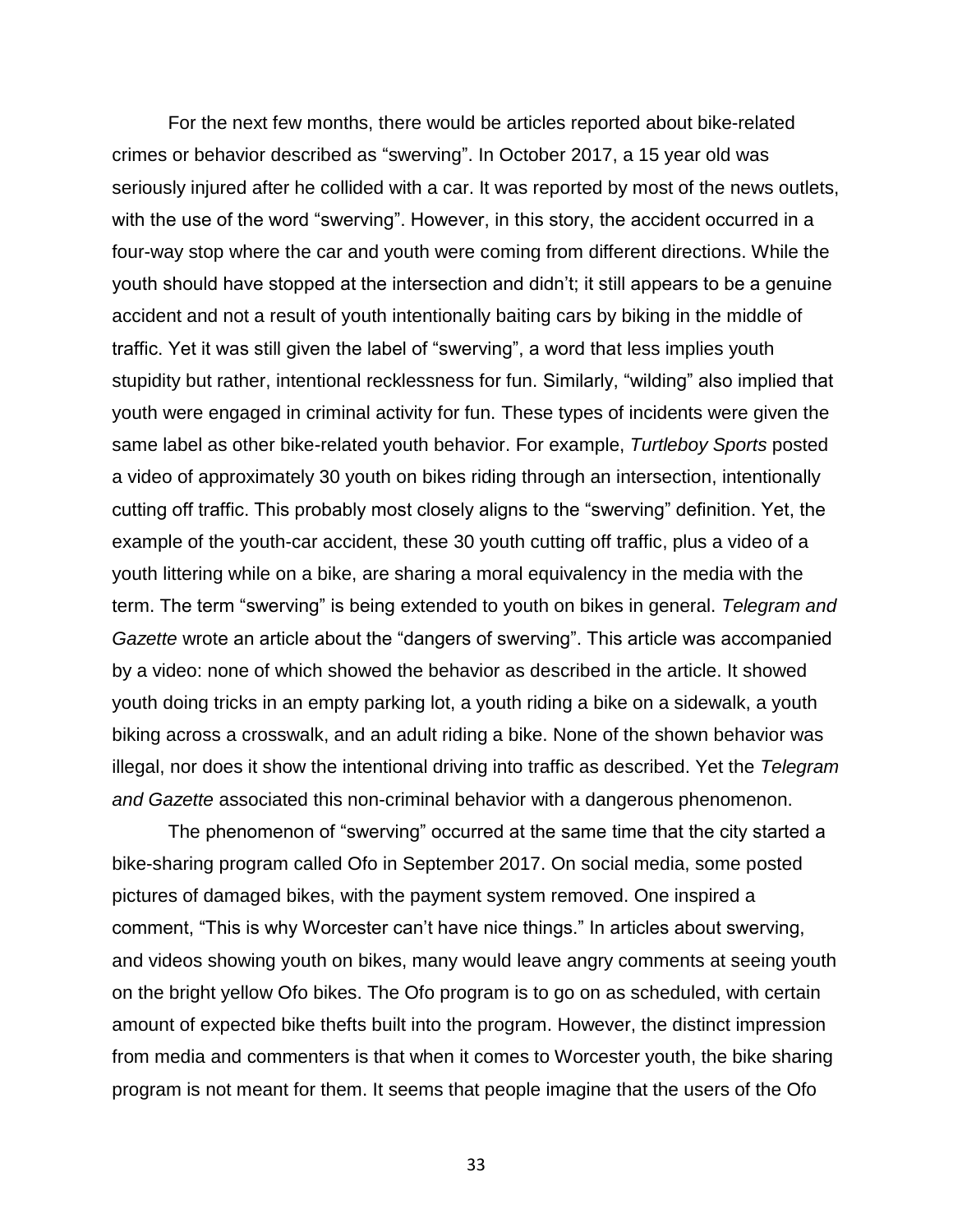For the next few months, there would be articles reported about bike-related crimes or behavior described as "swerving". In October 2017, a 15 year old was seriously injured after he collided with a car. It was reported by most of the news outlets, with the use of the word "swerving". However, in this story, the accident occurred in a four-way stop where the car and youth were coming from different directions. While the youth should have stopped at the intersection and didn't; it still appears to be a genuine accident and not a result of youth intentionally baiting cars by biking in the middle of traffic. Yet it was still given the label of "swerving", a word that less implies youth stupidity but rather, intentional recklessness for fun. Similarly, "wilding" also implied that youth were engaged in criminal activity for fun. These types of incidents were given the same label as other bike-related youth behavior. For example, *Turtleboy Sports* posted a video of approximately 30 youth on bikes riding through an intersection, intentionally cutting off traffic. This probably most closely aligns to the "swerving" definition. Yet, the example of the youth-car accident, these 30 youth cutting off traffic, plus a video of a youth littering while on a bike, are sharing a moral equivalency in the media with the term. The term "swerving" is being extended to youth on bikes in general. *Telegram and Gazette* wrote an article about the "dangers of swerving". This article was accompanied by a video: none of which showed the behavior as described in the article. It showed youth doing tricks in an empty parking lot, a youth riding a bike on a sidewalk, a youth biking across a crosswalk, and an adult riding a bike. None of the shown behavior was illegal, nor does it show the intentional driving into traffic as described. Yet the *Telegram and Gazette* associated this non-criminal behavior with a dangerous phenomenon.

The phenomenon of "swerving" occurred at the same time that the city started a bike-sharing program called Ofo in September 2017. On social media, some posted pictures of damaged bikes, with the payment system removed. One inspired a comment, "This is why Worcester can't have nice things." In articles about swerving, and videos showing youth on bikes, many would leave angry comments at seeing youth on the bright yellow Ofo bikes. The Ofo program is to go on as scheduled, with certain amount of expected bike thefts built into the program. However, the distinct impression from media and commenters is that when it comes to Worcester youth, the bike sharing program is not meant for them. It seems that people imagine that the users of the Ofo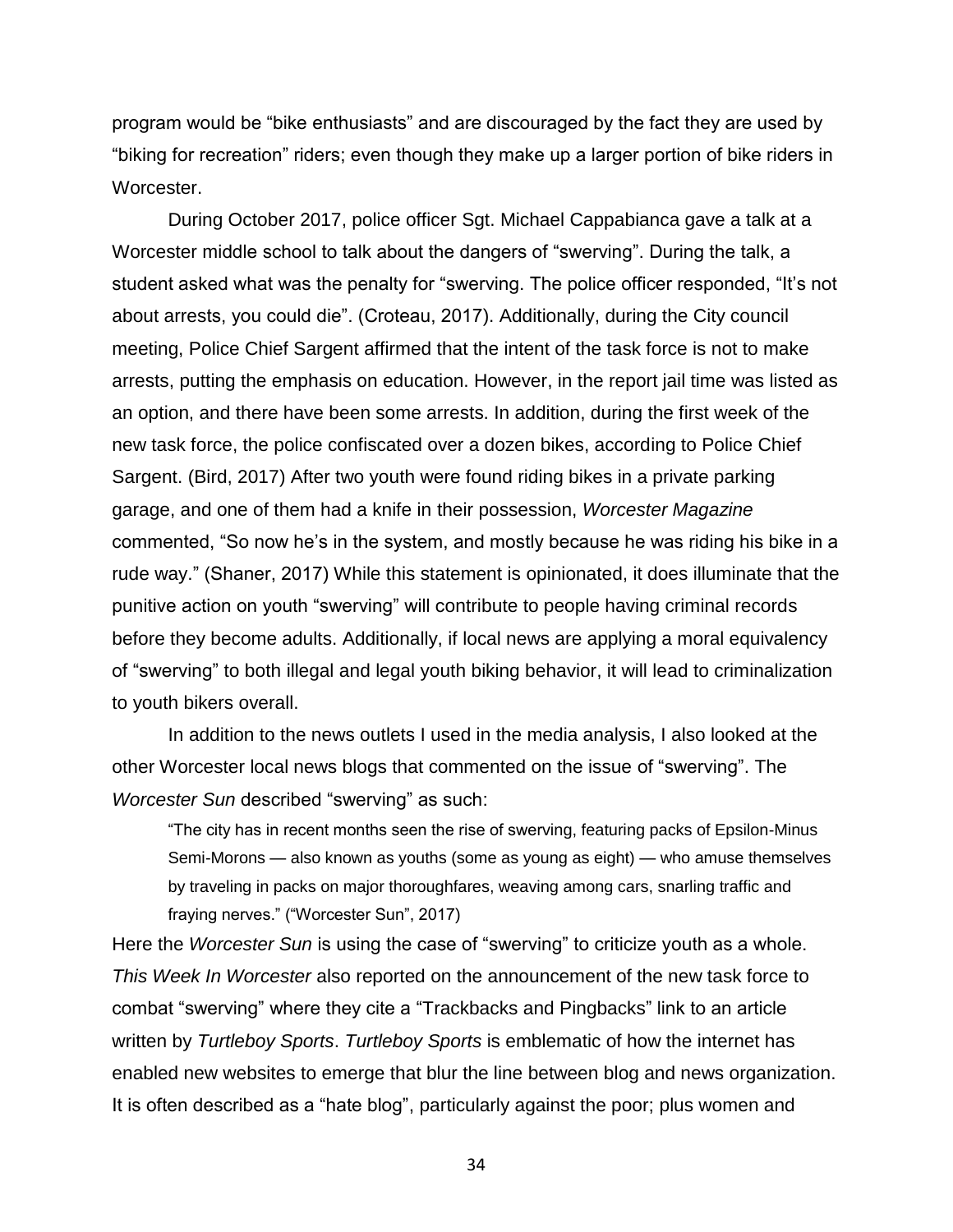program would be "bike enthusiasts" and are discouraged by the fact they are used by "biking for recreation" riders; even though they make up a larger portion of bike riders in Worcester.

During October 2017, police officer Sgt. Michael Cappabianca gave a talk at a Worcester middle school to talk about the dangers of "swerving". During the talk, a student asked what was the penalty for "swerving. The police officer responded, "It's not about arrests, you could die". (Croteau, 2017). Additionally, during the City council meeting, Police Chief Sargent affirmed that the intent of the task force is not to make arrests, putting the emphasis on education. However, in the report jail time was listed as an option, and there have been some arrests. In addition, during the first week of the new task force, the police confiscated over a dozen bikes, according to Police Chief Sargent. (Bird, 2017) After two youth were found riding bikes in a private parking garage, and one of them had a knife in their possession, *Worcester Magazine* commented, "So now he's in the system, and mostly because he was riding his bike in a rude way." (Shaner, 2017) While this statement is opinionated, it does illuminate that the punitive action on youth "swerving" will contribute to people having criminal records before they become adults. Additionally, if local news are applying a moral equivalency of "swerving" to both illegal and legal youth biking behavior, it will lead to criminalization to youth bikers overall.

In addition to the news outlets I used in the media analysis, I also looked at the other Worcester local news blogs that commented on the issue of "swerving". The *Worcester Sun* described "swerving" as such:

> "The city has in recent months seen the rise of swerving, featuring packs of Epsilon-Minus Semi-Morons — also known as youths (some as young as eight) — who amuse themselves by traveling in packs on major thoroughfares, weaving among cars, snarling traffic and fraying nerves." ("Worcester Sun", 2017)

Here the *Worcester Sun* is using the case of "swerving" to criticize youth as a whole. *This Week In Worcester* also reported on the announcement of the new task force to combat "swerving" where they cite a "Trackbacks and Pingbacks" link to an article written by *Turtleboy Sports*. *Turtleboy Sports* is emblematic of how the internet has enabled new websites to emerge that blur the line between blog and news organization. It is often described as a "hate blog", particularly against the poor; plus women and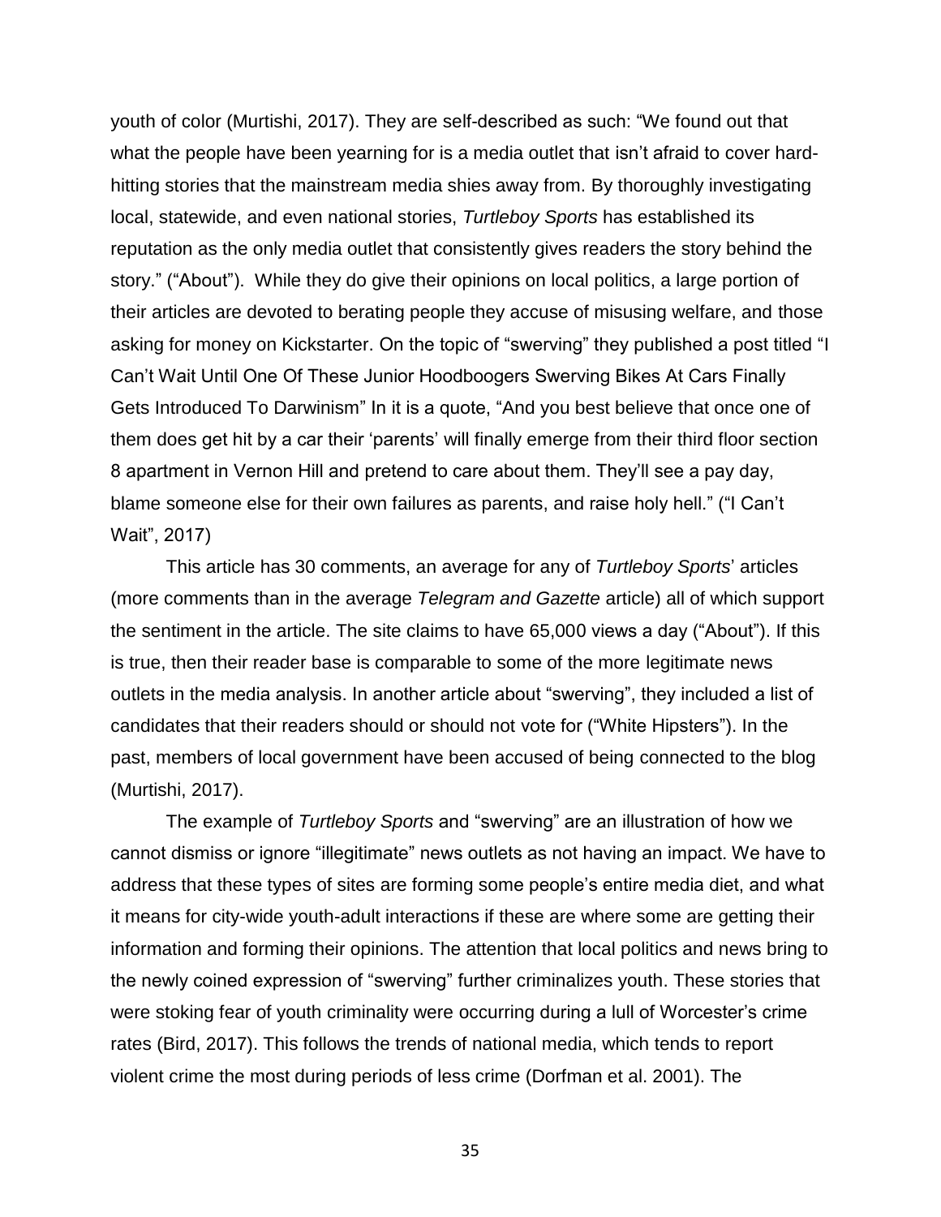youth of color (Murtishi, 2017). They are self-described as such: "We found out that what the people have been yearning for is a media outlet that isn't afraid to cover hard-hitting stories that the mainstream media shies away from. By thoroughly investigating local, statewide, and even national stories, *Turtleboy Sports* has established its reputation as the only media outlet that consistently gives readers the story behind the story." ("About"). While they do give their opinions on local politics, a large portion of their articles are devoted to berating people they accuse of misusing welfare, and those asking for money on Kickstarter. On the topic of "swerving" they published a post titled "I Can't Wait Until One Of These Junior Hoodboogers Swerving Bikes At Cars Finally Gets Introduced To Darwinism" In it is a quote, "And you best believe that once one of them does get hit by a car their 'parents' will finally emerge from their third floor section 8 apartment in Vernon Hill and pretend to care about them. They'll see a pay day, blame someone else for their own failures as parents, and raise holy hell." ("I Can't Wait", 2017)

This article has 30 comments, an average for any of *Turtleboy Sports*' articles (more comments than in the average *Telegram and Gazette* article) all of which support the sentiment in the article. The site claims to have 65,000 views a day ("About"). If this is true, then their reader base is comparable to some of the more legitimate news outlets in the media analysis. In another article about "swerving", they included a list of candidates that their readers should or should not vote for ("White Hipsters"). In the past, members of local government have been accused of being connected to the blog (Murtishi, 2017).

The example of *Turtleboy Sports* and "swerving" are an illustration of how we cannot dismiss or ignore "illegitimate" news outlets as not having an impact. We have to address that these types of sites are forming some people's entire media diet, and what it means for city-wide youth-adult interactions if these are where some are getting their information and forming their opinions. The attention that local politics and news bring to the newly coined expression of "swerving" further criminalizes youth. These stories that were stoking fear of youth criminality were occurring during a lull of Worcester's crime rates (Bird, 2017). This follows the trends of national media, which tends to report violent crime the most during periods of less crime (Dorfman et al. 2001). The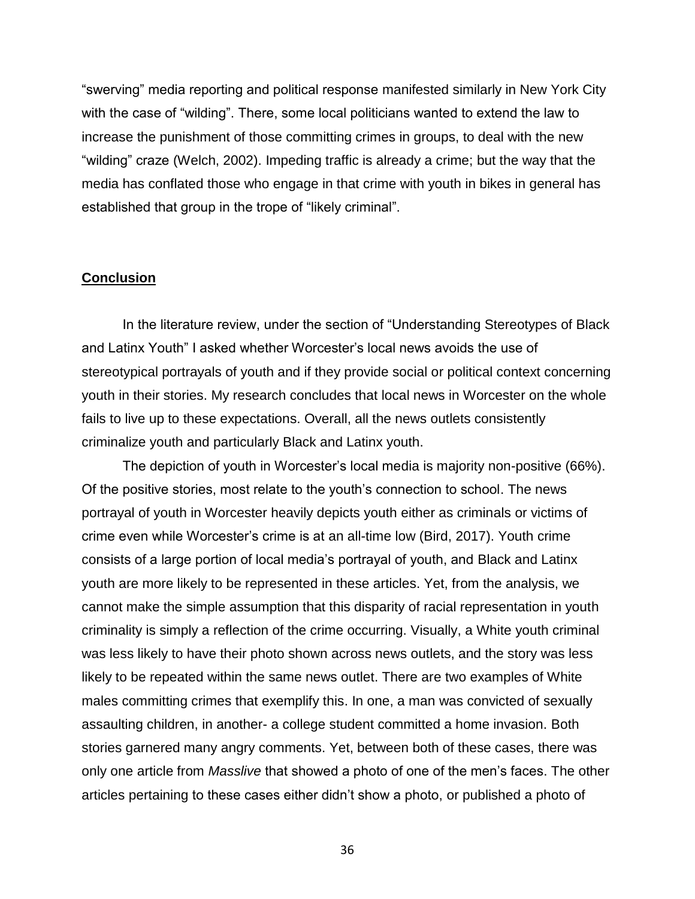"swerving" media reporting and political response manifested similarly in New York City with the case of "wilding". There, some local politicians wanted to extend the law to increase the punishment of those committing crimes in groups, to deal with the new "wilding" craze (Welch, 2002). Impeding traffic is already a crime; but the way that the media has conflated those who engage in that crime with youth in bikes in general has established that group in the trope of "likely criminal".

## Conclusion

In the literature review, under the section of "Understanding Stereotypes of Black and Latinx Youth" I asked whether Worcester's local news avoids the use of stereotypical portrayals of youth and if they provide social or political context concerning youth in their stories. My research concludes that local news in Worcester on the whole fails to live up to these expectations. Overall, all the news outlets consistently criminalize youth and particularly Black and Latinx youth.

The depiction of youth in Worcester's local media is majority non-positive (66%). Of the positive stories, most relate to the youth's connection to school. The news portrayal of youth in Worcester heavily depicts youth either as criminals or victims of crime even while Worcester's crime is at an all-time low (Bird, 2017). Youth crime consists of a large portion of local media's portrayal of youth, and Black and Latinx youth are more likely to be represented in these articles. Yet, from the analysis, we cannot make the simple assumption that this disparity of racial representation in youth criminality is simply a reflection of the crime occurring. Visually, a White youth criminal was less likely to have their photo shown across news outlets, and the story was less likely to be repeated within the same news outlet. There are two examples of White males committing crimes that exemplify this. In one, a man was convicted of sexually assaulting children, in another- a college student committed a home invasion. Both stories garnered many angry comments. Yet, between both of these cases, there was only one article from *Masslive* that showed a photo of one of the men's faces. The other articles pertaining to these cases either didn't show a photo, or published a photo of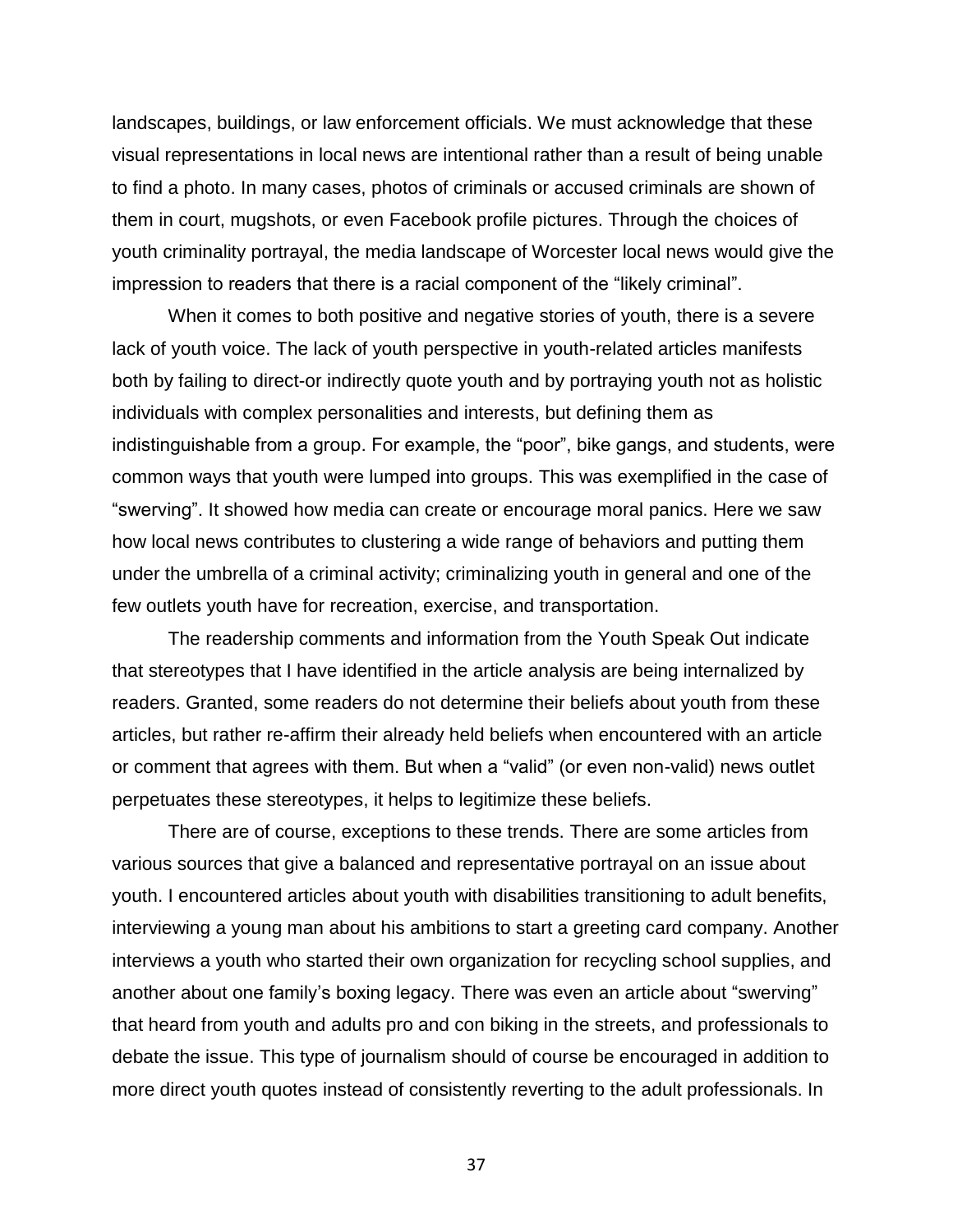landscapes, buildings, or law enforcement officials. We must acknowledge that these visual representations in local news are intentional rather than a result of being unable to find a photo. In many cases, photos of criminals or accused criminals are shown of them in court, mugshots, or even Facebook profile pictures. Through the choices of youth criminality portrayal, the media landscape of Worcester local news would give the impression to readers that there is a racial component of the “likely criminal”.

When it comes to both positive and negative stories of youth, there is a severe lack of youth voice. The lack of youth perspective in youth-related articles manifests both by failing to direct-or indirectly quote youth and by portraying youth not as holistic individuals with complex personalities and interests, but defining them as indistinguishable from a group. For example, the “poor”, bike gangs, and students, were common ways that youth were lumped into groups. This was exemplified in the case of “swerving”. It showed how media can create or encourage moral panics. Here we saw how local news contributes to clustering a wide range of behaviors and putting them under the umbrella of a criminal activity; criminalizing youth in general and one of the few outlets youth have for recreation, exercise, and transportation.

The readership comments and information from the Youth Speak Out indicate that stereotypes that I have identified in the article analysis are being internalized by readers. Granted, some readers do not determine their beliefs about youth from these articles, but rather re-affirm their already held beliefs when encountered with an article or comment that agrees with them. But when a “valid” (or even non-valid) news outlet perpetuates these stereotypes, it helps to legitimize these beliefs.

There are of course, exceptions to these trends. There are some articles from various sources that give a balanced and representative portrayal on an issue about youth. I encountered articles about youth with disabilities transitioning to adult benefits, interviewing a young man about his ambitions to start a greeting card company. Another interviews a youth who started their own organization for recycling school supplies, and another about one family’s boxing legacy. There was even an article about “swerving” that heard from youth and adults pro and con biking in the streets, and professionals to debate the issue. This type of journalism should of course be encouraged in addition to more direct youth quotes instead of consistently reverting to the adult professionals. In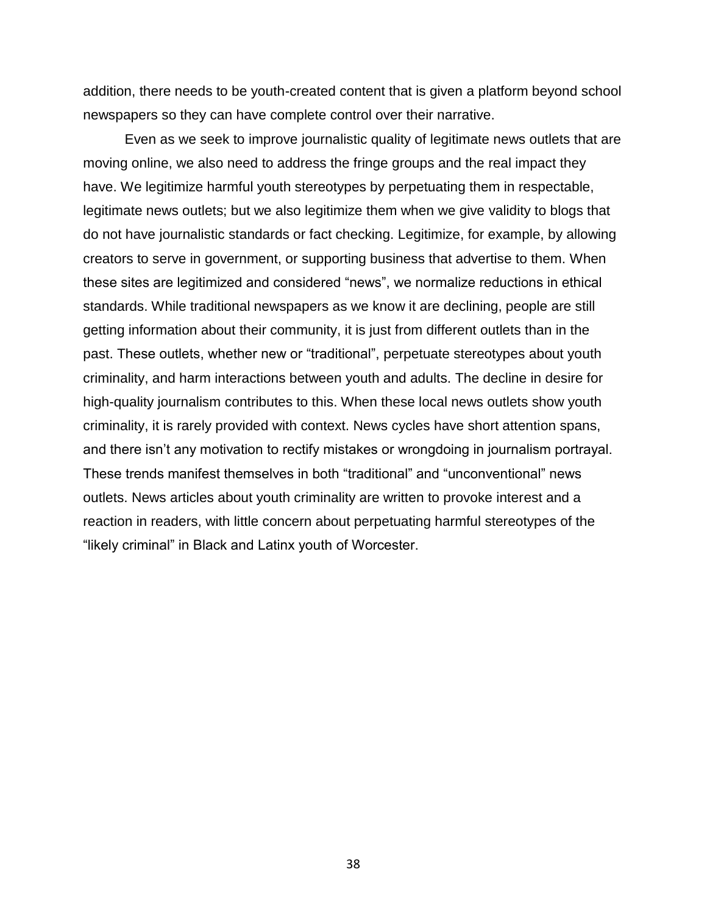addition, there needs to be youth-created content that is given a platform beyond school newspapers so they can have complete control over their narrative.

Even as we seek to improve journalistic quality of legitimate news outlets that are moving online, we also need to address the fringe groups and the real impact they have. We legitimize harmful youth stereotypes by perpetuating them in respectable, legitimate news outlets; but we also legitimize them when we give validity to blogs that do not have journalistic standards or fact checking. Legitimize, for example, by allowing creators to serve in government, or supporting business that advertise to them. When these sites are legitimized and considered “news”, we normalize reductions in ethical standards. While traditional newspapers as we know it are declining, people are still getting information about their community, it is just from different outlets than in the past. These outlets, whether new or “traditional”, perpetuate stereotypes about youth criminality, and harm interactions between youth and adults. The decline in desire for high-quality journalism contributes to this. When these local news outlets show youth criminality, it is rarely provided with context. News cycles have short attention spans, and there isn’t any motivation to rectify mistakes or wrongdoing in journalism portrayal. These trends manifest themselves in both “traditional” and “unconventional” news outlets. News articles about youth criminality are written to provoke interest and a reaction in readers, with little concern about perpetuating harmful stereotypes of the “likely criminal” in Black and Latinx youth of Worcester.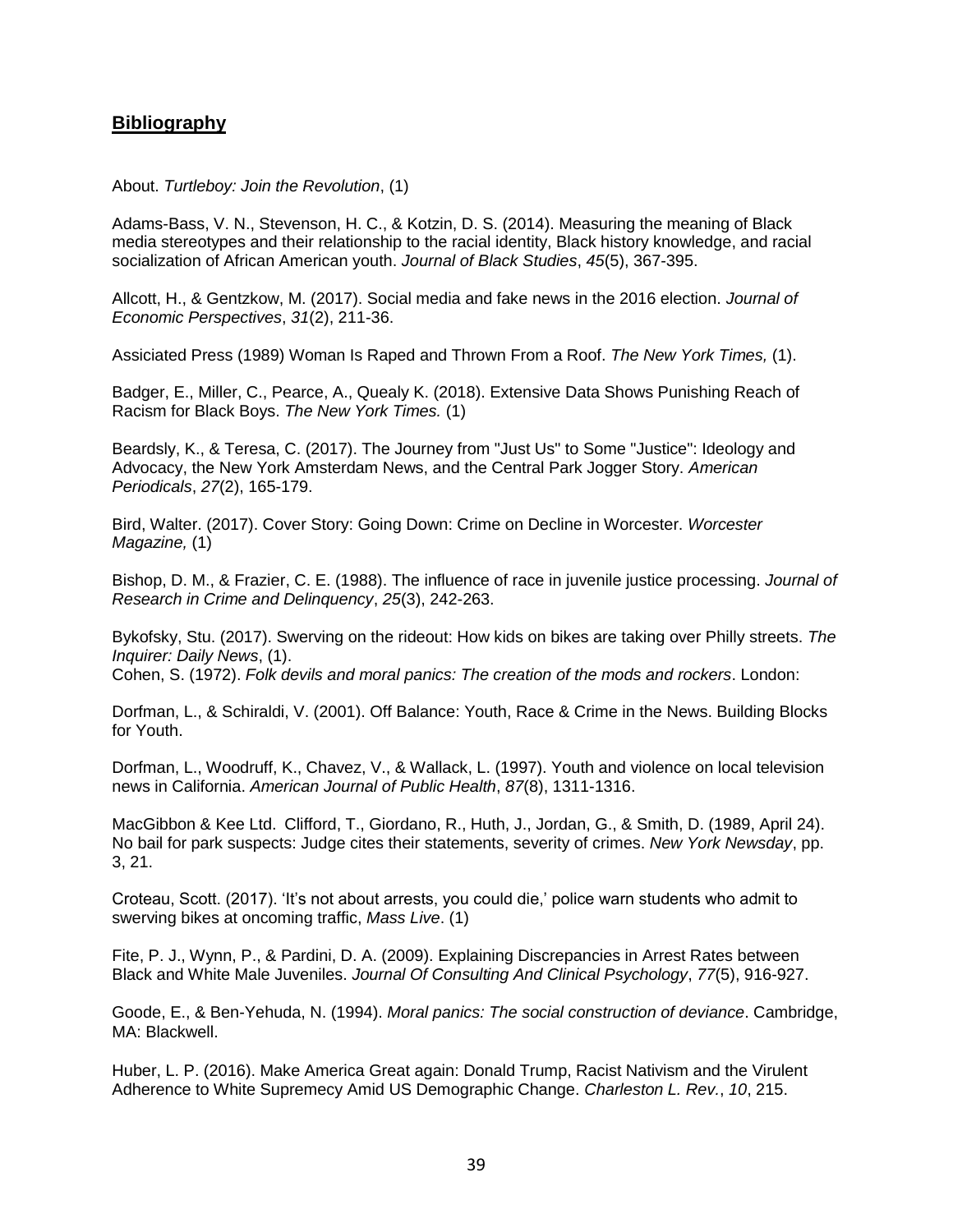## **Bibliography**

About. *Turtleboy: Join the Revolution*, (1)

Adams-Bass, V. N., Stevenson, H. C., & Kotzin, D. S. (2014). Measuring the meaning of Black media stereotypes and their relationship to the racial identity, Black history knowledge, and racial socialization of African American youth. *Journal of Black Studies*, *45*(5), 367-395.

Allcott, H., & Gentzkow, M. (2017). Social media and fake news in the 2016 election. *Journal of Economic Perspectives*, *31*(2), 211-36.

Assiciated Press (1989) Woman Is Raped and Thrown From a Roof. *The New York Times,* (1).

Badger, E., Miller, C., Pearce, A., Quealy K. (2018). Extensive Data Shows Punishing Reach of Racism for Black Boys. *The New York Times.* (1)

Beardsly, K., & Teresa, C. (2017). The Journey from "Just Us" to Some "Justice": Ideology and Advocacy, the New York Amsterdam News, and the Central Park Jogger Story. *American Periodicals*, *27*(2), 165-179.

Bird, Walter. (2017). Cover Story: Going Down: Crime on Decline in Worcester. *Worcester Magazine,* (1)

Bishop, D. M., & Frazier, C. E. (1988). The influence of race in juvenile justice processing. *Journal of Research in Crime and Delinquency*, *25*(3), 242-263.

Bykofsky, Stu. (2017). Swerving on the rideout: How kids on bikes are taking over Philly streets. *The Inquirer: Daily News*, (1).
Cohen, S. (1972). *Folk devils and moral panics: The creation of the mods and rockers*. London:

Dorfman, L., & Schiraldi, V. (2001). Off Balance: Youth, Race & Crime in the News. Building Blocks for Youth.

Dorfman, L., Woodruff, K., Chavez, V., & Wallack, L. (1997). Youth and violence on local television news in California. *American Journal of Public Health*, *87*(8), 1311-1316.

MacGibbon & Kee Ltd. Clifford, T., Giordano, R., Huth, J., Jordan, G., & Smith, D. (1989, April 24). No bail for park suspects: Judge cites their statements, severity of crimes. *New York Newsday*, pp. 3, 21.

Croteau, Scott. (2017). 'It's not about arrests, you could die,' police warn students who admit to swerving bikes at oncoming traffic, *Mass Live*. (1)

Fite, P. J., Wynn, P., & Pardini, D. A. (2009). Explaining Discrepancies in Arrest Rates between Black and White Male Juveniles. *Journal Of Consulting And Clinical Psychology*, *77*(5), 916-927.

Goode, E., & Ben-Yehuda, N. (1994). *Moral panics: The social construction of deviance*. Cambridge, MA: Blackwell.

Huber, L. P. (2016). Make America Great again: Donald Trump, Racist Nativism and the Virulent Adherence to White Supremecy Amid US Demographic Change. *Charleston L. Rev.*, *10*, 215.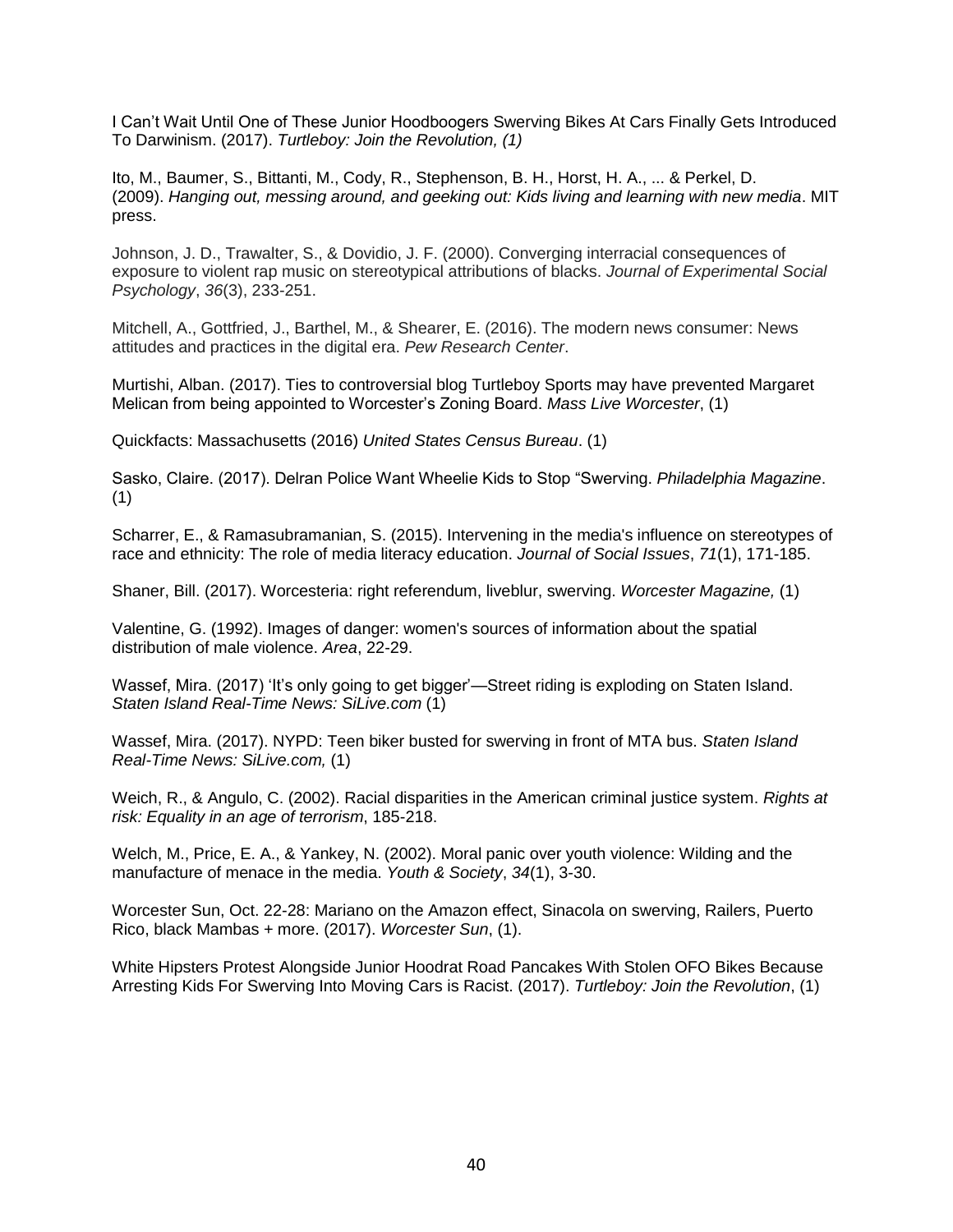I Can't Wait Until One of These Junior Hoodboogers Swerving Bikes At Cars Finally Gets Introduced To Darwinism. (2017). *Turtleboy: Join the Revolution, (1)*

Ito, M., Baumer, S., Bittanti, M., Cody, R., Stephenson, B. H., Horst, H. A., ... & Perkel, D. (2009). *Hanging out, messing around, and geeking out: Kids living and learning with new media*. MIT press.

Johnson, J. D., Trawalter, S., & Dovidio, J. F. (2000). Converging interracial consequences of exposure to violent rap music on stereotypical attributions of blacks. *Journal of Experimental Social Psychology*, *36*(3), 233-251.

Mitchell, A., Gottfried, J., Barthel, M., & Shearer, E. (2016). The modern news consumer: News attitudes and practices in the digital era. *Pew Research Center*.

Murtishi, Alban. (2017). Ties to controversial blog Turtleboy Sports may have prevented Margaret Melican from being appointed to Worcester's Zoning Board. *Mass Live Worcester*, (1)

Quickfacts: Massachusetts (2016) *United States Census Bureau*. (1)

Sasko, Claire. (2017). Delran Police Want Wheelie Kids to Stop "Swerving. *Philadelphia Magazine*. (1)

Scharrer, E., & Ramasubramanian, S. (2015). Intervening in the media's influence on stereotypes of race and ethnicity: The role of media literacy education. *Journal of Social Issues*, *71*(1), 171-185.

Shaner, Bill. (2017). Worcesteria: right referendum, liveblur, swerving. *Worcester Magazine,* (1)

Valentine, G. (1992). Images of danger: women's sources of information about the spatial distribution of male violence. *Area*, 22-29.

Wassef, Mira. (2017) 'It's only going to get bigger'—Street riding is exploding on Staten Island. *Staten Island Real-Time News: SiLive.com* (1)

Wassef, Mira. (2017). NYPD: Teen biker busted for swerving in front of MTA bus. *Staten Island Real-Time News: SiLive.com,* (1)

Weich, R., & Angulo, C. (2002). Racial disparities in the American criminal justice system. *Rights at risk: Equality in an age of terrorism*, 185-218.

Welch, M., Price, E. A., & Yankey, N. (2002). Moral panic over youth violence: Wilding and the manufacture of menace in the media. *Youth & Society*, *34*(1), 3-30.

Worcester Sun, Oct. 22-28: Mariano on the Amazon effect, Sinacola on swerving, Railers, Puerto Rico, black Mambas + more. (2017). *Worcester Sun*, (1).

White Hipsters Protest Alongside Junior Hoodrat Road Pancakes With Stolen OFO Bikes Because Arresting Kids For Swerving Into Moving Cars is Racist. (2017). *Turtleboy: Join the Revolution*, (1)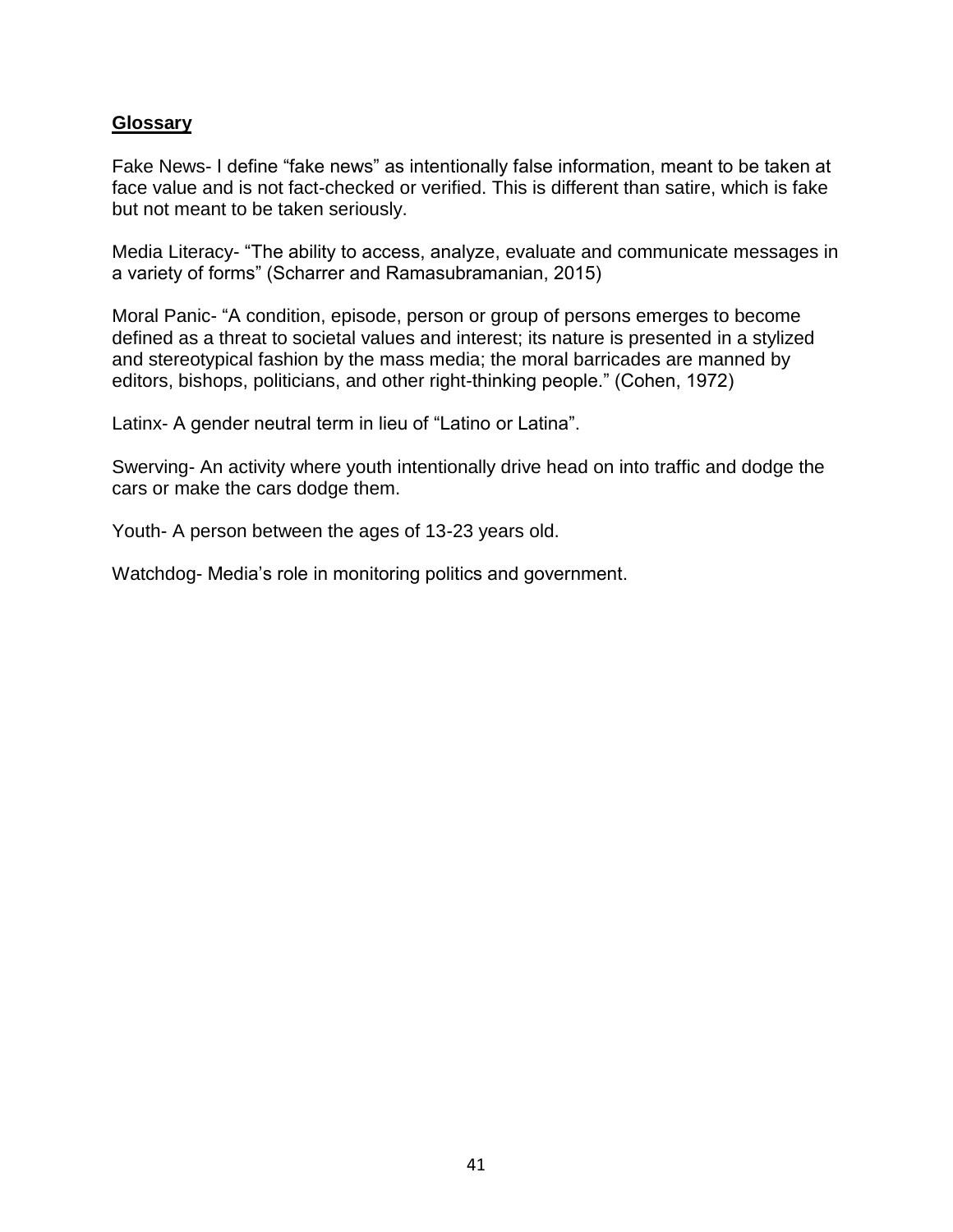## Glossary

Fake News- I define "fake news" as intentionally false information, meant to be taken at face value and is not fact-checked or verified. This is different than satire, which is fake but not meant to be taken seriously.

Media Literacy- "The ability to access, analyze, evaluate and communicate messages in a variety of forms" (Scharrer and Ramasubramanian, 2015)

Moral Panic- "A condition, episode, person or group of persons emerges to become defined as a threat to societal values and interest; its nature is presented in a stylized and stereotypical fashion by the mass media; the moral barricades are manned by editors, bishops, politicians, and other right-thinking people." (Cohen, 1972)

Latinx- A gender neutral term in lieu of "Latino or Latina".

Swerving- An activity where youth intentionally drive head on into traffic and dodge the cars or make the cars dodge them.

Youth- A person between the ages of 13-23 years old.

Watchdog- Media's role in monitoring politics and government.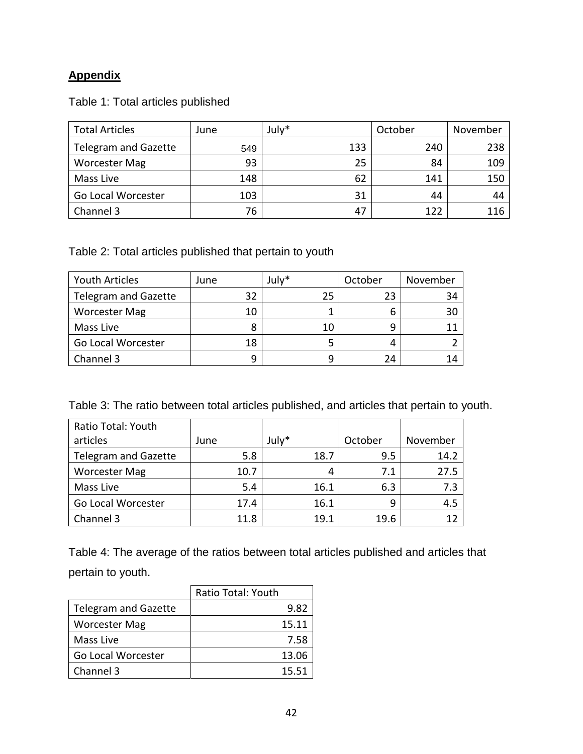**Appendix**

Table 1: Total articles published

| Total Articles | June | July* | October | November |
|---|---|---|---|---|
| Telegram and Gazette | 549 | 133 | 240 | 238 |
| Worcester Mag | 93 | 25 | 84 | 109 |
| Mass Live | 148 | 62 | 141 | 150 |
| Go Local Worcester | 103 | 31 | 44 | 44 |
| Channel 3 | 76 | 47 | 122 | 116 |

Table 2: Total articles published that pertain to youth

| Youth Articles | June | July* | October | November |
|---|---|---|---|---|
| Telegram and Gazette | 32 | 25 | 23 | 34 |
| Worcester Mag | 10 | 1 | 6 | 30 |
| Mass Live | 8 | 10 | 9 | 11 |
| Go Local Worcester | 18 | 5 | 4 | 2 |
| Channel 3 | 9 | 9 | 24 | 14 |

Table 3: The ratio between total articles published, and articles that pertain to youth.

| Ratio Total: Youth articles | June | July* | October | November |
|---|---|---|---|---|
| Telegram and Gazette | 5.8 | 18.7 | 9.5 | 14.2 |
| Worcester Mag | 10.7 | 4 | 7.1 | 27.5 |
| Mass Live | 5.4 | 16.1 | 6.3 | 7.3 |
| Go Local Worcester | 17.4 | 16.1 | 9 | 4.5 |
| Channel 3 | 11.8 | 19.1 | 19.6 | 12 |

Table 4: The average of the ratios between total articles published and articles that pertain to youth.

| | Ratio Total: Youth |
|---|---|
| Telegram and Gazette | 9.82 |
| Worcester Mag | 15.11 |
| Mass Live | 7.58 |
| Go Local Worcester | 13.06 |
| Channel 3 | 15.51 |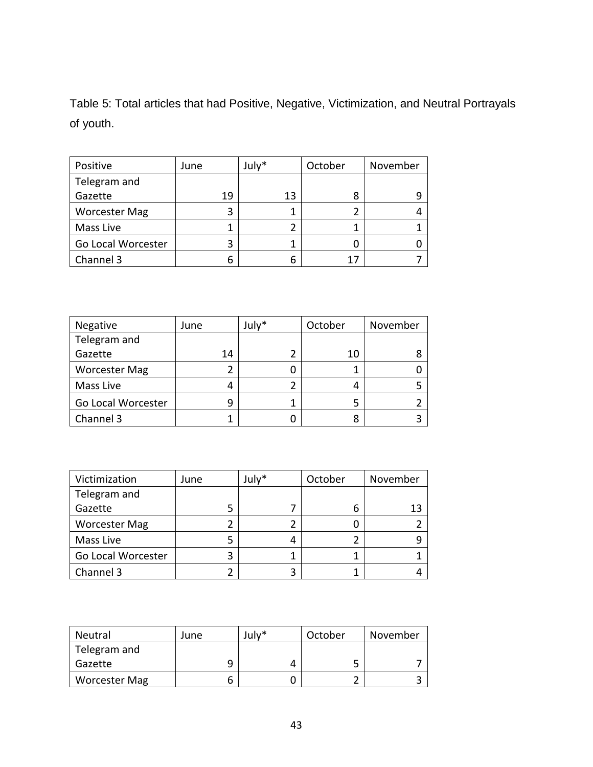Table 5: Total articles that had Positive, Negative, Victimization, and Neutral Portrayals of youth.

| Positive | June | July* | October | November |
|---|---|---|---|---|
| Telegram and Gazette | 19 | 13 | 8 | 9 |
| Worcester Mag | 3 | 1 | 2 | 4 |
| Mass Live | 1 | 2 | 1 | 1 |
| Go Local Worcester | 3 | 1 | 0 | 0 |
| Channel 3 | 6 | 6 | 17 | 7 |

| Negative | June | July* | October | November |
|---|---|---|---|---|
| Telegram and Gazette | 14 | 2 | 10 | 8 |
| Worcester Mag | 2 | 0 | 1 | 0 |
| Mass Live | 4 | 2 | 4 | 5 |
| Go Local Worcester | 9 | 1 | 5 | 2 |
| Channel 3 | 1 | 0 | 8 | 3 |

| Victimization | June | July* | October | November |
|---|---|---|---|---|
| Telegram and Gazette | 5 | 7 | 6 | 13 |
| Worcester Mag | 2 | 2 | 0 | 2 |
| Mass Live | 5 | 4 | 2 | 9 |
| Go Local Worcester | 3 | 1 | 1 | 1 |
| Channel 3 | 2 | 3 | 1 | 4 |

| Neutral | June | July* | October | November |
|---|---|---|---|---|
| Telegram and Gazette | 9 | 4 | 5 | 7 |
| Worcester Mag | 6 | 0 | 2 | 3 |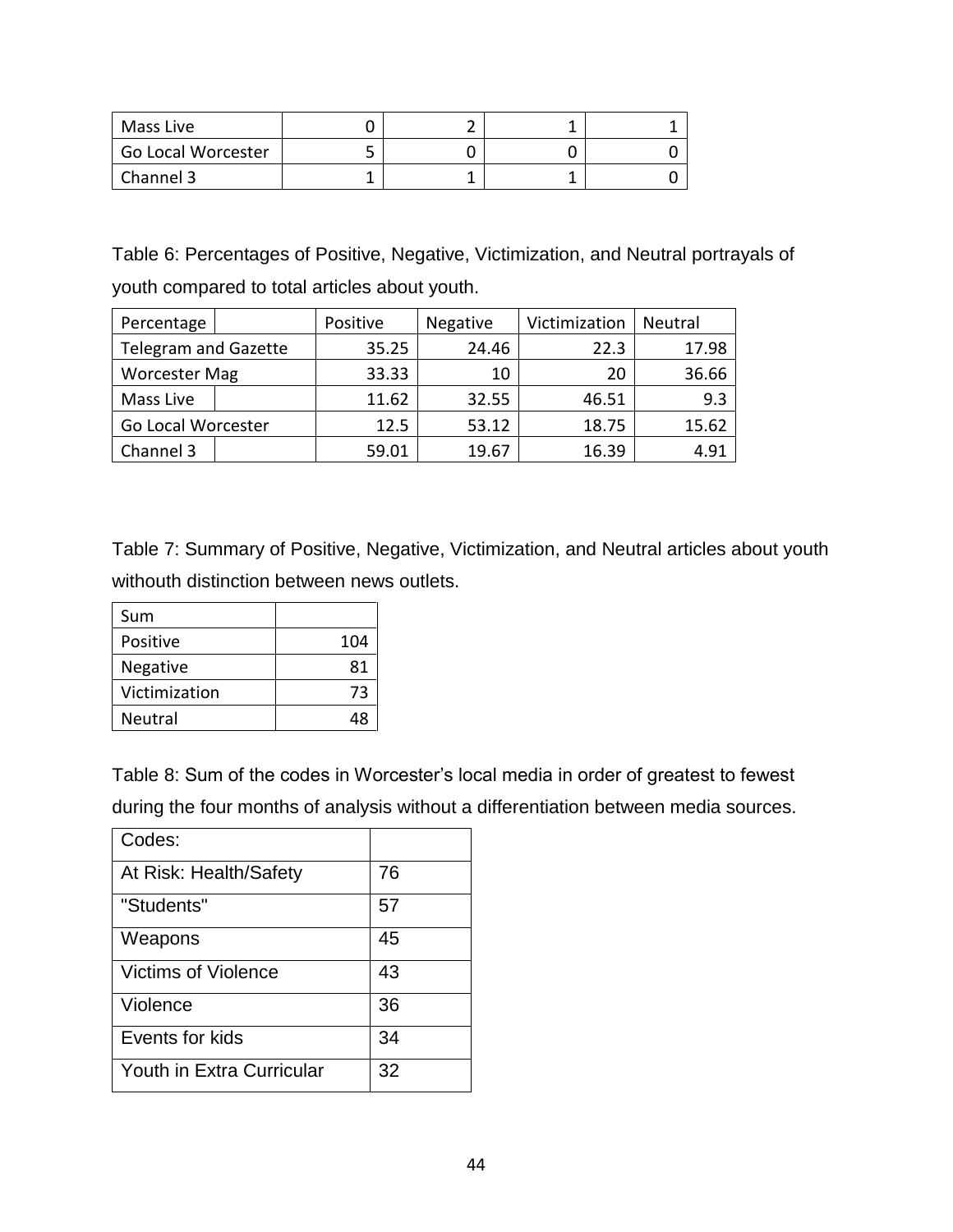| Mass Live | 0 | 2 | 1 | 1 |
|---|---|---|---|---|
| Go Local Worcester | 5 | 0 | 0 | 0 |
| Channel 3 | 1 | 1 | 1 | 0 |

Table 6: Percentages of Positive, Negative, Victimization, and Neutral portrayals of youth compared to total articles about youth.

| Percentage | Positive | Negative | Victimization | Neutral |
|---|---|---|---|---|
| Telegram and Gazette | 35.25 | 24.46 | 22.3 | 17.98 |
| Worcester Mag | 33.33 | 10 | 20 | 36.66 |
| Mass Live | 11.62 | 32.55 | 46.51 | 9.3 |
| Go Local Worcester | 12.5 | 53.12 | 18.75 | 15.62 |
| Channel 3 | 59.01 | 19.67 | 16.39 | 4.91 |

Table 7: Summary of Positive, Negative, Victimization, and Neutral articles about youth withouth distinction between news outlets.

| Sum | |
|---|---|
| Positive | 104 |
| Negative | 81 |
| Victimization | 73 |
| Neutral | 48 |

Table 8: Sum of the codes in Worcester's local media in order of greatest to fewest during the four months of analysis without a differentiation between media sources.

| Codes: | |
|---|---|
| At Risk: Health/Safety | 76 |
| "Students" | 57 |
| Weapons | 45 |
| Victims of Violence | 43 |
| Violence | 36 |
| Events for kids | 34 |
| Youth in Extra Curricular | 32 |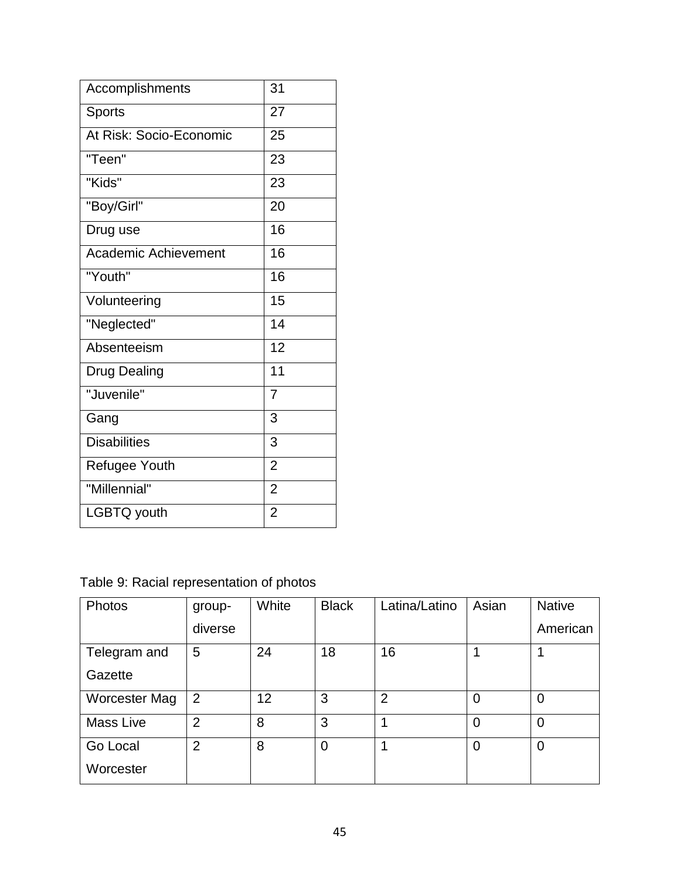| Accomplishments | 31 |
|---|---|
| Sports | 27 |
| At Risk: Socio-Economic | 25 |
| "Teen" | 23 |
| "Kids" | 23 |
| "Boy/Girl" | 20 |
| Drug use | 16 |
| Academic Achievement | 16 |
| "Youth" | 16 |
| Volunteering | 15 |
| "Neglected" | 14 |
| Absenteeism | 12 |
| Drug Dealing | 11 |
| "Juvenile" | 7 |
| Gang | 3 |
| Disabilities | 3 |
| Refugee Youth | 2 |
| "Millennial" | 2 |
| LGBTQ youth | 2 |

Table 9: Racial representation of photos

| Photos | group-diverse | White | Black | Latina/Latino | Asian | Native American |
|---|---|---|---|---|---|---|
| Telegram and Gazette | 5 | 24 | 18 | 16 | 1 | 1 |
| Worcester Mag | 2 | 12 | 3 | 2 | 0 | 0 |
| Mass Live | 2 | 8 | 3 | 1 | 0 | 0 |
| Go Local Worcester | 2 | 8 | 0 | 1 | 0 | 0 |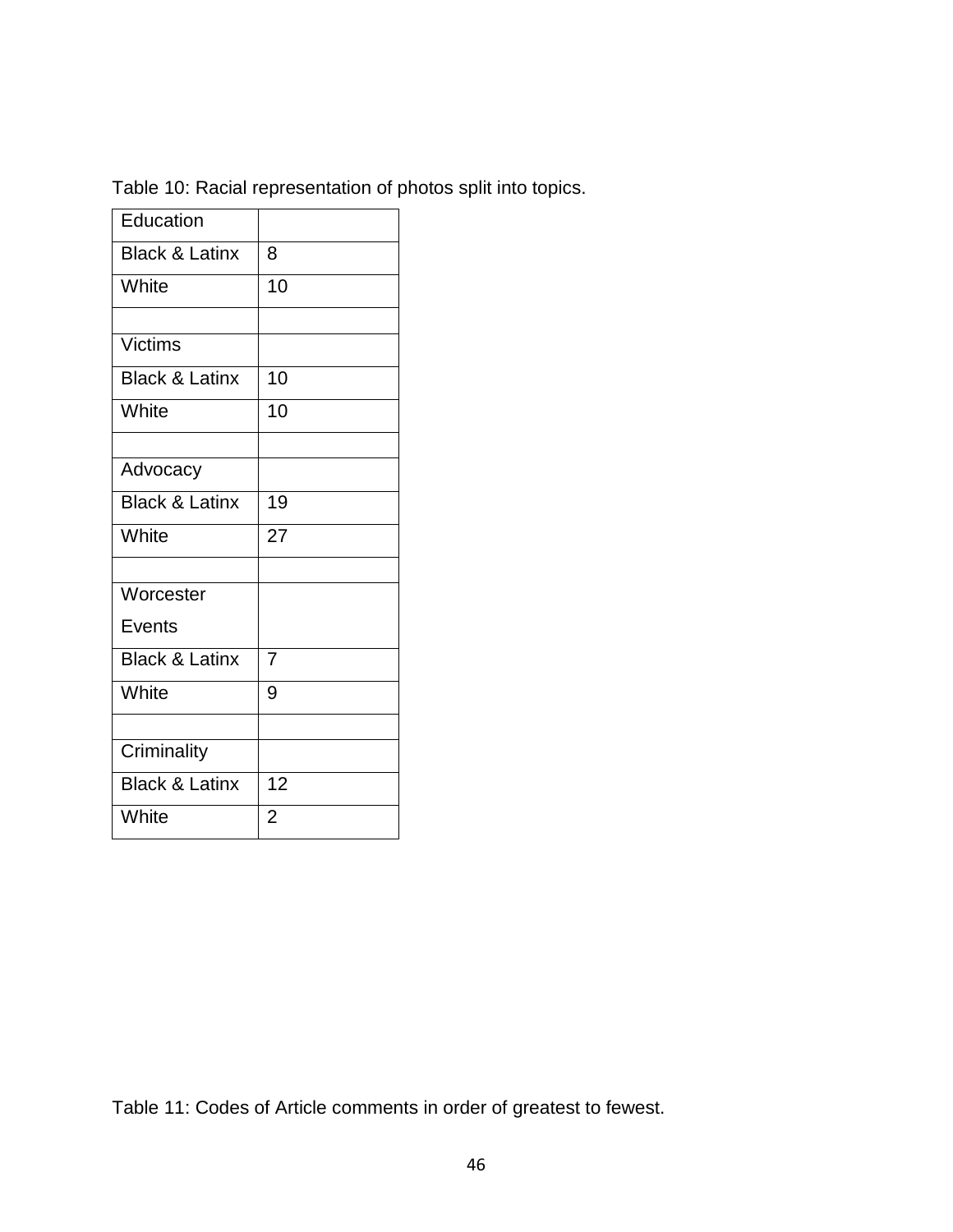Table 10: Racial representation of photos split into topics.

| Education | |
|---|---|
| Black & Latinx | 8 |
| White | 10 |
| | |
| Victims | |
| Black & Latinx | 10 |
| White | 10 |
| | |
| Advocacy | |
| Black & Latinx | 19 |
| White | 27 |
| | |
| Worcester Events | |
| Black & Latinx | 7 |
| White | 9 |
| | |
| Criminality | |
| Black & Latinx | 12 |
| White | 2 |

Table 11: Codes of Article comments in order of greatest to fewest.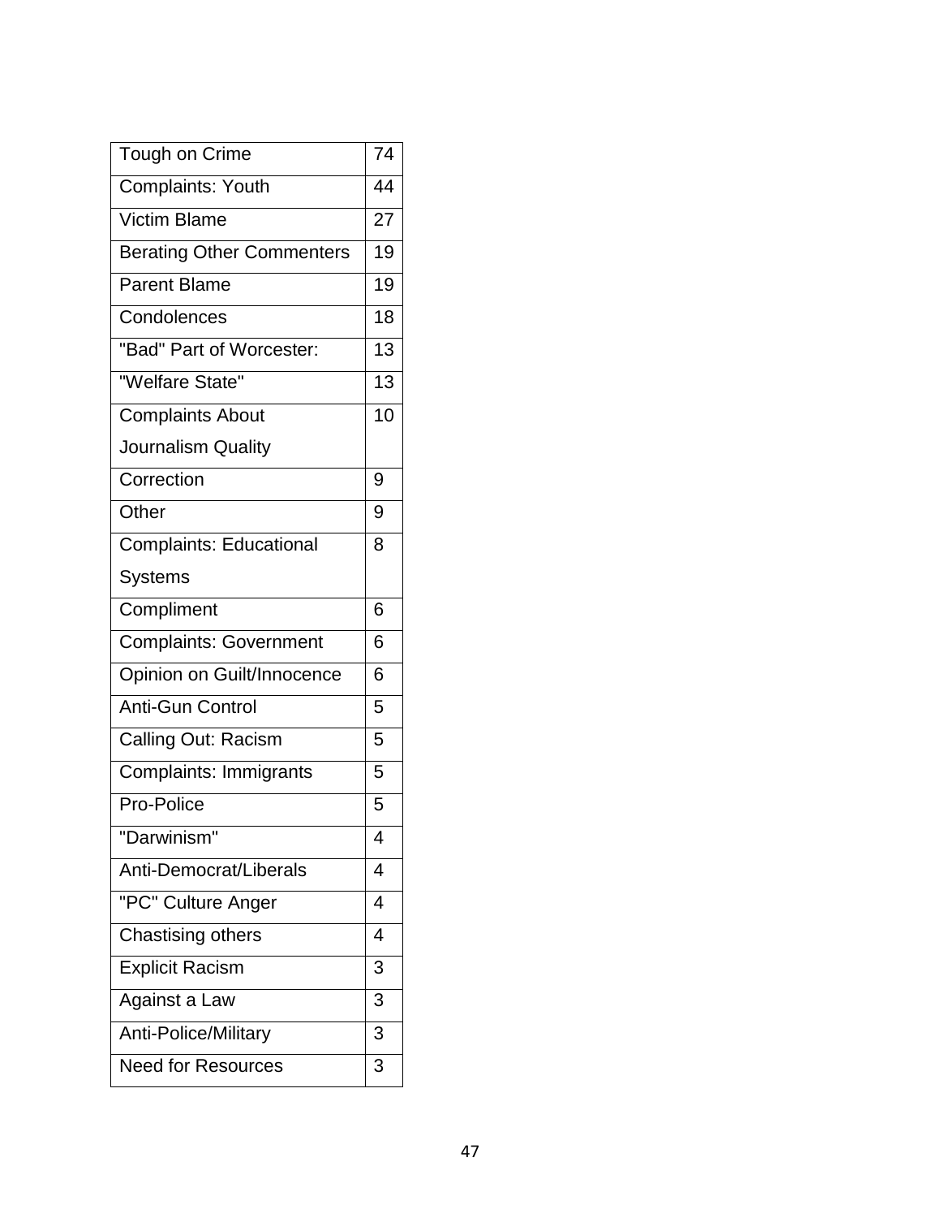| Tough on Crime | 74 |
|---|---|
| Complaints: Youth | 44 |
| Victim Blame | 27 |
| Berating Other Commenters | 19 |
| Parent Blame | 19 |
| Condolences | 18 |
| "Bad" Part of Worcester: | 13 |
| "Welfare State" | 13 |
| Complaints About Journalism Quality | 10 |
| Correction | 9 |
| Other | 9 |
| Complaints: Educational Systems | 8 |
| Compliment | 6 |
| Complaints: Government | 6 |
| Opinion on Guilt/Innocence | 6 |
| Anti-Gun Control | 5 |
| Calling Out: Racism | 5 |
| Complaints: Immigrants | 5 |
| Pro-Police | 5 |
| "Darwinism" | 4 |
| Anti-Democrat/Liberals | 4 |
| "PC" Culture Anger | 4 |
| Chastising others | 4 |
| Explicit Racism | 3 |
| Against a Law | 3 |
| Anti-Police/Military | 3 |
| Need for Resources | 3 |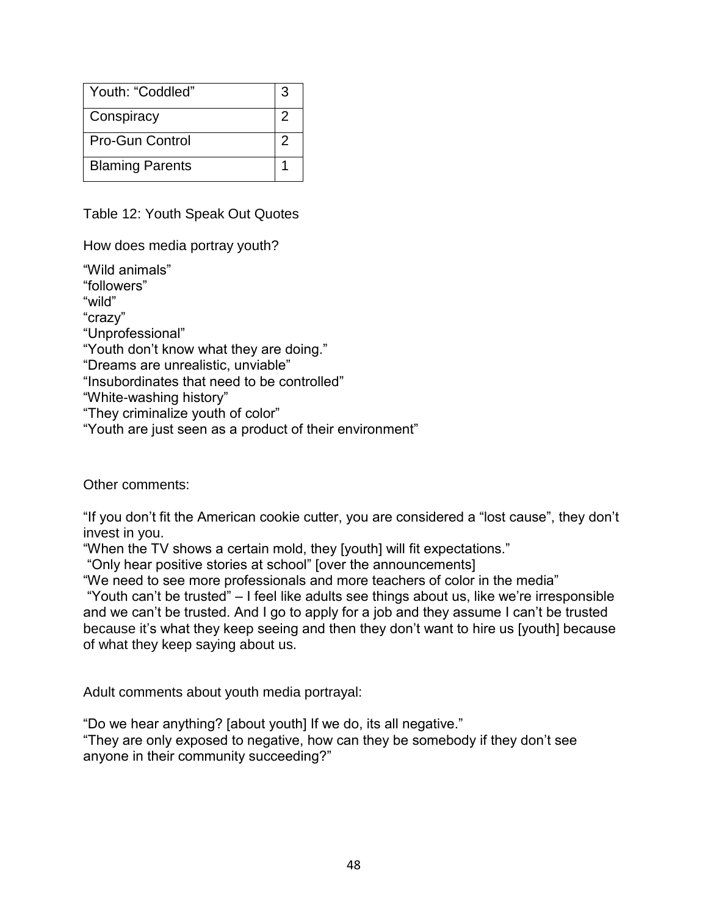| | |
|---|---|
| Youth: "Coddled" | 3 |
| Conspiracy | 2 |
| Pro-Gun Control | 2 |
| Blaming Parents | 1 |

Table 12: Youth Speak Out Quotes

How does media portray youth?

"Wild animals"
"followers"
"wild"
"crazy"
"Unprofessional"
"Youth don't know what they are doing."
"Dreams are unrealistic, unviable"
"Insubordinates that need to be controlled"
"White-washing history"
"They criminalize youth of color"
"Youth are just seen as a product of their environment"

Other comments:

"If you don't fit the American cookie cutter, you are considered a "lost cause", they don't invest in you.
"When the TV shows a certain mold, they [youth] will fit expectations."
"Only hear positive stories at school" [over the announcements]
"We need to see more professionals and more teachers of color in the media"
"Youth can't be trusted" – I feel like adults see things about us, like we're irresponsible and we can't be trusted. And I go to apply for a job and they assume I can't be trusted because it's what they keep seeing and then they don't want to hire us [youth] because of what they keep saying about us.

Adult comments about youth media portrayal:

"Do we hear anything? [about youth] If we do, its all negative."
"They are only exposed to negative, how can they be somebody if they don't see anyone in their community succeeding?"